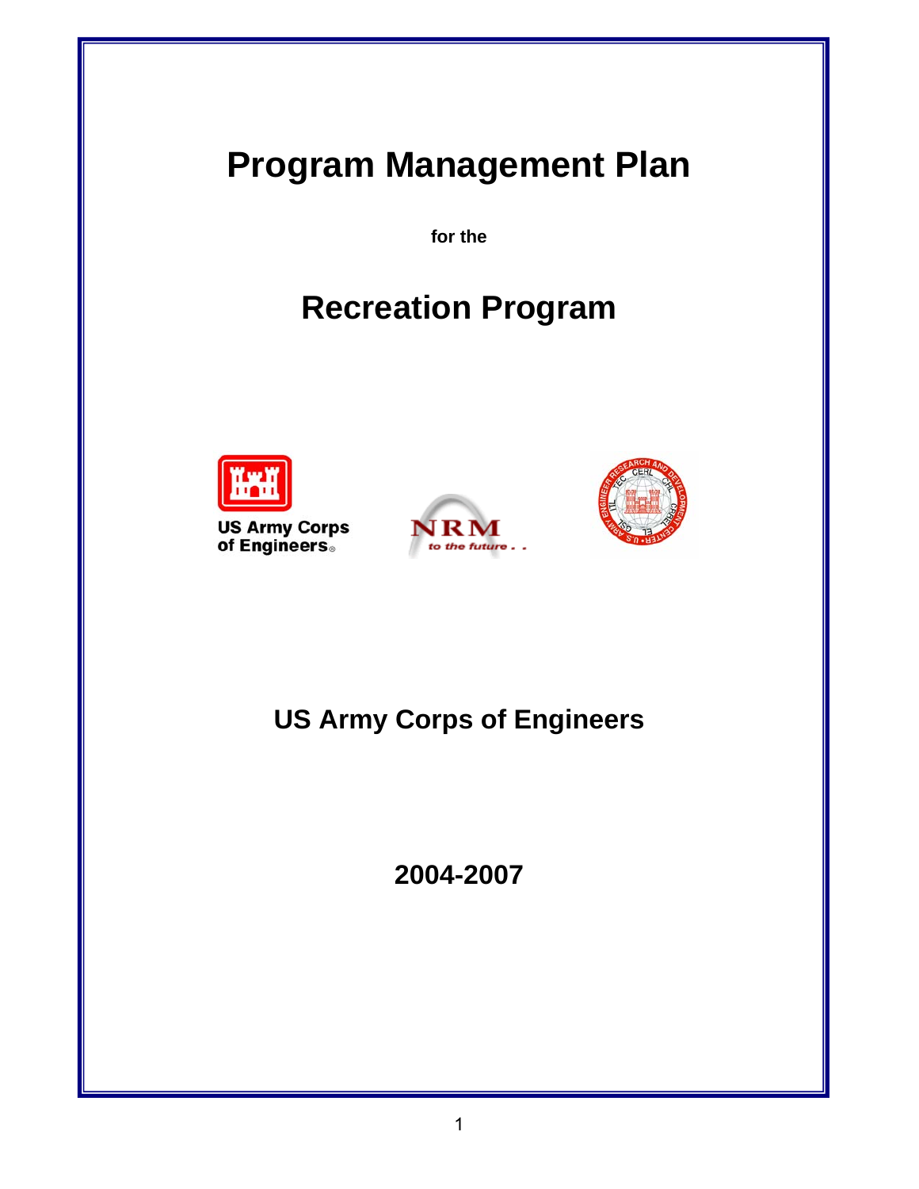# Program Management Plan

**for the**

# Recreation Program

## US Army Corps of Engineers

## 2004-2007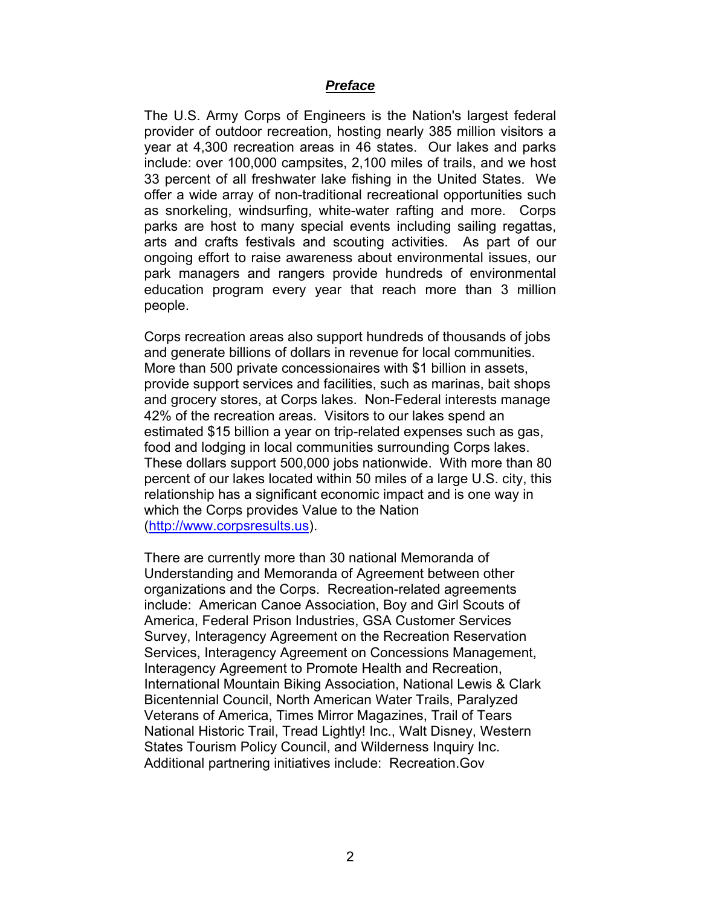## *Preface*

The U.S. Army Corps of Engineers is the Nation's largest federal provider of outdoor recreation, hosting nearly 385 million visitors a year at 4,300 recreation areas in 46 states. Our lakes and parks include: over 100,000 campsites, 2,100 miles of trails, and we host 33 percent of all freshwater lake fishing in the United States. We offer a wide array of non-traditional recreational opportunities such as snorkeling, windsurfing, white-water rafting and more. Corps parks are host to many special events including sailing regattas, arts and crafts festivals and scouting activities. As part of our ongoing effort to raise awareness about environmental issues, our park managers and rangers provide hundreds of environmental education program every year that reach more than 3 million people.

Corps recreation areas also support hundreds of thousands of jobs and generate billions of dollars in revenue for local communities. More than 500 private concessionaires with $1 billion in assets, provide support services and facilities, such as marinas, bait shops and grocery stores, at Corps lakes. Non-Federal interests manage 42% of the recreation areas. Visitors to our lakes spend an estimated $15 billion a year on trip-related expenses such as gas, food and lodging in local communities surrounding Corps lakes. These dollars support 500,000 jobs nationwide. With more than 80 percent of our lakes located within 50 miles of a large U.S. city, this relationship has a significant economic impact and is one way in which the Corps provides Value to the Nation (http://www.corpsresults.us).

There are currently more than 30 national Memoranda of Understanding and Memoranda of Agreement between other organizations and the Corps. Recreation-related agreements include: American Canoe Association, Boy and Girl Scouts of America, Federal Prison Industries, GSA Customer Services Survey, Interagency Agreement on the Recreation Reservation Services, Interagency Agreement on Concessions Management, Interagency Agreement to Promote Health and Recreation, International Mountain Biking Association, National Lewis & Clark Bicentennial Council, North American Water Trails, Paralyzed Veterans of America, Times Mirror Magazines, Trail of Tears National Historic Trail, Tread Lightly! Inc., Walt Disney, Western States Tourism Policy Council, and Wilderness Inquiry Inc. Additional partnering initiatives include: Recreation.Gov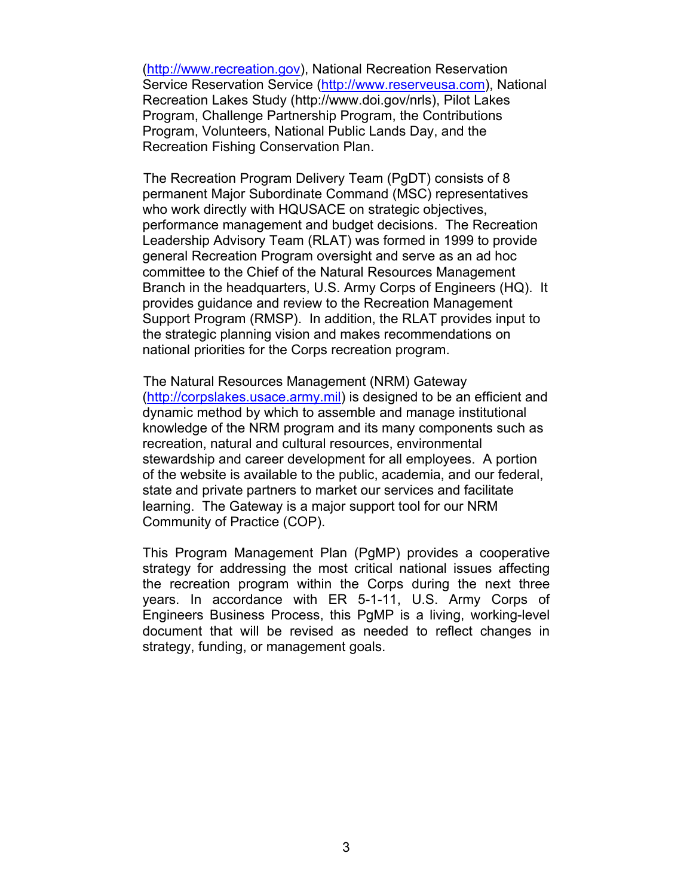(http://www.recreation.gov), National Recreation Reservation Service Reservation Service (http://www.reserveusa.com), National Recreation Lakes Study (http://www.doi.gov/nrls), Pilot Lakes Program, Challenge Partnership Program, the Contributions Program, Volunteers, National Public Lands Day, and the Recreation Fishing Conservation Plan.

The Recreation Program Delivery Team (PgDT) consists of 8 permanent Major Subordinate Command (MSC) representatives who work directly with HQUSACE on strategic objectives, performance management and budget decisions. The Recreation Leadership Advisory Team (RLAT) was formed in 1999 to provide general Recreation Program oversight and serve as an ad hoc committee to the Chief of the Natural Resources Management Branch in the headquarters, U.S. Army Corps of Engineers (HQ). It provides guidance and review to the Recreation Management Support Program (RMSP). In addition, the RLAT provides input to the strategic planning vision and makes recommendations on national priorities for the Corps recreation program.

The Natural Resources Management (NRM) Gateway (http://corpslakes.usace.army.mil) is designed to be an efficient and dynamic method by which to assemble and manage institutional knowledge of the NRM program and its many components such as recreation, natural and cultural resources, environmental stewardship and career development for all employees. A portion of the website is available to the public, academia, and our federal, state and private partners to market our services and facilitate learning. The Gateway is a major support tool for our NRM Community of Practice (COP).

This Program Management Plan (PgMP) provides a cooperative strategy for addressing the most critical national issues affecting the recreation program within the Corps during the next three years. In accordance with ER 5-1-11, U.S. Army Corps of Engineers Business Process, this PgMP is a living, working-level document that will be revised as needed to reflect changes in strategy, funding, or management goals.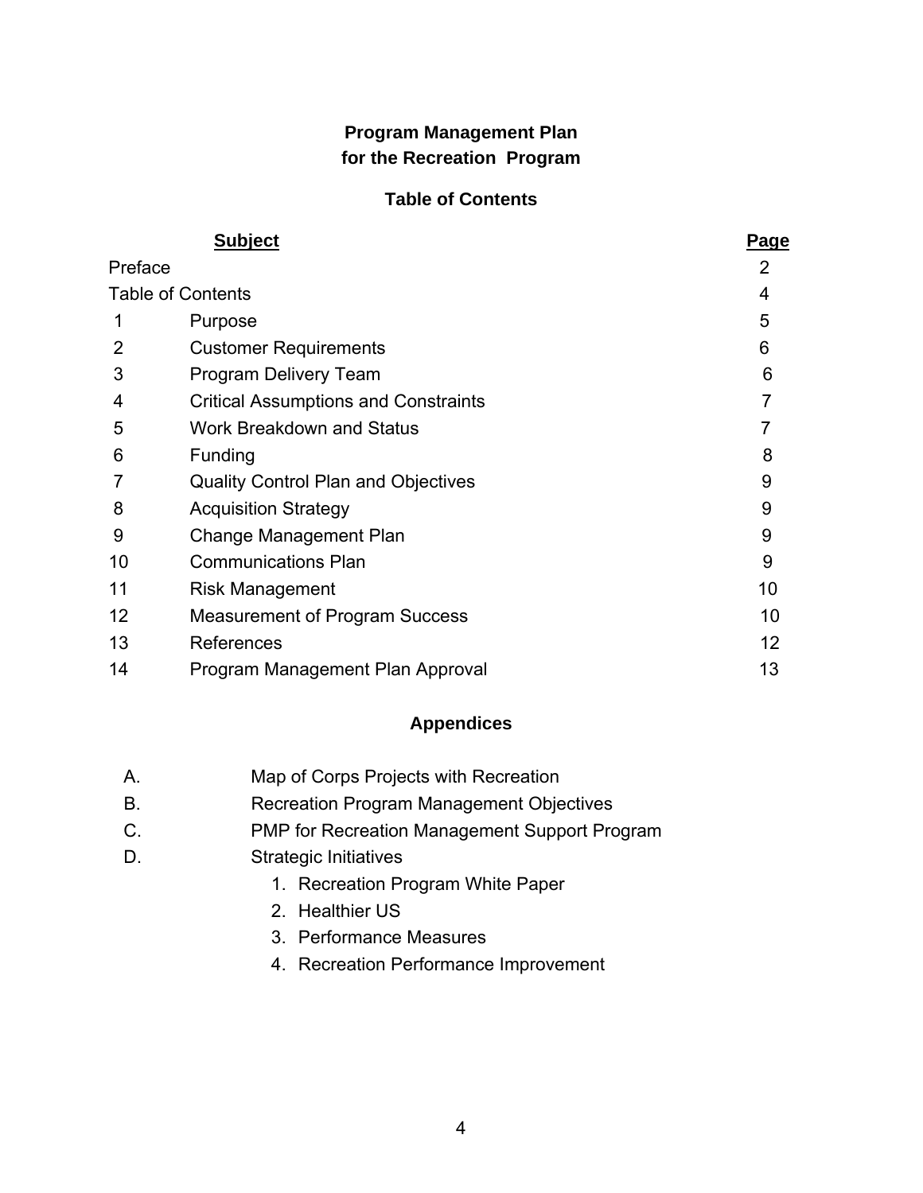# Program Management Plan
# for the Recreation Program

## Table of Contents

| | Subject | Page |
|---|---|---|
| Preface | | 2 |
| Table of Contents | | 4 |
| 1 | Purpose | 5 |
| 2 | Customer Requirements | 6 |
| 3 | Program Delivery Team | 6 |
| 4 | Critical Assumptions and Constraints | 7 |
| 5 | Work Breakdown and Status | 7 |
| 6 | Funding | 8 |
| 7 | Quality Control Plan and Objectives | 9 |
| 8 | Acquisition Strategy | 9 |
| 9 | Change Management Plan | 9 |
| 10 | Communications Plan | 9 |
| 11 | Risk Management | 10 |
| 12 | Measurement of Program Success | 10 |
| 13 | References | 12 |
| 14 | Program Management Plan Approval | 13 |

## Appendices

A. Map of Corps Projects with Recreation

B. Recreation Program Management Objectives

C. PMP for Recreation Management Support Program

D. Strategic Initiatives

1. Recreation Program White Paper
2. Healthier US
3. Performance Measures
4. Recreation Performance Improvement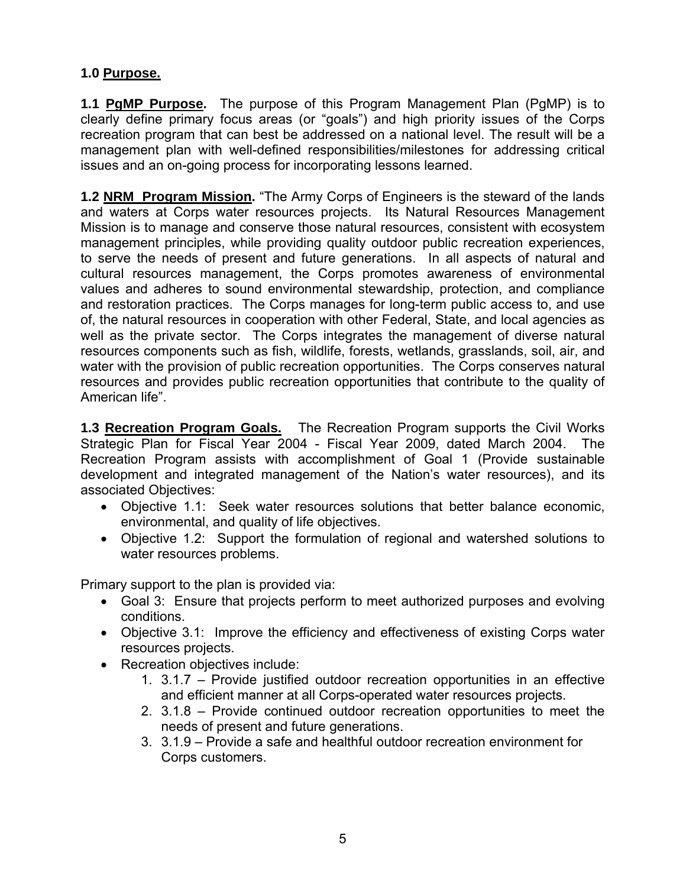**1.0 <u>Purpose.</u>**

**1.1 <u>PgMP Purpose</u>.** The purpose of this Program Management Plan (PgMP) is to clearly define primary focus areas (or "goals") and high priority issues of the Corps recreation program that can best be addressed on a national level. The result will be a management plan with well-defined responsibilities/milestones for addressing critical issues and an on-going process for incorporating lessons learned.

**1.2 <u>NRM Program Mission</u>.** "The Army Corps of Engineers is the steward of the lands and waters at Corps water resources projects. Its Natural Resources Management Mission is to manage and conserve those natural resources, consistent with ecosystem management principles, while providing quality outdoor public recreation experiences, to serve the needs of present and future generations. In all aspects of natural and cultural resources management, the Corps promotes awareness of environmental values and adheres to sound environmental stewardship, protection, and compliance and restoration practices. The Corps manages for long-term public access to, and use of, the natural resources in cooperation with other Federal, State, and local agencies as well as the private sector. The Corps integrates the management of diverse natural resources components such as fish, wildlife, forests, wetlands, grasslands, soil, air, and water with the provision of public recreation opportunities. The Corps conserves natural resources and provides public recreation opportunities that contribute to the quality of American life".

**1.3 <u>Recreation Program Goals.</u>** The Recreation Program supports the Civil Works Strategic Plan for Fiscal Year 2004 - Fiscal Year 2009, dated March 2004. The Recreation Program assists with accomplishment of Goal 1 (Provide sustainable development and integrated management of the Nation's water resources), and its associated Objectives:

- Objective 1.1: Seek water resources solutions that better balance economic, environmental, and quality of life objectives.
- Objective 1.2: Support the formulation of regional and watershed solutions to water resources problems.

Primary support to the plan is provided via:

- Goal 3: Ensure that projects perform to meet authorized purposes and evolving conditions.
- Objective 3.1: Improve the efficiency and effectiveness of existing Corps water resources projects.
- Recreation objectives include:
    1. 3.1.7 – Provide justified outdoor recreation opportunities in an effective and efficient manner at all Corps-operated water resources projects.
    2. 3.1.8 – Provide continued outdoor recreation opportunities to meet the needs of present and future generations.
    3. 3.1.9 – Provide a safe and healthful outdoor recreation environment for Corps customers.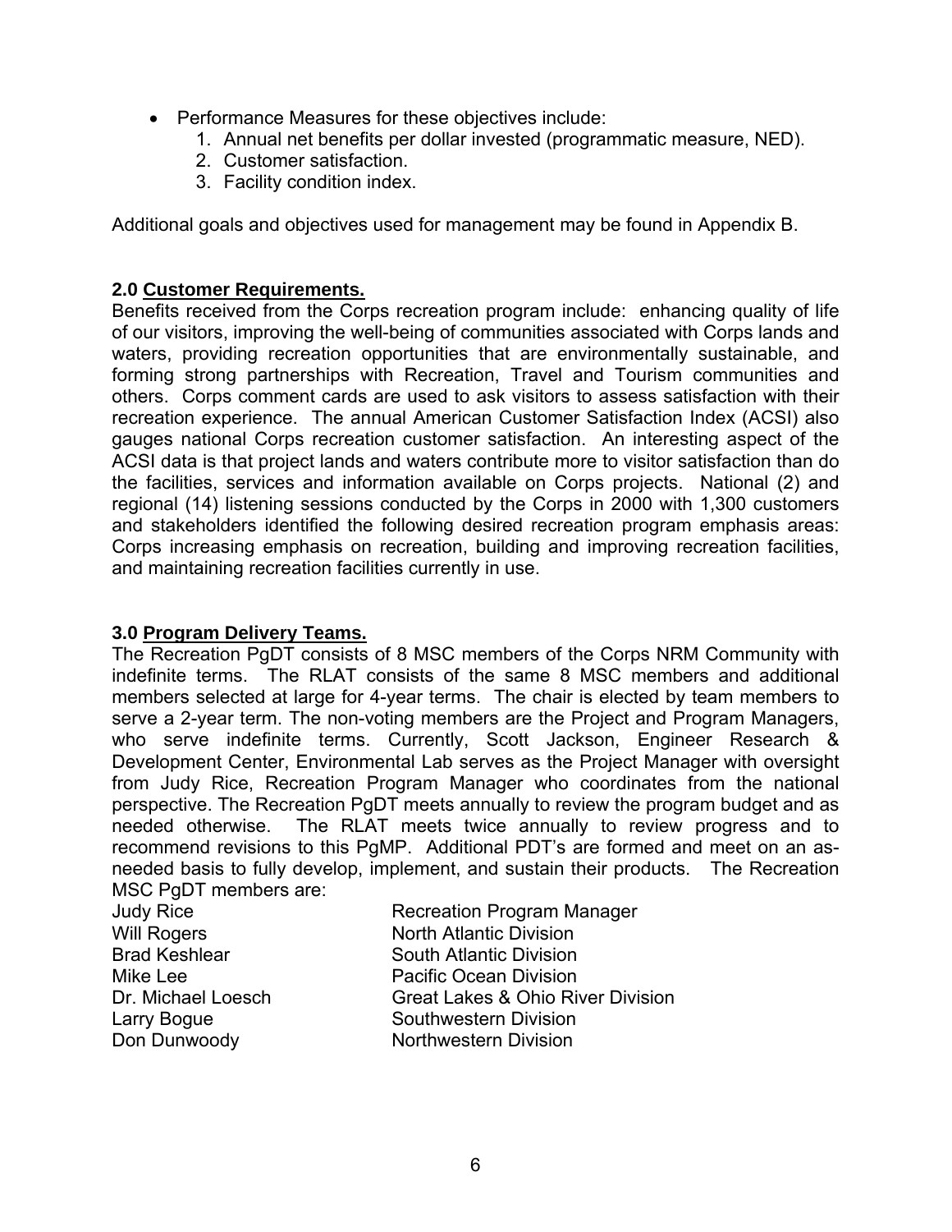- Performance Measures for these objectives include:
    1. Annual net benefits per dollar invested (programmatic measure, NED).
    2. Customer satisfaction.
    3. Facility condition index.

Additional goals and objectives used for management may be found in Appendix B.

### 2.0 **Customer Requirements.**

Benefits received from the Corps recreation program include: enhancing quality of life of our visitors, improving the well-being of communities associated with Corps lands and waters, providing recreation opportunities that are environmentally sustainable, and forming strong partnerships with Recreation, Travel and Tourism communities and others. Corps comment cards are used to ask visitors to assess satisfaction with their recreation experience. The annual American Customer Satisfaction Index (ACSI) also gauges national Corps recreation customer satisfaction. An interesting aspect of the ACSI data is that project lands and waters contribute more to visitor satisfaction than do the facilities, services and information available on Corps projects. National (2) and regional (14) listening sessions conducted by the Corps in 2000 with 1,300 customers and stakeholders identified the following desired recreation program emphasis areas: Corps increasing emphasis on recreation, building and improving recreation facilities, and maintaining recreation facilities currently in use.

### 3.0 **Program Delivery Teams.**

The Recreation PgDT consists of 8 MSC members of the Corps NRM Community with indefinite terms. The RLAT consists of the same 8 MSC members and additional members selected at large for 4-year terms. The chair is elected by team members to serve a 2-year term. The non-voting members are the Project and Program Managers, who serve indefinite terms. Currently, Scott Jackson, Engineer Research & Development Center, Environmental Lab serves as the Project Manager with oversight from Judy Rice, Recreation Program Manager who coordinates from the national perspective. The Recreation PgDT meets annually to review the program budget and as needed otherwise. The RLAT meets twice annually to review progress and to recommend revisions to this PgMP. Additional PDT's are formed and meet on an as-needed basis to fully develop, implement, and sustain their products. The Recreation MSC PgDT members are:

| | |
|---|---|
| Judy Rice | Recreation Program Manager |
| Will Rogers | North Atlantic Division |
| Brad Keshlear | South Atlantic Division |
| Mike Lee | Pacific Ocean Division |
| Dr. Michael Loesch | Great Lakes & Ohio River Division |
| Larry Bogue | Southwestern Division |
| Don Dunwoody | Northwestern Division |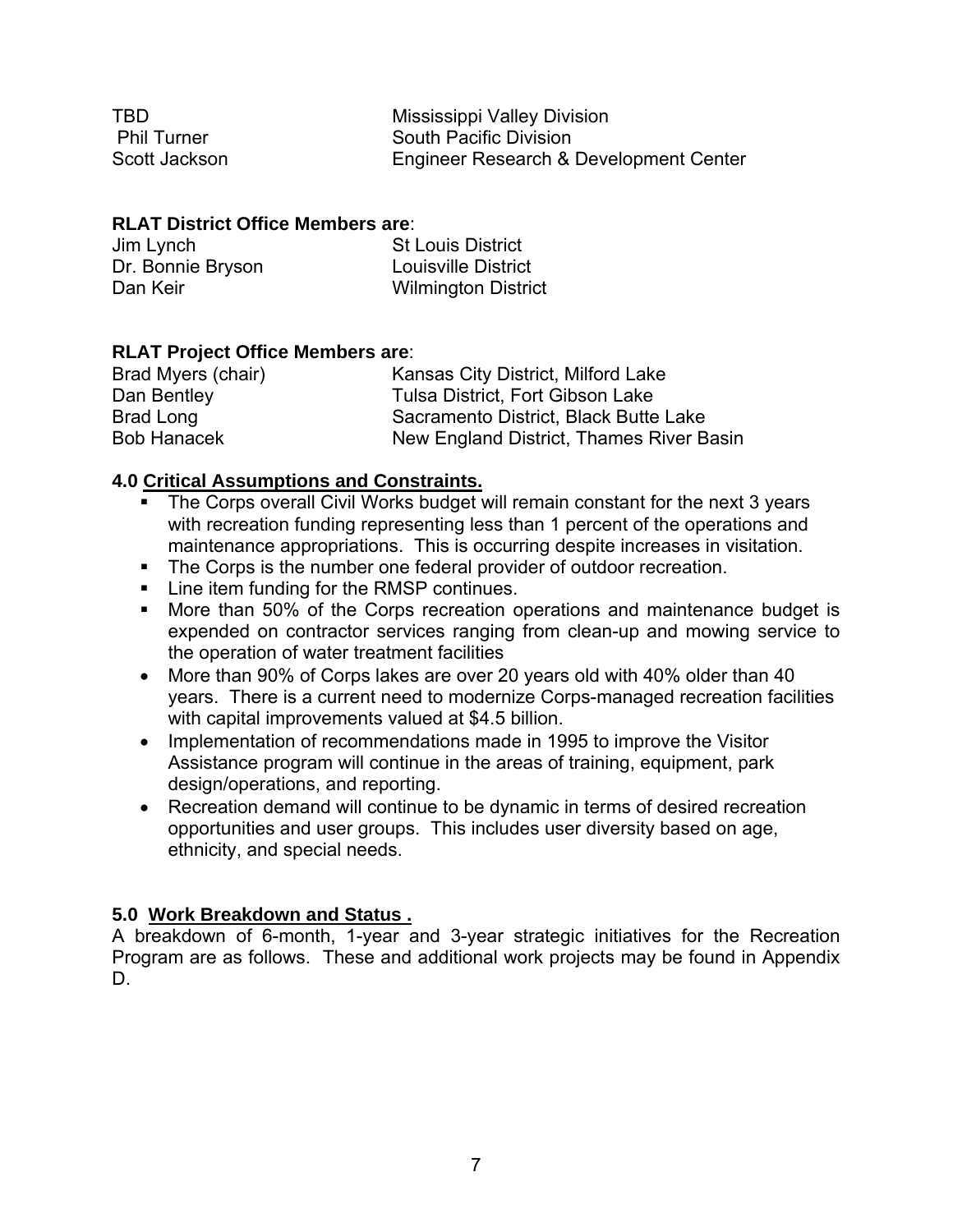| | |
|---|---|
| TBD | Mississippi Valley Division |
| Phil Turner | South Pacific Division |
| Scott Jackson | Engineer Research & Development Center |

**RLAT District Office Members are**:

| | |
|---|---|
| Jim Lynch | St Louis District |
| Dr. Bonnie Bryson | Louisville District |
| Dan Keir | Wilmington District |

**RLAT Project Office Members are**:

| | |
|---|---|
| Brad Myers (chair) | Kansas City District, Milford Lake |
| Dan Bentley | Tulsa District, Fort Gibson Lake |
| Brad Long | Sacramento District, Black Butte Lake |
| Bob Hanacek | New England District, Thames River Basin |

## 4.0 Critical Assumptions and Constraints.

- The Corps overall Civil Works budget will remain constant for the next 3 years with recreation funding representing less than 1 percent of the operations and maintenance appropriations. This is occurring despite increases in visitation.
- The Corps is the number one federal provider of outdoor recreation.
- Line item funding for the RMSP continues.
- More than 50% of the Corps recreation operations and maintenance budget is expended on contractor services ranging from clean-up and mowing service to the operation of water treatment facilities
- More than 90% of Corps lakes are over 20 years old with 40% older than 40 years. There is a current need to modernize Corps-managed recreation facilities with capital improvements valued at $4.5 billion.
- Implementation of recommendations made in 1995 to improve the Visitor Assistance program will continue in the areas of training, equipment, park design/operations, and reporting.
- Recreation demand will continue to be dynamic in terms of desired recreation opportunities and user groups. This includes user diversity based on age, ethnicity, and special needs.

## 5.0 Work Breakdown and Status .

A breakdown of 6-month, 1-year and 3-year strategic initiatives for the Recreation Program are as follows. These and additional work projects may be found in Appendix D.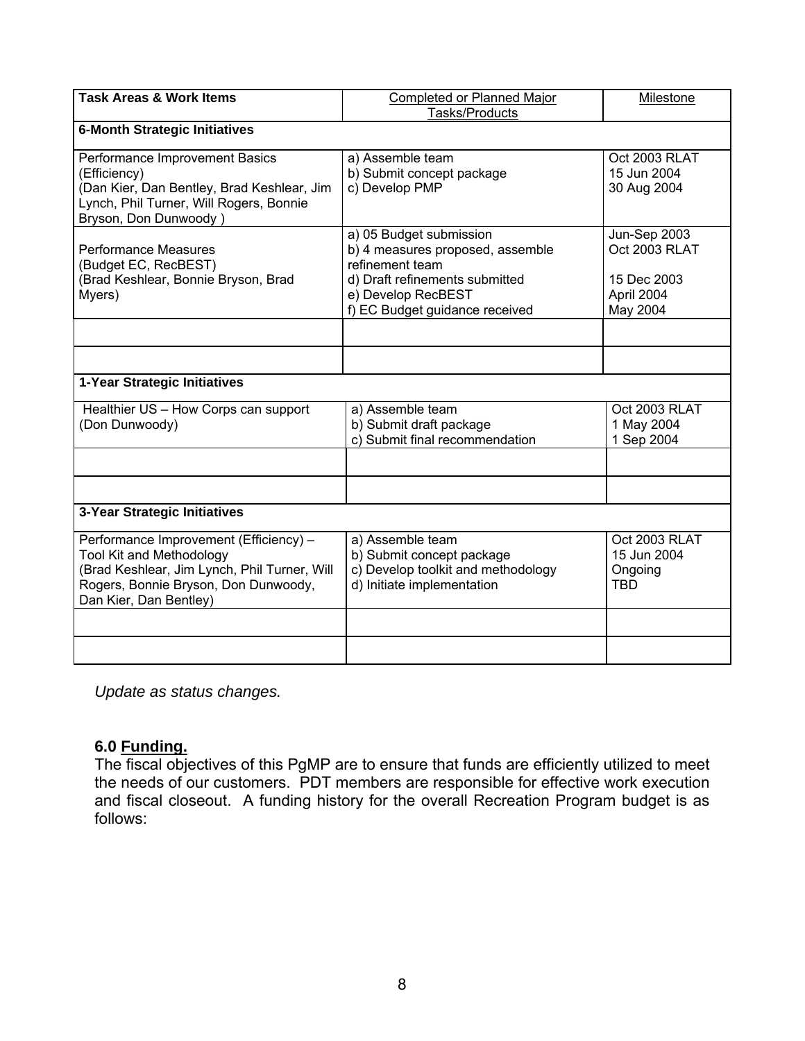| **Task Areas & Work Items** | Completed or Planned Major Tasks/Products | Milestone |
|---|---|---|
| **6-Month Strategic Initiatives** | | |
| Performance Improvement Basics (Efficiency)<br>(Dan Kier, Dan Bentley, Brad Keshlear, Jim Lynch, Phil Turner, Will Rogers, Bonnie Bryson, Don Dunwoody ) | a) Assemble team<br>b) Submit concept package<br>c) Develop PMP | Oct 2003 RLAT<br>15 Jun 2004<br>30 Aug 2004 |
| Performance Measures<br>(Budget EC, RecBEST)<br>(Brad Keshlear, Bonnie Bryson, Brad Myers) | a) 05 Budget submission<br>b) 4 measures proposed, assemble refinement team<br>d) Draft refinements submitted<br>e) Develop RecBEST<br>f) EC Budget guidance received | Jun-Sep 2003<br>Oct 2003 RLAT<br><br>15 Dec 2003<br>April 2004<br>May 2004 |
| | | |
| | | |
| **1-Year Strategic Initiatives** | | |
| Healthier US – How Corps can support (Don Dunwoody) | a) Assemble team<br>b) Submit draft package<br>c) Submit final recommendation | Oct 2003 RLAT<br>1 May 2004<br>1 Sep 2004 |
| | | |
| | | |
| **3-Year Strategic Initiatives** | | |
| Performance Improvement (Efficiency) – Tool Kit and Methodology<br>(Brad Keshlear, Jim Lynch, Phil Turner, Will Rogers, Bonnie Bryson, Don Dunwoody, Dan Kier, Dan Bentley) | a) Assemble team<br>b) Submit concept package<br>c) Develop toolkit and methodology<br>d) Initiate implementation | Oct 2003 RLAT<br>15 Jun 2004<br>Ongoing<br>TBD |
| | | |
| | | |

*Update as status changes.*

## 6.0 Funding.

The fiscal objectives of this PgMP are to ensure that funds are efficiently utilized to meet the needs of our customers. PDT members are responsible for effective work execution and fiscal closeout. A funding history for the overall Recreation Program budget is as follows: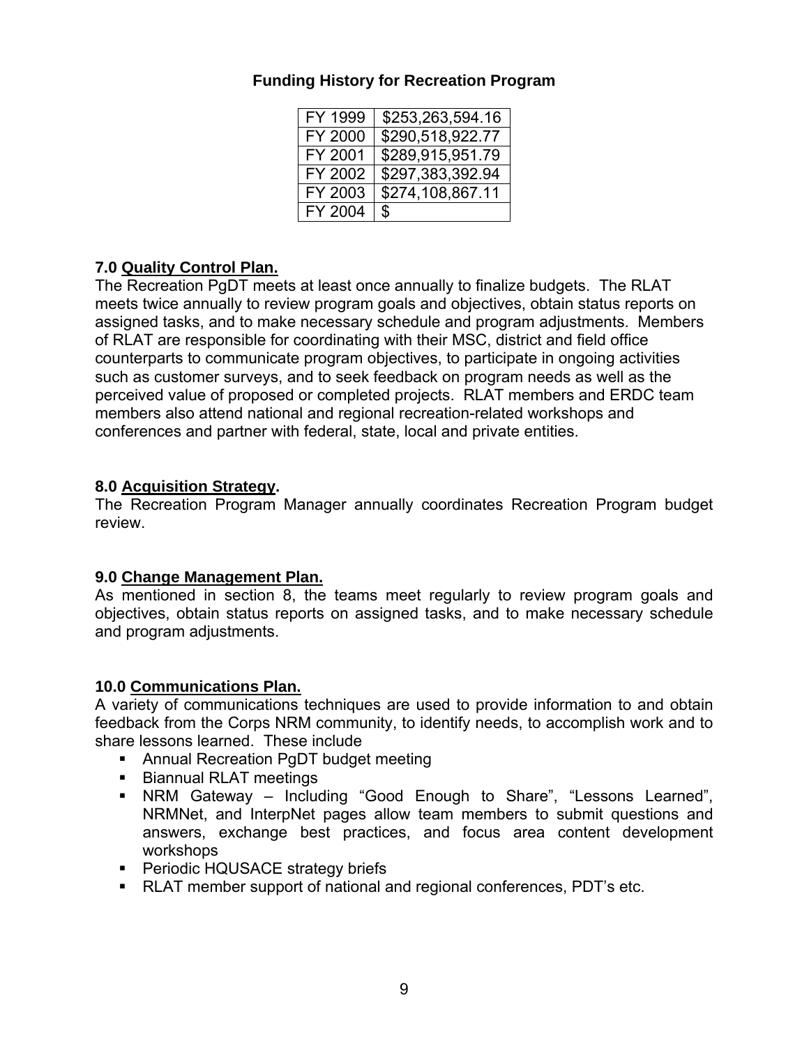**Funding History for Recreation Program**

| FY 1999 | $253,263,594.16 |
|---|---|
| FY 2000 | $290,518,922.77 |
| FY 2001 | $289,915,951.79 |
| FY 2002 | $297,383,392.94 |
| FY 2003 | $274,108,867.11 |
| FY 2004 | $ |

**7.0 <u>Quality Control Plan.</u>**
The Recreation PgDT meets at least once annually to finalize budgets. The RLAT meets twice annually to review program goals and objectives, obtain status reports on assigned tasks, and to make necessary schedule and program adjustments. Members of RLAT are responsible for coordinating with their MSC, district and field office counterparts to communicate program objectives, to participate in ongoing activities such as customer surveys, and to seek feedback on program needs as well as the perceived value of proposed or completed projects. RLAT members and ERDC team members also attend national and regional recreation-related workshops and conferences and partner with federal, state, local and private entities.

**8.0 <u>Acquisition Strategy</u>.**
The Recreation Program Manager annually coordinates Recreation Program budget review.

**9.0 <u>Change Management Plan.</u>**
As mentioned in section 8, the teams meet regularly to review program goals and objectives, obtain status reports on assigned tasks, and to make necessary schedule and program adjustments.

**10.0 <u>Communications Plan.</u>**
A variety of communications techniques are used to provide information to and obtain feedback from the Corps NRM community, to identify needs, to accomplish work and to share lessons learned. These include

- Annual Recreation PgDT budget meeting
- Biannual RLAT meetings
- NRM Gateway – Including “Good Enough to Share”, “Lessons Learned”, NRMNet, and InterpNet pages allow team members to submit questions and answers, exchange best practices, and focus area content development workshops
- Periodic HQUSACE strategy briefs
- RLAT member support of national and regional conferences, PDT’s etc.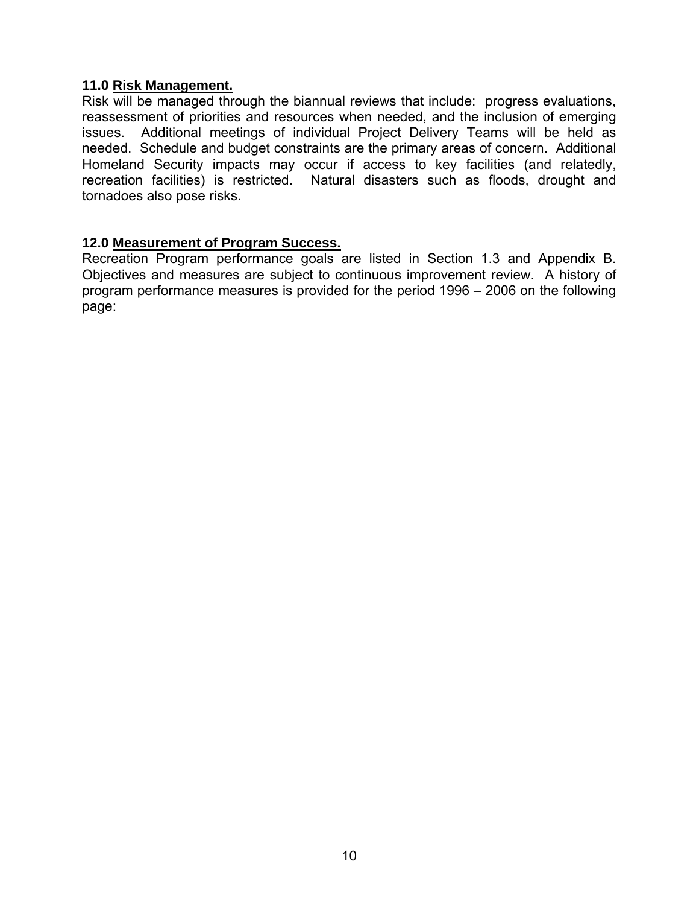## 11.0 Risk Management.

Risk will be managed through the biannual reviews that include: progress evaluations, reassessment of priorities and resources when needed, and the inclusion of emerging issues. Additional meetings of individual Project Delivery Teams will be held as needed. Schedule and budget constraints are the primary areas of concern. Additional Homeland Security impacts may occur if access to key facilities (and relatedly, recreation facilities) is restricted. Natural disasters such as floods, drought and tornadoes also pose risks.

## 12.0 Measurement of Program Success.

Recreation Program performance goals are listed in Section 1.3 and Appendix B. Objectives and measures are subject to continuous improvement review. A history of program performance measures is provided for the period 1996 – 2006 on the following page: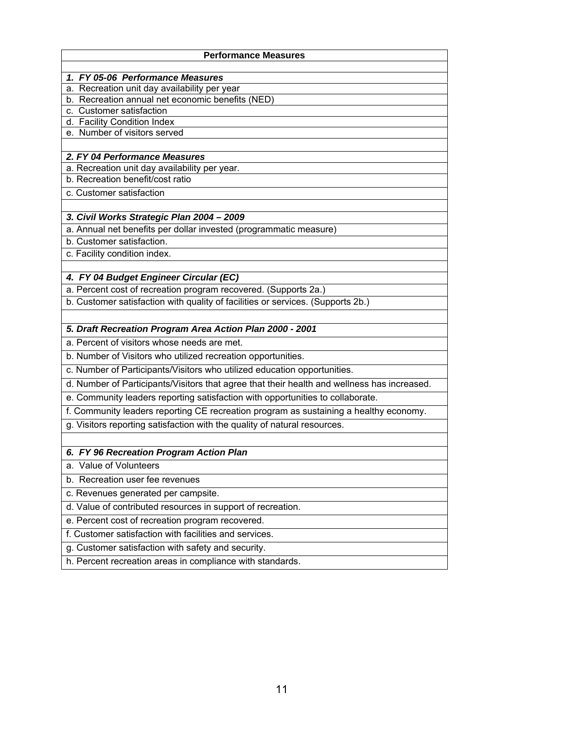| Performance Measures |
| --- |
| |
| ***1. FY 05-06 Performance Measures*** |
| a. Recreation unit day availability per year |
| b. Recreation annual net economic benefits (NED) |
| c. Customer satisfaction |
| d. Facility Condition Index |
| e. Number of visitors served |
| |
| ***2. FY 04 Performance Measures*** |
| a. Recreation unit day availability per year. |
| b. Recreation benefit/cost ratio |
| c. Customer satisfaction |
| |
| ***3. Civil Works Strategic Plan 2004 – 2009*** |
| a. Annual net benefits per dollar invested (programmatic measure) |
| b. Customer satisfaction. |
| c. Facility condition index. |
| |
| ***4. FY 04 Budget Engineer Circular (EC)*** |
| a. Percent cost of recreation program recovered. (Supports 2a.) |
| b. Customer satisfaction with quality of facilities or services. (Supports 2b.) |
| |
| ***5. Draft Recreation Program Area Action Plan 2000 - 2001*** |
| a. Percent of visitors whose needs are met. |
| b. Number of Visitors who utilized recreation opportunities. |
| c. Number of Participants/Visitors who utilized education opportunities. |
| d. Number of Participants/Visitors that agree that their health and wellness has increased. |
| e. Community leaders reporting satisfaction with opportunities to collaborate. |
| f. Community leaders reporting CE recreation program as sustaining a healthy economy. |
| g. Visitors reporting satisfaction with the quality of natural resources. |
| |
| ***6. FY 96 Recreation Program Action Plan*** |
| a. Value of Volunteers |
| b. Recreation user fee revenues |
| c. Revenues generated per campsite. |
| d. Value of contributed resources in support of recreation. |
| e. Percent cost of recreation program recovered. |
| f. Customer satisfaction with facilities and services. |
| g. Customer satisfaction with safety and security. |
| h. Percent recreation areas in compliance with standards. |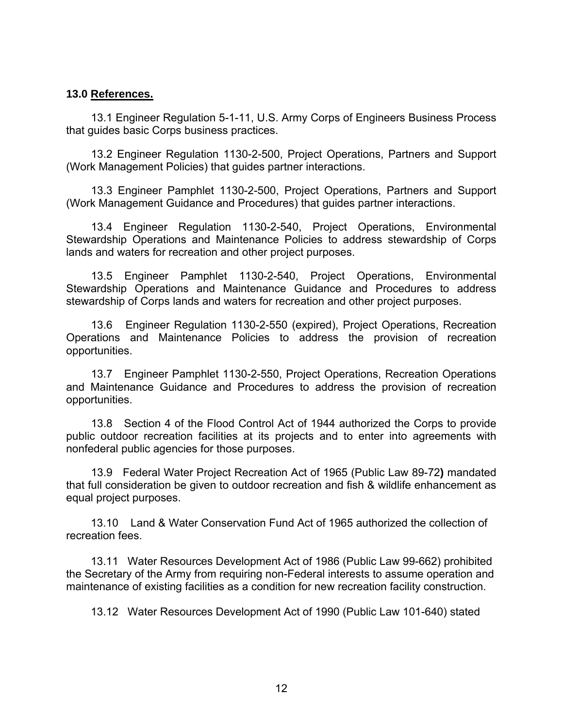**13.0 References.**

13.1 Engineer Regulation 5-1-11, U.S. Army Corps of Engineers Business Process that guides basic Corps business practices.

13.2 Engineer Regulation 1130-2-500, Project Operations, Partners and Support (Work Management Policies) that guides partner interactions.

13.3 Engineer Pamphlet 1130-2-500, Project Operations, Partners and Support (Work Management Guidance and Procedures) that guides partner interactions.

13.4 Engineer Regulation 1130-2-540, Project Operations, Environmental Stewardship Operations and Maintenance Policies to address stewardship of Corps lands and waters for recreation and other project purposes.

13.5 Engineer Pamphlet 1130-2-540, Project Operations, Environmental Stewardship Operations and Maintenance Guidance and Procedures to address stewardship of Corps lands and waters for recreation and other project purposes.

13.6 Engineer Regulation 1130-2-550 (expired), Project Operations, Recreation Operations and Maintenance Policies to address the provision of recreation opportunities.

13.7 Engineer Pamphlet 1130-2-550, Project Operations, Recreation Operations and Maintenance Guidance and Procedures to address the provision of recreation opportunities.

13.8 Section 4 of the Flood Control Act of 1944 authorized the Corps to provide public outdoor recreation facilities at its projects and to enter into agreements with nonfederal public agencies for those purposes.

13.9 Federal Water Project Recreation Act of 1965 (Public Law 89-72**)** mandated that full consideration be given to outdoor recreation and fish & wildlife enhancement as equal project purposes.

13.10 Land & Water Conservation Fund Act of 1965 authorized the collection of recreation fees.

13.11 Water Resources Development Act of 1986 (Public Law 99-662) prohibited the Secretary of the Army from requiring non-Federal interests to assume operation and maintenance of existing facilities as a condition for new recreation facility construction.

13.12 Water Resources Development Act of 1990 (Public Law 101-640) stated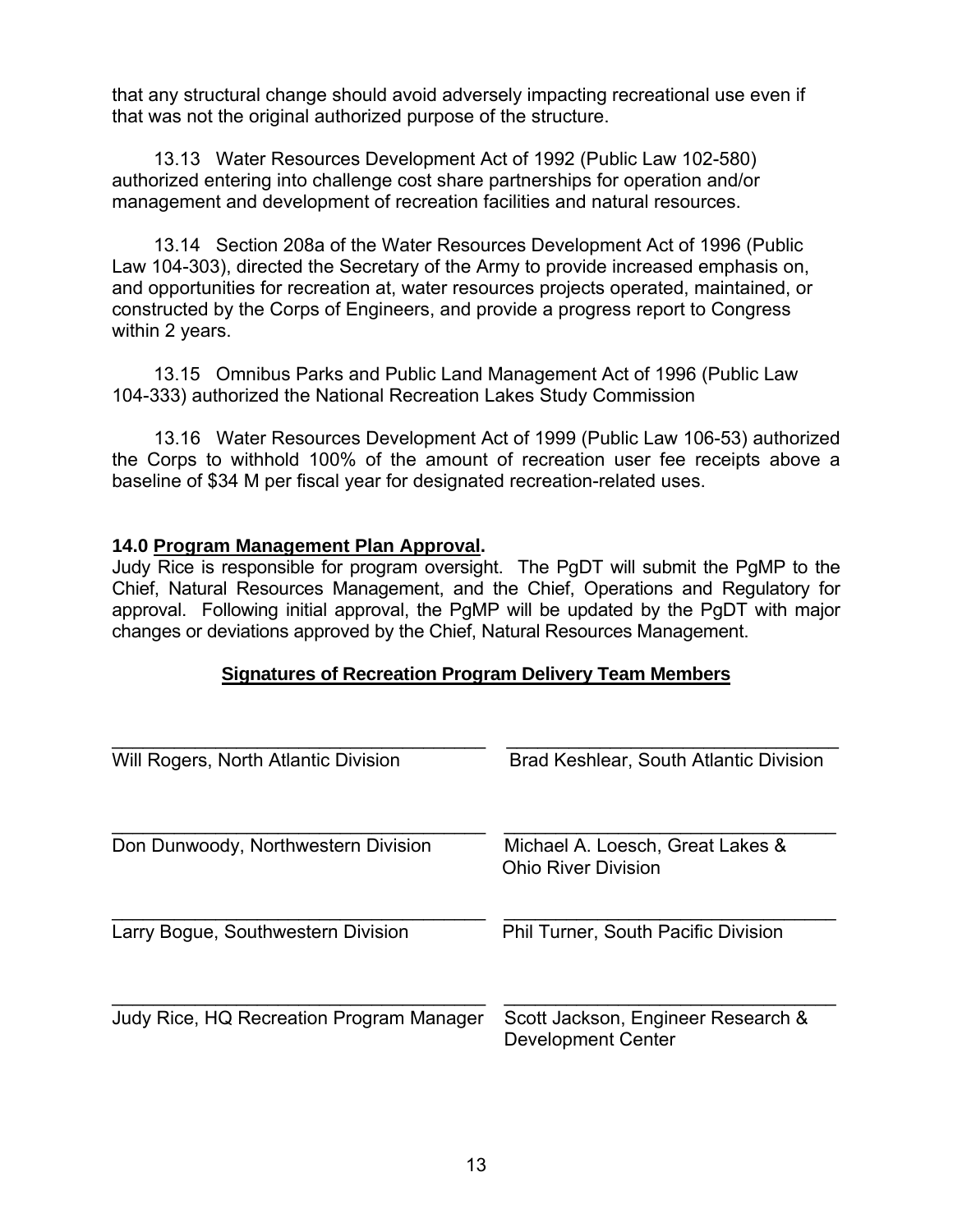that any structural change should avoid adversely impacting recreational use even if that was not the original authorized purpose of the structure.

13.13 Water Resources Development Act of 1992 (Public Law 102-580) authorized entering into challenge cost share partnerships for operation and/or management and development of recreation facilities and natural resources.

13.14 Section 208a of the Water Resources Development Act of 1996 (Public Law 104-303), directed the Secretary of the Army to provide increased emphasis on, and opportunities for recreation at, water resources projects operated, maintained, or constructed by the Corps of Engineers, and provide a progress report to Congress within 2 years.

13.15 Omnibus Parks and Public Land Management Act of 1996 (Public Law 104-333) authorized the National Recreation Lakes Study Commission

13.16 Water Resources Development Act of 1999 (Public Law 106-53) authorized the Corps to withhold 100% of the amount of recreation user fee receipts above a baseline of $34 M per fiscal year for designated recreation-related uses.

**14.0 Program Management Plan Approval.**

Judy Rice is responsible for program oversight. The PgDT will submit the PgMP to the Chief, Natural Resources Management, and the Chief, Operations and Regulatory for approval. Following initial approval, the PgMP will be updated by the PgDT with major changes or deviations approved by the Chief, Natural Resources Management.

**Signatures of Recreation Program Delivery Team Members**

| | |
|---|---|
| ______________________________ | ______________________________ |
| Will Rogers, North Atlantic Division | Brad Keshlear, South Atlantic Division |
| ______________________________ | ______________________________ |
| Don Dunwoody, Northwestern Division | Michael A. Loesch, Great Lakes & Ohio River Division |
| ______________________________ | ______________________________ |
| Larry Bogue, Southwestern Division | Phil Turner, South Pacific Division |
| ______________________________ | ______________________________ |
| Judy Rice, HQ Recreation Program Manager | Scott Jackson, Engineer Research & Development Center |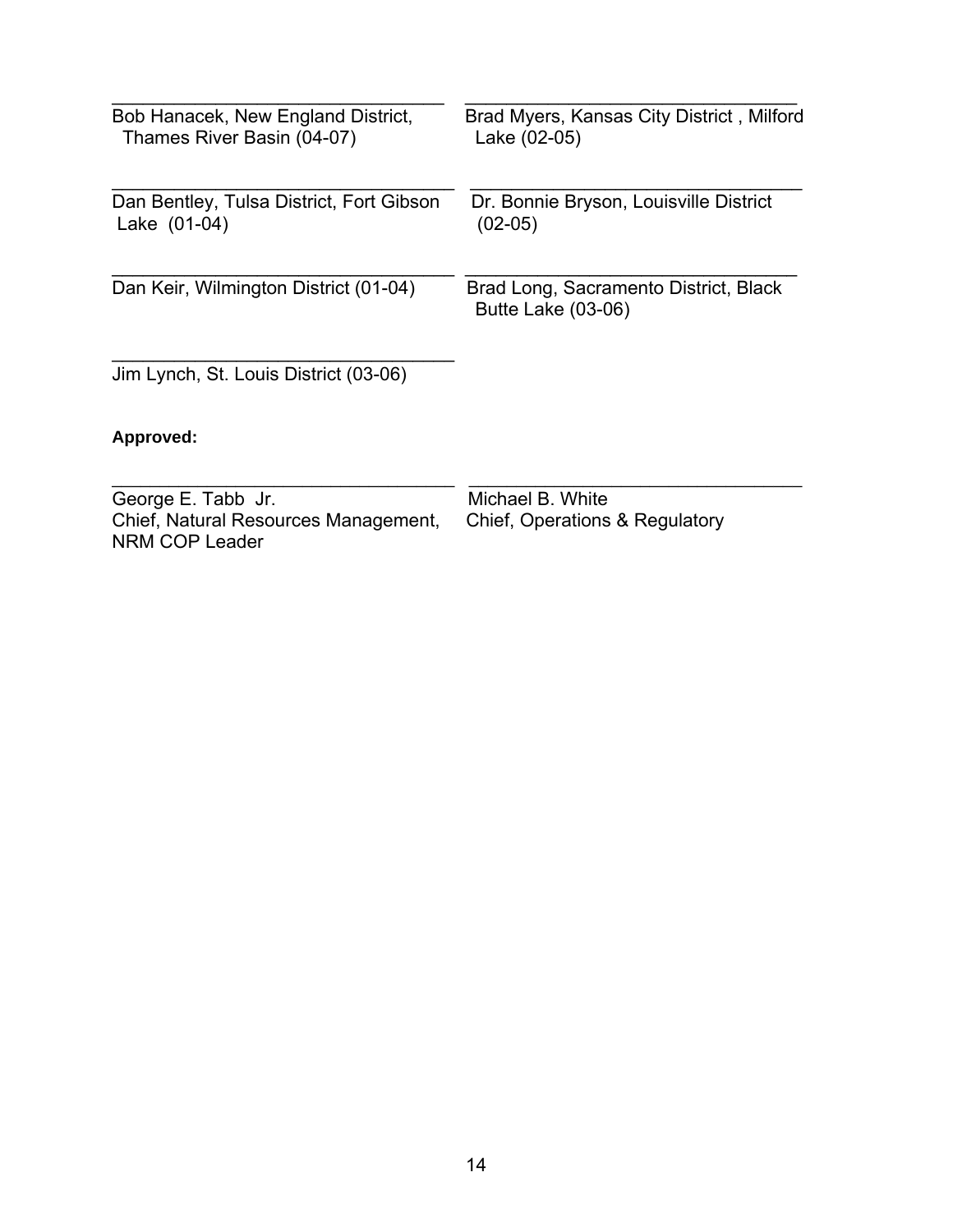\_\_\_\_\_\_\_\_\_\_\_\_\_\_\_\_\_\_\_\_\_\_\_\_\_\_\_\_\_\_\_\_\_\_
Bob Hanacek, New England District, Thames River Basin (04-07)

\_\_\_\_\_\_\_\_\_\_\_\_\_\_\_\_\_\_\_\_\_\_\_\_\_\_\_\_\_\_\_\_\_\_
Brad Myers, Kansas City District , Milford Lake (02-05)

\_\_\_\_\_\_\_\_\_\_\_\_\_\_\_\_\_\_\_\_\_\_\_\_\_\_\_\_\_\_\_\_\_\_
Dan Bentley, Tulsa District, Fort Gibson Lake (01-04)

\_\_\_\_\_\_\_\_\_\_\_\_\_\_\_\_\_\_\_\_\_\_\_\_\_\_\_\_\_\_\_\_\_\_
Dr. Bonnie Bryson, Louisville District (02-05)

\_\_\_\_\_\_\_\_\_\_\_\_\_\_\_\_\_\_\_\_\_\_\_\_\_\_\_\_\_\_\_\_\_\_
Dan Keir, Wilmington District (01-04)

\_\_\_\_\_\_\_\_\_\_\_\_\_\_\_\_\_\_\_\_\_\_\_\_\_\_\_\_\_\_\_\_\_\_
Brad Long, Sacramento District, Black Butte Lake (03-06)

\_\_\_\_\_\_\_\_\_\_\_\_\_\_\_\_\_\_\_\_\_\_\_\_\_\_\_\_\_\_\_\_\_\_
Jim Lynch, St. Louis District (03-06)

**Approved:**

\_\_\_\_\_\_\_\_\_\_\_\_\_\_\_\_\_\_\_\_\_\_\_\_\_\_\_\_\_\_\_\_\_\_
George E. Tabb Jr.
Chief, Natural Resources Management,
NRM COP Leader

\_\_\_\_\_\_\_\_\_\_\_\_\_\_\_\_\_\_\_\_\_\_\_\_\_\_\_\_\_\_\_\_\_\_
Michael B. White
Chief, Operations & Regulatory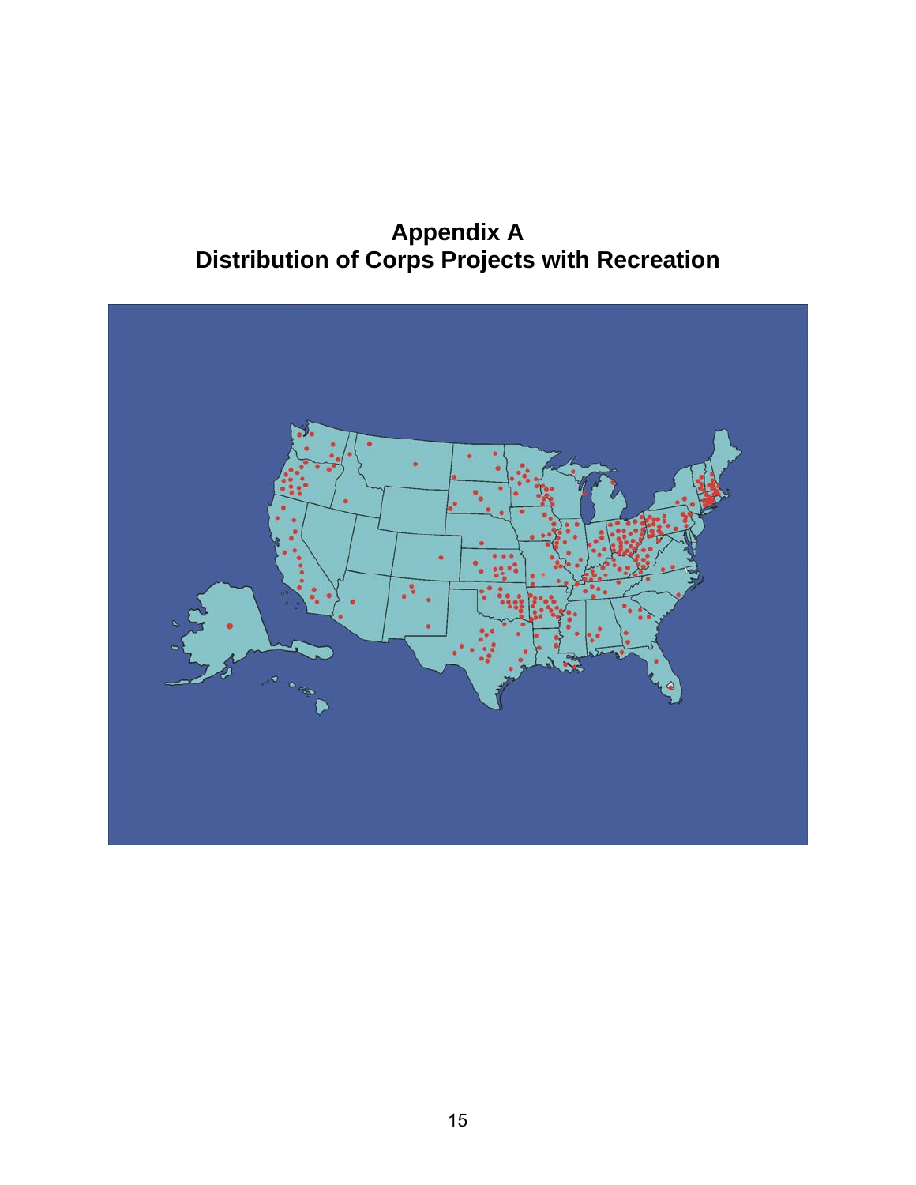# Appendix A
# Distribution of Corps Projects with Recreation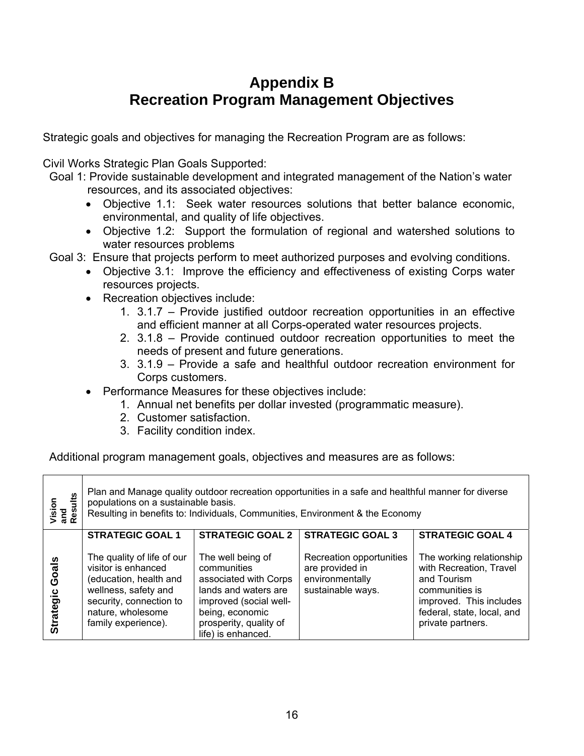# Appendix B
# Recreation Program Management Objectives

Strategic goals and objectives for managing the Recreation Program are as follows:

Civil Works Strategic Plan Goals Supported:

Goal 1: Provide sustainable development and integrated management of the Nation's water resources, and its associated objectives:

- Objective 1.1: Seek water resources solutions that better balance economic, environmental, and quality of life objectives.
- Objective 1.2: Support the formulation of regional and watershed solutions to water resources problems

Goal 3: Ensure that projects perform to meet authorized purposes and evolving conditions.

- Objective 3.1: Improve the efficiency and effectiveness of existing Corps water resources projects.
- Recreation objectives include:
    1. 3.1.7 – Provide justified outdoor recreation opportunities in an effective and efficient manner at all Corps-operated water resources projects.
    2. 3.1.8 – Provide continued outdoor recreation opportunities to meet the needs of present and future generations.
    3. 3.1.9 – Provide a safe and healthful outdoor recreation environment for Corps customers.
- Performance Measures for these objectives include:
    1. Annual net benefits per dollar invested (programmatic measure).
    2. Customer satisfaction.
    3. Facility condition index.

Additional program management goals, objectives and measures are as follows:

| Vision and Results | Plan and Manage quality outdoor recreation opportunities in a safe and healthful manner for diverse populations on a sustainable basis.<br>Resulting in benefits to: Individuals, Communities, Environment & the Economy | | | |
|---|---|---|---|---|
| **Strategic Goals** | **STRATEGIC GOAL 1**<br><br>The quality of life of our visitor is enhanced (education, health and wellness, safety and security, connection to nature, wholesome family experience). | **STRATEGIC GOAL 2**<br><br>The well being of communities associated with Corps lands and waters are improved (social well-being, economic prosperity, quality of life) is enhanced. | **STRATEGIC GOAL 3**<br><br>Recreation opportunities are provided in environmentally sustainable ways. | **STRATEGIC GOAL 4**<br><br>The working relationship with Recreation, Travel and Tourism communities is improved. This includes federal, state, local, and private partners. |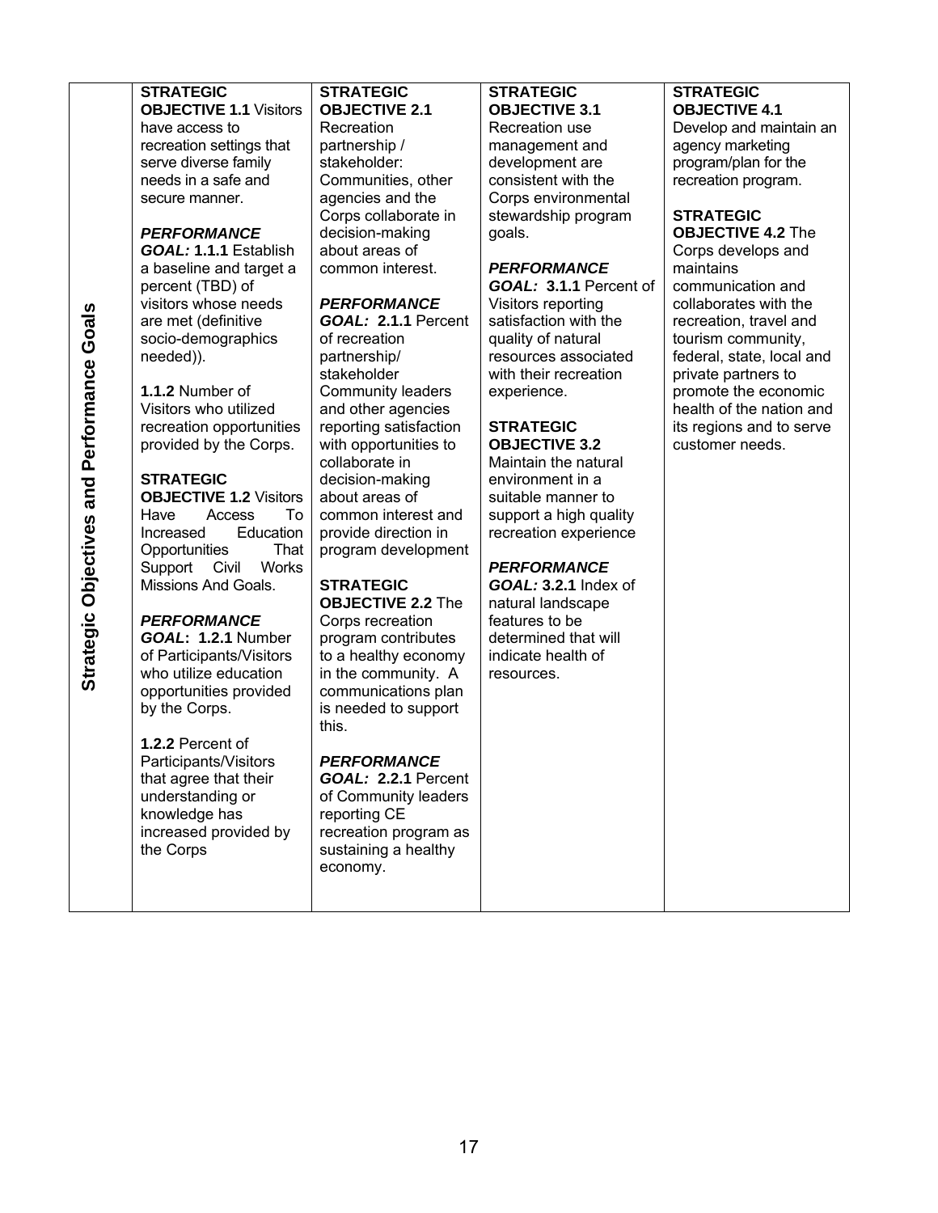| Strategic Objectives and Performance Goals | | | | |
|---|---|---|---|---|
| | **STRATEGIC OBJECTIVE 1.1** Visitors have access to recreation settings that serve diverse family needs in a safe and secure manner.<br><br>***PERFORMANCE GOAL:*** **1.1.1** Establish a baseline and target a percent (TBD) of visitors whose needs are met (definitive socio-demographics needed)).<br><br>**1.1.2** Number of Visitors who utilized recreation opportunities provided by the Corps.<br><br>**STRATEGIC OBJECTIVE 1.2** Visitors Have Access To Increased Education Opportunities That Support Civil Works Missions And Goals.<br><br>***PERFORMANCE GOAL*****: 1.2.1** Number of Participants/Visitors who utilize education opportunities provided by the Corps.<br><br>**1.2.2** Percent of Participants/Visitors that agree that their understanding or knowledge has increased provided by the Corps | **STRATEGIC OBJECTIVE 2.1** Recreation partnership / stakeholder: Communities, other agencies and the Corps collaborate in decision-making about areas of common interest.<br><br>***PERFORMANCE GOAL:*** **2.1.1** Percent of recreation partnership/ stakeholder Community leaders and other agencies reporting satisfaction with opportunities to collaborate in decision-making about areas of common interest and provide direction in program development<br><br>**STRATEGIC OBJECTIVE 2.2** The Corps recreation program contributes to a healthy economy in the community. A communications plan is needed to support this.<br><br>***PERFORMANCE GOAL:*** **2.2.1** Percent of Community leaders reporting CE recreation program as sustaining a healthy economy. | **STRATEGIC OBJECTIVE 3.1** Recreation use management and development are consistent with the Corps environmental stewardship program goals.<br><br>***PERFORMANCE GOAL:*** **3.1.1** Percent of Visitors reporting satisfaction with the quality of natural resources associated with their recreation experience.<br><br>**STRATEGIC OBJECTIVE 3.2** Maintain the natural environment in a suitable manner to support a high quality recreation experience<br><br>***PERFORMANCE GOAL:*** **3.2.1** Index of natural landscape features to be determined that will indicate health of resources. | **STRATEGIC OBJECTIVE 4.1** Develop and maintain an agency marketing program/plan for the recreation program.<br><br>**STRATEGIC OBJECTIVE 4.2** The Corps develops and maintains communication and collaborates with the recreation, travel and tourism community, federal, state, local and private partners to promote the economic health of the nation and its regions and to serve customer needs. |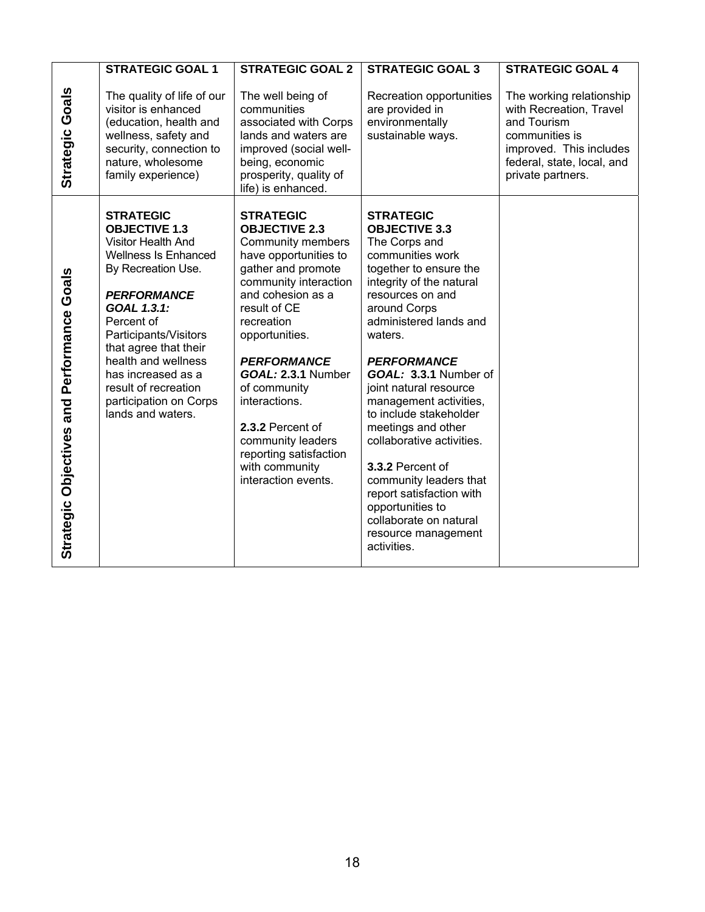| | STRATEGIC GOAL 1 | STRATEGIC GOAL 2 | STRATEGIC GOAL 3 | STRATEGIC GOAL 4 |
|---|---|---|---|---|
| **Strategic Goals** | The quality of life of our visitor is enhanced (education, health and wellness, safety and security, connection to nature, wholesome family experience) | The well being of communities associated with Corps lands and waters are improved (social well-being, economic prosperity, quality of life) is enhanced. | Recreation opportunities are provided in environmentally sustainable ways. | The working relationship with Recreation, Travel and Tourism communities is improved. This includes federal, state, local, and private partners. |
| **Strategic Objectives and Performance Goals** | **STRATEGIC OBJECTIVE 1.3** Visitor Health And Wellness Is Enhanced By Recreation Use.<br><br>***PERFORMANCE GOAL 1.3.1:*** Percent of Participants/Visitors that agree that their health and wellness has increased as a result of recreation participation on Corps lands and waters. | **STRATEGIC OBJECTIVE 2.3** Community members have opportunities to gather and promote community interaction and cohesion as a result of CE recreation opportunities.<br><br>***PERFORMANCE GOAL:*** **2.3.1** Number of community interactions.<br><br>**2.3.2** Percent of community leaders reporting satisfaction with community interaction events. | **STRATEGIC OBJECTIVE 3.3** The Corps and communities work together to ensure the integrity of the natural resources on and around Corps administered lands and waters.<br><br>***PERFORMANCE GOAL:*** **3.3.1** Number of joint natural resource management activities, to include stakeholder meetings and other collaborative activities.<br><br>**3.3.2** Percent of community leaders that report satisfaction with opportunities to collaborate on natural resource management activities. | |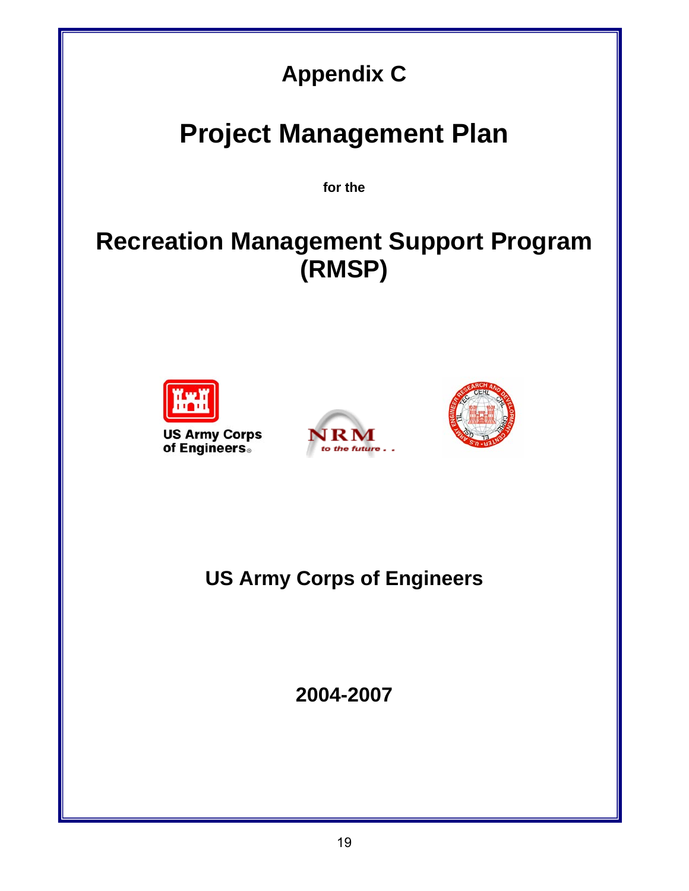# Appendix C

# Project Management Plan

**for the**

# Recreation Management Support Program (RMSP)

## US Army Corps of Engineers

## 2004-2007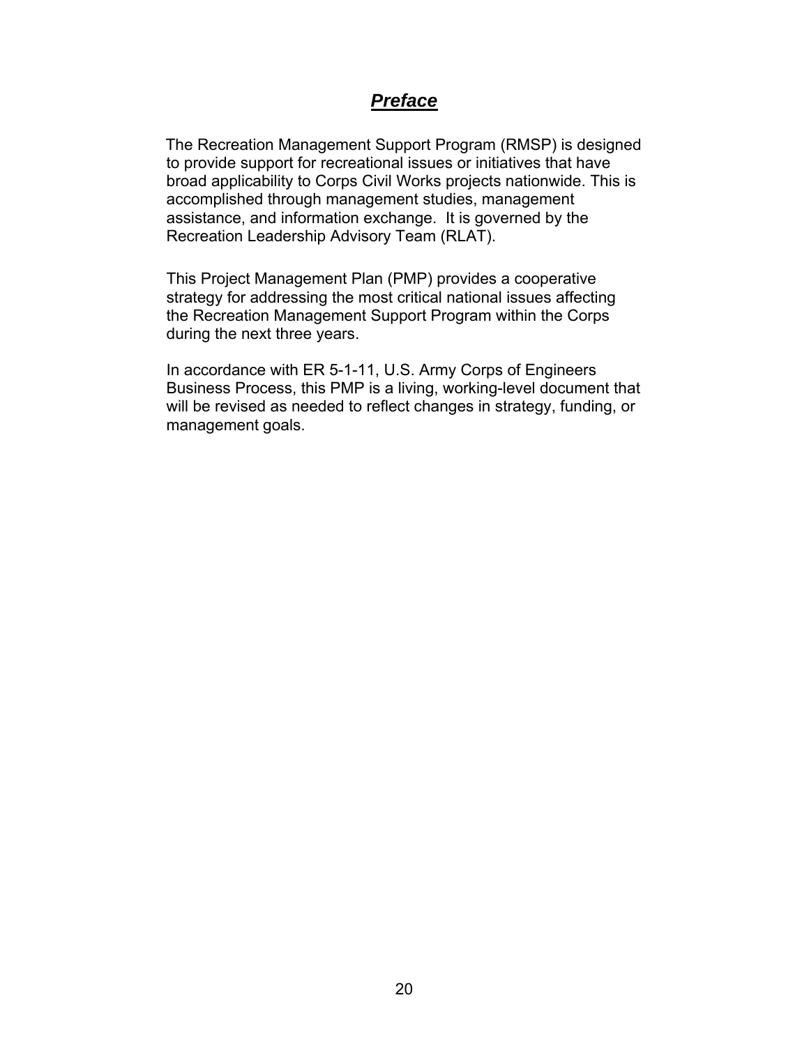# ***Preface***

The Recreation Management Support Program (RMSP) is designed to provide support for recreational issues or initiatives that have broad applicability to Corps Civil Works projects nationwide. This is accomplished through management studies, management assistance, and information exchange. It is governed by the Recreation Leadership Advisory Team (RLAT).

This Project Management Plan (PMP) provides a cooperative strategy for addressing the most critical national issues affecting the Recreation Management Support Program within the Corps during the next three years.

In accordance with ER 5-1-11, U.S. Army Corps of Engineers Business Process, this PMP is a living, working-level document that will be revised as needed to reflect changes in strategy, funding, or management goals.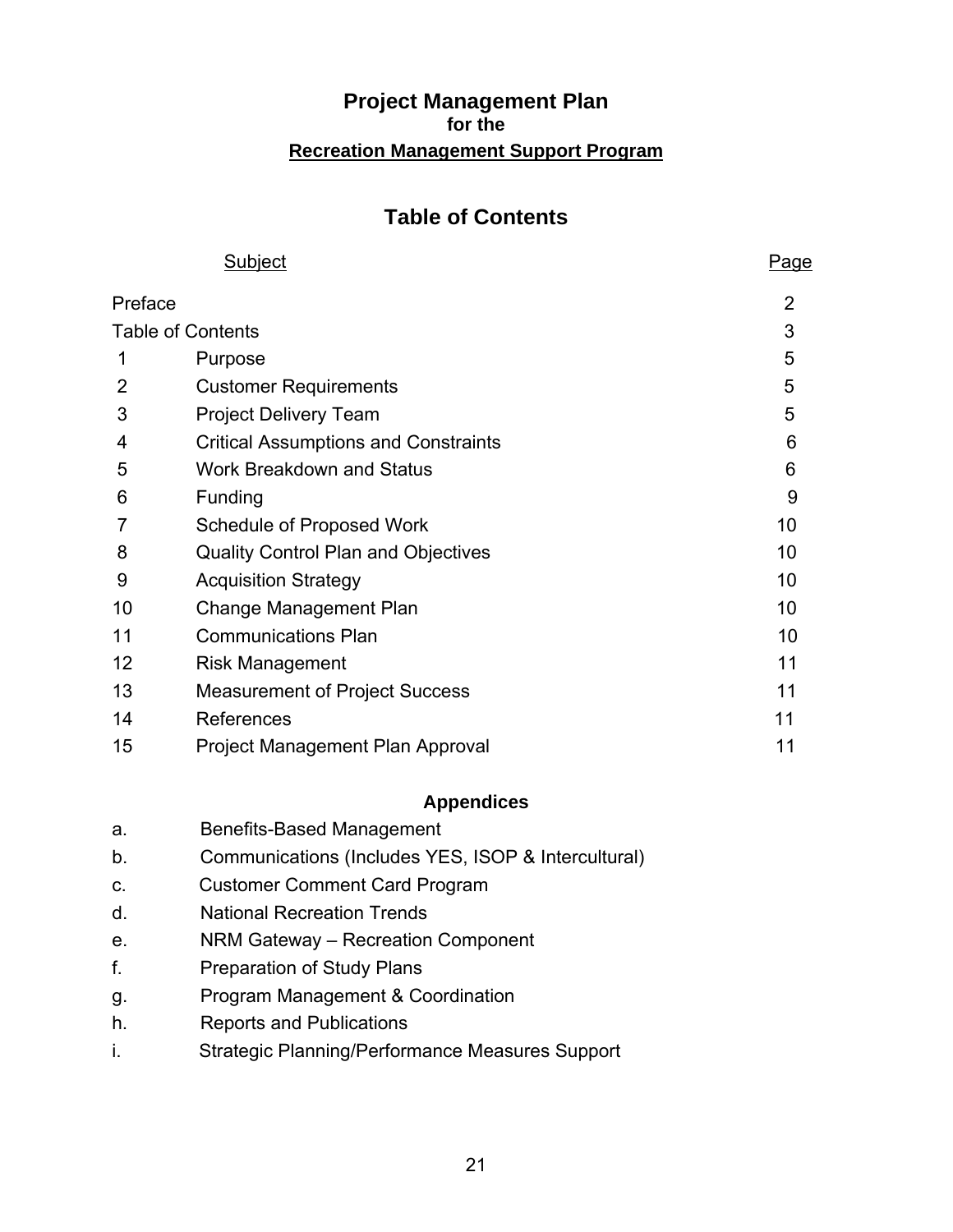# Project Management Plan

**for the**

**Recreation Management Support Program**

## Table of Contents

| | Subject | Page |
|---|---|---|
| Preface | | 2 |
| Table of Contents | | 3 |
| 1 | Purpose | 5 |
| 2 | Customer Requirements | 5 |
| 3 | Project Delivery Team | 5 |
| 4 | Critical Assumptions and Constraints | 6 |
| 5 | Work Breakdown and Status | 6 |
| 6 | Funding | 9 |
| 7 | Schedule of Proposed Work | 10 |
| 8 | Quality Control Plan and Objectives | 10 |
| 9 | Acquisition Strategy | 10 |
| 10 | Change Management Plan | 10 |
| 11 | Communications Plan | 10 |
| 12 | Risk Management | 11 |
| 13 | Measurement of Project Success | 11 |
| 14 | References | 11 |
| 15 | Project Management Plan Approval | 11 |

### Appendices

a. Benefits-Based Management

b. Communications (Includes YES, ISOP & Intercultural)

c. Customer Comment Card Program

d. National Recreation Trends

e. NRM Gateway – Recreation Component

f. Preparation of Study Plans

g. Program Management & Coordination

h. Reports and Publications

i. Strategic Planning/Performance Measures Support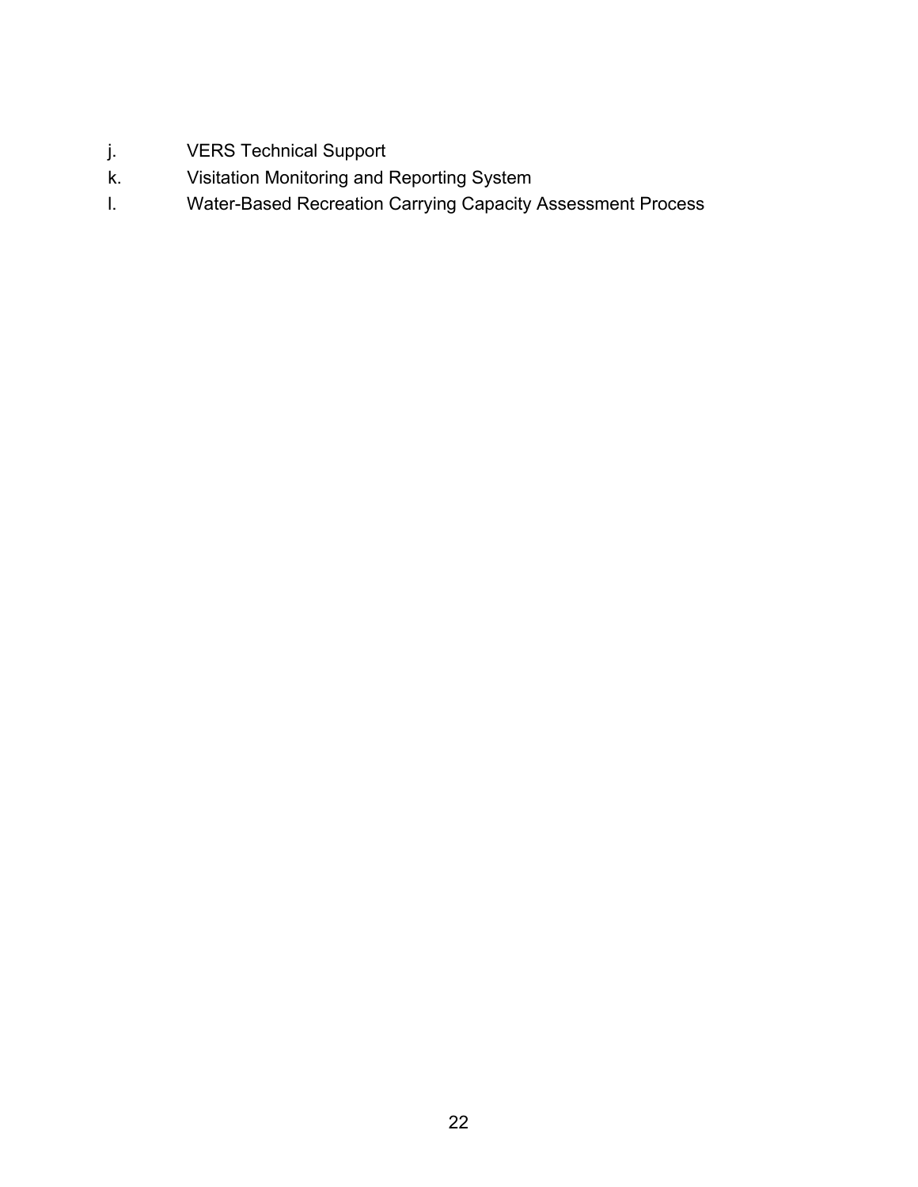j. VERS Technical Support
k. Visitation Monitoring and Reporting System
l. Water-Based Recreation Carrying Capacity Assessment Process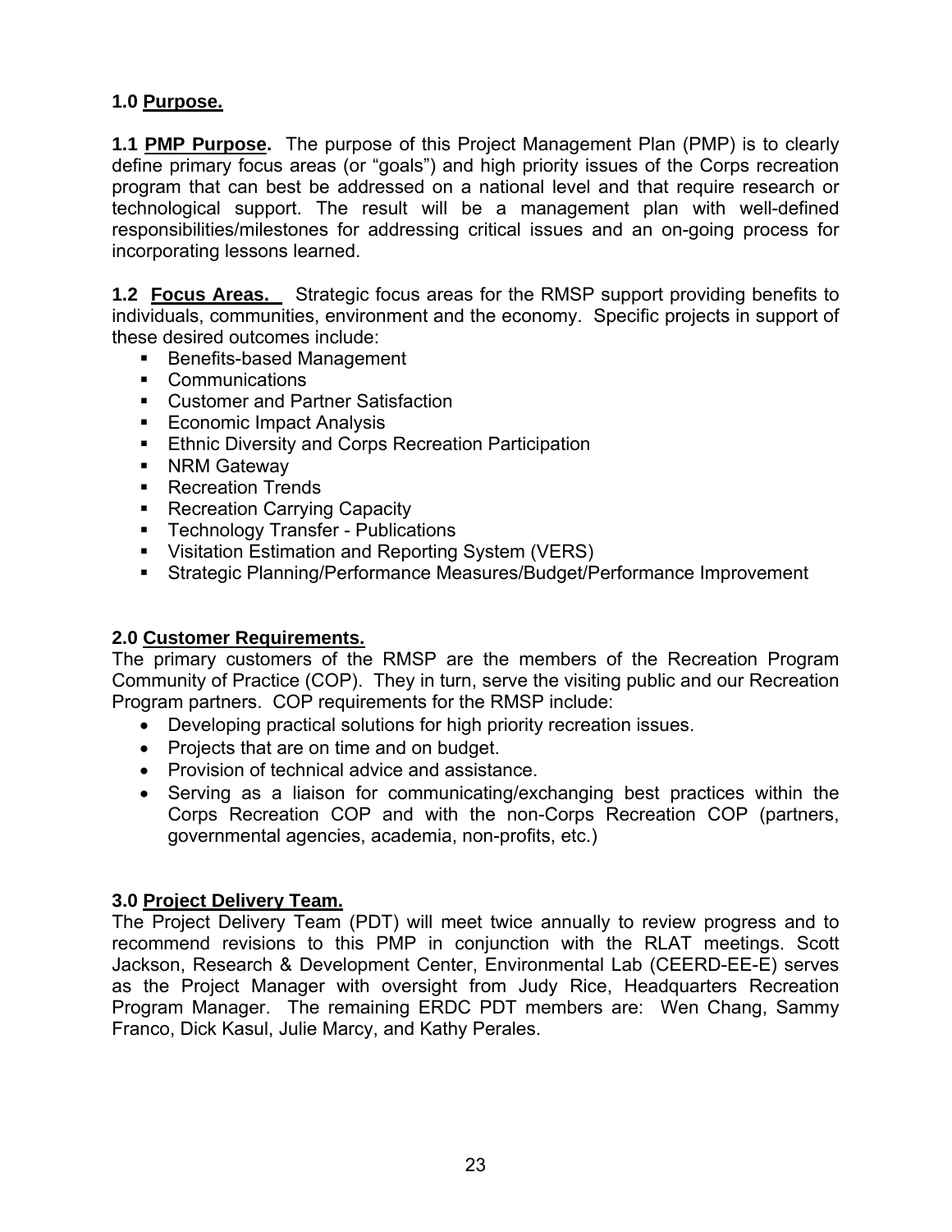## 1.0 Purpose.

**1.1 PMP Purpose.** The purpose of this Project Management Plan (PMP) is to clearly define primary focus areas (or "goals") and high priority issues of the Corps recreation program that can best be addressed on a national level and that require research or technological support. The result will be a management plan with well-defined responsibilities/milestones for addressing critical issues and an on-going process for incorporating lessons learned.

**1.2 Focus Areas.** Strategic focus areas for the RMSP support providing benefits to individuals, communities, environment and the economy. Specific projects in support of these desired outcomes include:

- Benefits-based Management
- Communications
- Customer and Partner Satisfaction
- Economic Impact Analysis
- Ethnic Diversity and Corps Recreation Participation
- NRM Gateway
- Recreation Trends
- Recreation Carrying Capacity
- Technology Transfer - Publications
- Visitation Estimation and Reporting System (VERS)
- Strategic Planning/Performance Measures/Budget/Performance Improvement

## 2.0 Customer Requirements.

The primary customers of the RMSP are the members of the Recreation Program Community of Practice (COP). They in turn, serve the visiting public and our Recreation Program partners. COP requirements for the RMSP include:

- Developing practical solutions for high priority recreation issues.
- Projects that are on time and on budget.
- Provision of technical advice and assistance.
- Serving as a liaison for communicating/exchanging best practices within the Corps Recreation COP and with the non-Corps Recreation COP (partners, governmental agencies, academia, non-profits, etc.)

## 3.0 Project Delivery Team.

The Project Delivery Team (PDT) will meet twice annually to review progress and to recommend revisions to this PMP in conjunction with the RLAT meetings. Scott Jackson, Research & Development Center, Environmental Lab (CEERD-EE-E) serves as the Project Manager with oversight from Judy Rice, Headquarters Recreation Program Manager. The remaining ERDC PDT members are: Wen Chang, Sammy Franco, Dick Kasul, Julie Marcy, and Kathy Perales.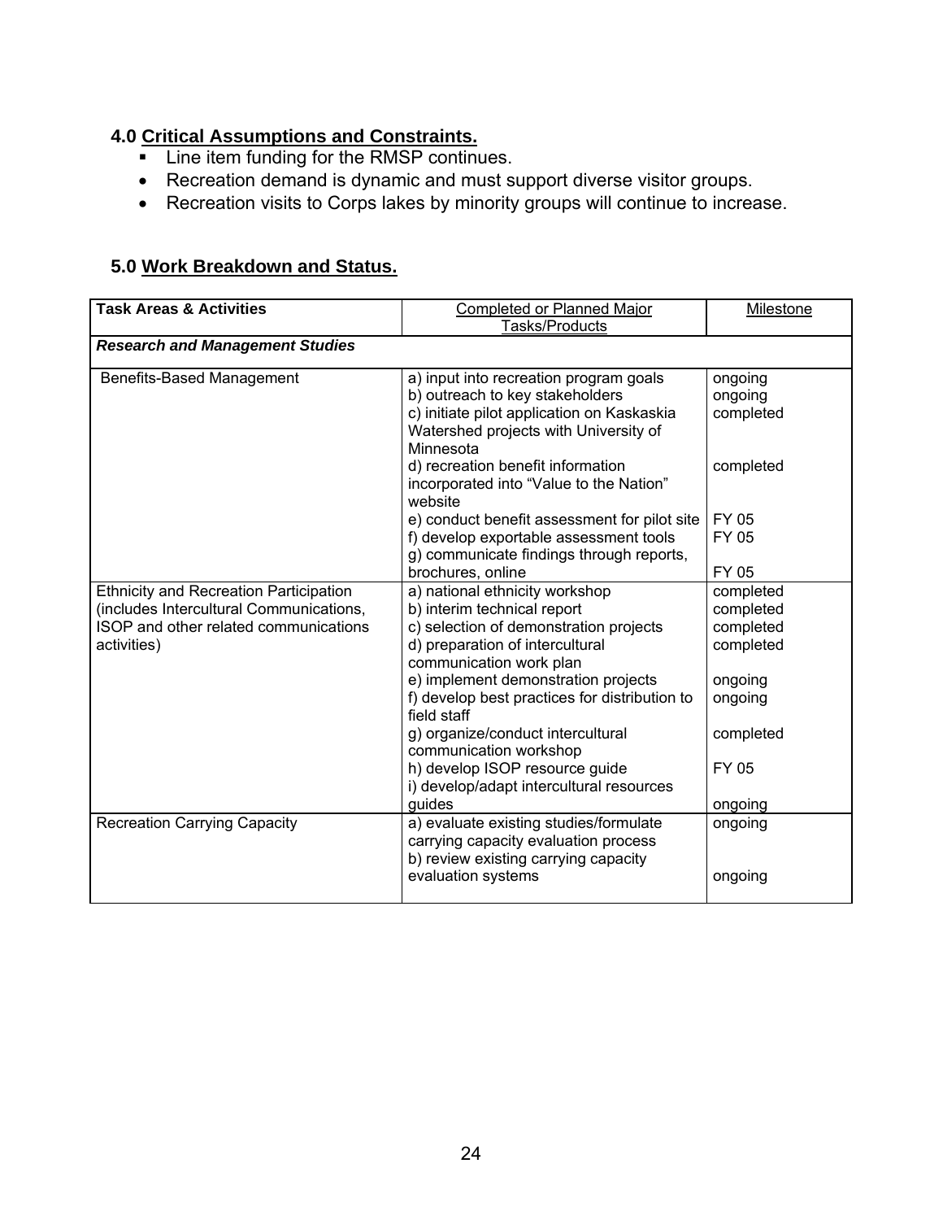## 4.0 Critical Assumptions and Constraints.

- Line item funding for the RMSP continues.
- Recreation demand is dynamic and must support diverse visitor groups.
- Recreation visits to Corps lakes by minority groups will continue to increase.

## 5.0 Work Breakdown and Status.

| Task Areas & Activities | Completed or Planned Major Tasks/Products | Milestone |
|---|---|---|
| ***Research and Management Studies*** | | |
| Benefits-Based Management | a) input into recreation program goals<br>b) outreach to key stakeholders<br>c) initiate pilot application on Kaskaskia Watershed projects with University of Minnesota<br>d) recreation benefit information incorporated into "Value to the Nation" website<br>e) conduct benefit assessment for pilot site<br>f) develop exportable assessment tools<br>g) communicate findings through reports, brochures, online | ongoing<br>ongoing<br>completed<br><br>completed<br><br>FY 05<br>FY 05<br>FY 05 |
| Ethnicity and Recreation Participation (includes Intercultural Communications, ISOP and other related communications activities) | a) national ethnicity workshop<br>b) interim technical report<br>c) selection of demonstration projects<br>d) preparation of intercultural communication work plan<br>e) implement demonstration projects<br>f) develop best practices for distribution to field staff<br>g) organize/conduct intercultural communication workshop<br>h) develop ISOP resource guide<br>i) develop/adapt intercultural resources guides | completed<br>completed<br>completed<br>completed<br><br>ongoing<br>ongoing<br><br>completed<br><br>FY 05<br><br>ongoing |
| Recreation Carrying Capacity | a) evaluate existing studies/formulate carrying capacity evaluation process<br>b) review existing carrying capacity evaluation systems | ongoing<br><br><br>ongoing |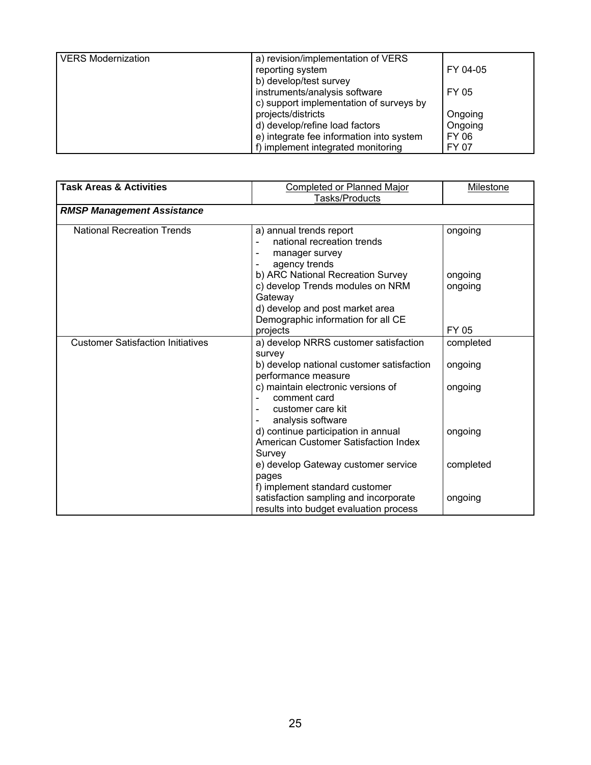| VERS Modernization | a) revision/implementation of VERS reporting system<br>b) develop/test survey instruments/analysis software<br>c) support implementation of surveys by projects/districts<br>d) develop/refine load factors<br>e) integrate fee information into system<br>f) implement integrated monitoring | FY 04-05<br>FY 05<br>Ongoing<br>Ongoing<br>FY 06<br>FY 07 |
|---|---|---|

| **Task Areas & Activities** | Completed or Planned Major Tasks/Products | Milestone |
|---|---|---|
| ***RMSP Management Assistance*** | | |
| National Recreation Trends | a) annual trends report<br>- national recreation trends<br>- manager survey<br>- agency trends<br>b) ARC National Recreation Survey<br>c) develop Trends modules on NRM Gateway<br>d) develop and post market area Demographic information for all CE projects | ongoing<br><br><br><br>ongoing<br>ongoing<br><br>FY 05 |
| Customer Satisfaction Initiatives | a) develop NRRS customer satisfaction survey<br>b) develop national customer satisfaction performance measure<br>c) maintain electronic versions of<br>- comment card<br>- customer care kit<br>- analysis software<br>d) continue participation in annual American Customer Satisfaction Index Survey<br>e) develop Gateway customer service pages<br>f) implement standard customer satisfaction sampling and incorporate results into budget evaluation process | completed<br><br>ongoing<br><br>ongoing<br><br><br><br>ongoing<br><br>completed<br><br>ongoing |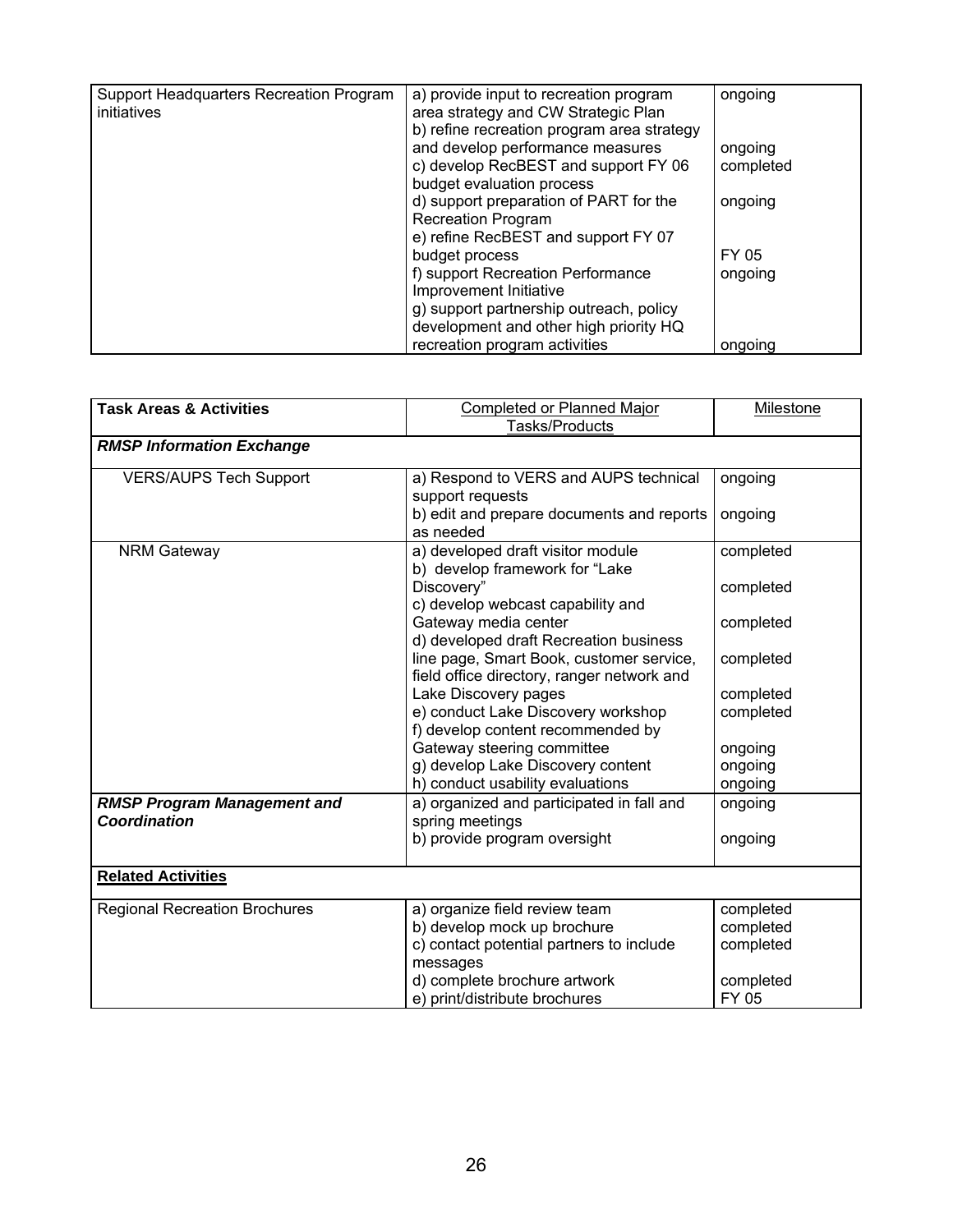| Support Headquarters Recreation Program initiatives | a) provide input to recreation program area strategy and CW Strategic Plan<br>b) refine recreation program area strategy and develop performance measures<br>c) develop RecBEST and support FY 06 budget evaluation process<br>d) support preparation of PART for the Recreation Program<br>e) refine RecBEST and support FY 07 budget process<br>f) support Recreation Performance Improvement Initiative<br>g) support partnership outreach, policy development and other high priority HQ recreation program activities | ongoing<br><br>ongoing<br>completed<br><br>ongoing<br><br>FY 05<br>ongoing<br><br><br>ongoing |
|---|---|---|

| **Task Areas & Activities** | Completed or Planned Major Tasks/Products | Milestone |
|---|---|---|
| ***RMSP Information Exchange*** | | |
| VERS/AUPS Tech Support | a) Respond to VERS and AUPS technical support requests<br>b) edit and prepare documents and reports as needed | ongoing<br><br>ongoing |
| NRM Gateway | a) developed draft visitor module<br>b) develop framework for "Lake Discovery"<br>c) develop webcast capability and Gateway media center<br>d) developed draft Recreation business line page, Smart Book, customer service, field office directory, ranger network and Lake Discovery pages<br>e) conduct Lake Discovery workshop<br>f) develop content recommended by Gateway steering committee<br>g) develop Lake Discovery content<br>h) conduct usability evaluations | completed<br><br>completed<br><br>completed<br><br>completed<br><br>completed<br>completed<br><br>ongoing<br>ongoing<br>ongoing |
| ***RMSP Program Management and Coordination*** | a) organized and participated in fall and spring meetings<br>b) provide program oversight | ongoing<br><br>ongoing |
| **Related Activities** | | |
| Regional Recreation Brochures | a) organize field review team<br>b) develop mock up brochure<br>c) contact potential partners to include messages<br>d) complete brochure artwork<br>e) print/distribute brochures | completed<br>completed<br>completed<br><br>completed<br>FY 05 |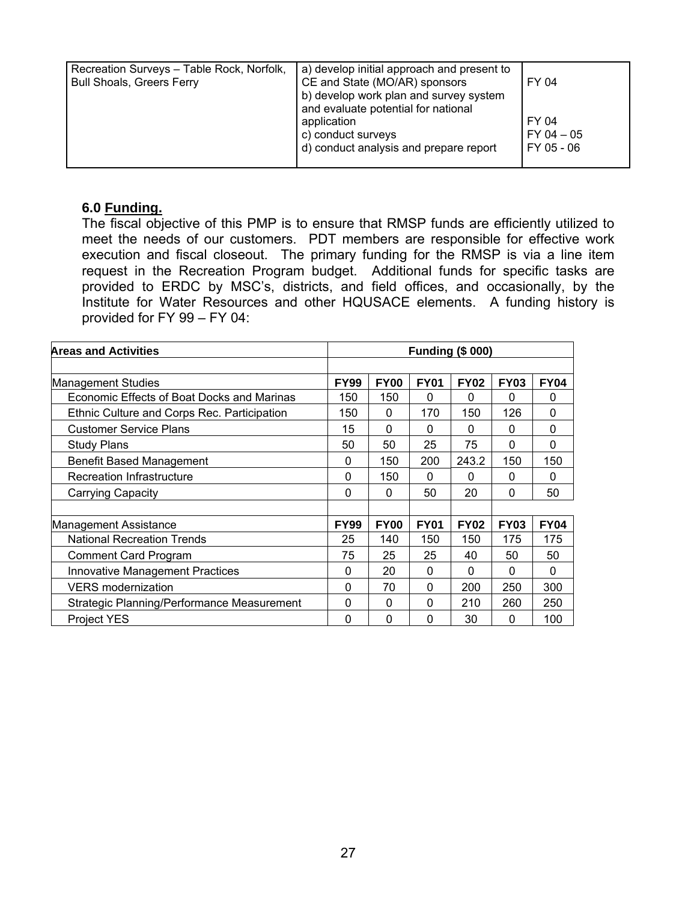| Recreation Surveys – Table Rock, Norfolk, Bull Shoals, Greers Ferry | a) develop initial approach and present to CE and State (MO/AR) sponsors<br>b) develop work plan and survey system and evaluate potential for national application<br>c) conduct surveys<br>d) conduct analysis and prepare report | FY 04<br><br>FY 04<br>FY 04 – 05<br>FY 05 - 06 |
|---|---|---|

**6.0 Funding.**

The fiscal objective of this PMP is to ensure that RMSP funds are efficiently utilized to meet the needs of our customers. PDT members are responsible for effective work execution and fiscal closeout. The primary funding for the RMSP is via a line item request in the Recreation Program budget. Additional funds for specific tasks are provided to ERDC by MSC's, districts, and field offices, and occasionally, by the Institute for Water Resources and other HQUSACE elements. A funding history is provided for FY 99 – FY 04:

| **Areas and Activities** | **Funding ($ 000)** | | | | | |
|---|---|---|---|---|---|---|
| | | | | | | |
| Management Studies | **FY99** | **FY00** | **FY01** | **FY02** | **FY03** | **FY04** |
| Economic Effects of Boat Docks and Marinas | 150 | 150 | 0 | 0 | 0 | 0 |
| Ethnic Culture and Corps Rec. Participation | 150 | 0 | 170 | 150 | 126 | 0 |
| Customer Service Plans | 15 | 0 | 0 | 0 | 0 | 0 |
| Study Plans | 50 | 50 | 25 | 75 | 0 | 0 |
| Benefit Based Management | 0 | 150 | 200 | 243.2 | 150 | 150 |
| Recreation Infrastructure | 0 | 150 | 0 | 0 | 0 | 0 |
| Carrying Capacity | 0 | 0 | 50 | 20 | 0 | 50 |
| | | | | | | |
| Management Assistance | **FY99** | **FY00** | **FY01** | **FY02** | **FY03** | **FY04** |
| National Recreation Trends | 25 | 140 | 150 | 150 | 175 | 175 |
| Comment Card Program | 75 | 25 | 25 | 40 | 50 | 50 |
| Innovative Management Practices | 0 | 20 | 0 | 0 | 0 | 0 |
| VERS modernization | 0 | 70 | 0 | 200 | 250 | 300 |
| Strategic Planning/Performance Measurement | 0 | 0 | 0 | 210 | 260 | 250 |
| Project YES | 0 | 0 | 0 | 30 | 0 | 100 |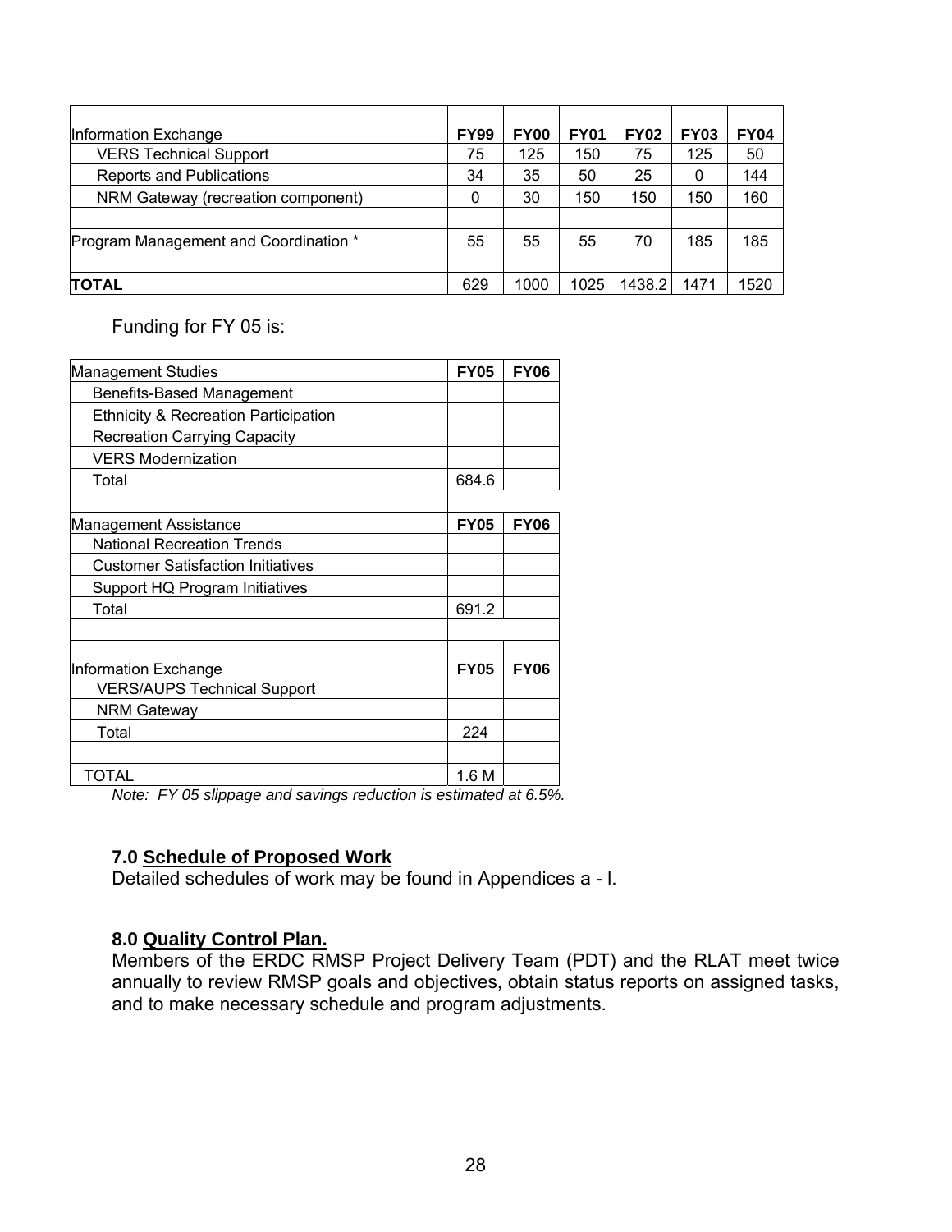| Information Exchange | FY99 | FY00 | FY01 | FY02 | FY03 | FY04 |
|---|---|---|---|---|---|---|
| VERS Technical Support | 75 | 125 | 150 | 75 | 125 | 50 |
| Reports and Publications | 34 | 35 | 50 | 25 | 0 | 144 |
| NRM Gateway (recreation component) | 0 | 30 | 150 | 150 | 150 | 160 |
| | | | | | | |
| Program Management and Coordination * | 55 | 55 | 55 | 70 | 185 | 185 |
| | | | | | | |
| **TOTAL** | 629 | 1000 | 1025 | 1438.2 | 1471 | 1520 |

Funding for FY 05 is:

| Management Studies | FY05 | FY06 |
|---|---|---|
| Benefits-Based Management | | |
| Ethnicity & Recreation Participation | | |
| Recreation Carrying Capacity | | |
| VERS Modernization | | |
| Total | 684.6 | |
| | | |
| Management Assistance | **FY05** | **FY06** |
| National Recreation Trends | | |
| Customer Satisfaction Initiatives | | |
| Support HQ Program Initiatives | | |
| Total | 691.2 | |
| | | |
| Information Exchange | **FY05** | **FY06** |
| VERS/AUPS Technical Support | | |
| NRM Gateway | | |
| Total | 224 | |
| | | |
| TOTAL | 1.6 M | |

*Note: FY 05 slippage and savings reduction is estimated at 6.5%.*

## 7.0 Schedule of Proposed Work

Detailed schedules of work may be found in Appendices a - l.

## 8.0 Quality Control Plan.

Members of the ERDC RMSP Project Delivery Team (PDT) and the RLAT meet twice annually to review RMSP goals and objectives, obtain status reports on assigned tasks, and to make necessary schedule and program adjustments.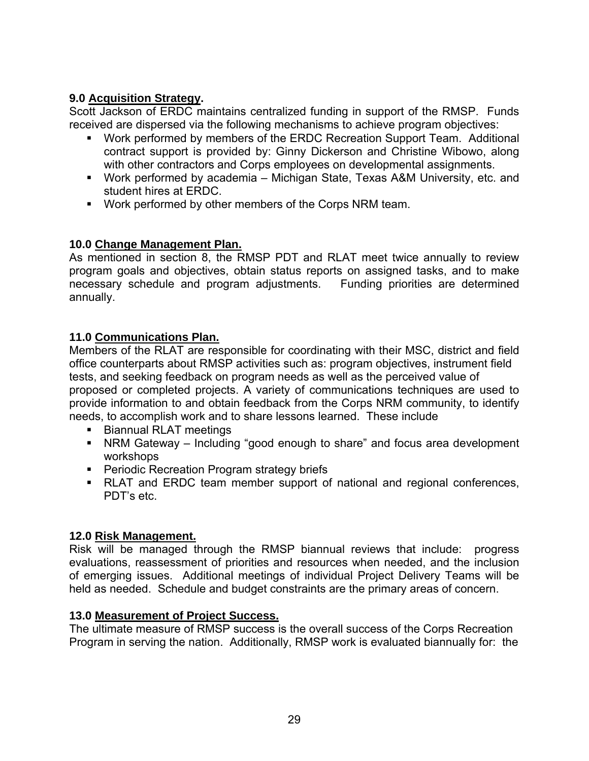## 9.0 Acquisition Strategy.

Scott Jackson of ERDC maintains centralized funding in support of the RMSP. Funds received are dispersed via the following mechanisms to achieve program objectives:

- Work performed by members of the ERDC Recreation Support Team. Additional contract support is provided by: Ginny Dickerson and Christine Wibowo, along with other contractors and Corps employees on developmental assignments.
- Work performed by academia – Michigan State, Texas A&M University, etc. and student hires at ERDC.
- Work performed by other members of the Corps NRM team.

## 10.0 Change Management Plan.

As mentioned in section 8, the RMSP PDT and RLAT meet twice annually to review program goals and objectives, obtain status reports on assigned tasks, and to make necessary schedule and program adjustments. Funding priorities are determined annually.

## 11.0 Communications Plan.

Members of the RLAT are responsible for coordinating with their MSC, district and field office counterparts about RMSP activities such as: program objectives, instrument field tests, and seeking feedback on program needs as well as the perceived value of proposed or completed projects. A variety of communications techniques are used to provide information to and obtain feedback from the Corps NRM community, to identify needs, to accomplish work and to share lessons learned. These include

- Biannual RLAT meetings
- NRM Gateway – Including "good enough to share" and focus area development workshops
- Periodic Recreation Program strategy briefs
- RLAT and ERDC team member support of national and regional conferences, PDT's etc.

## 12.0 Risk Management.

Risk will be managed through the RMSP biannual reviews that include: progress evaluations, reassessment of priorities and resources when needed, and the inclusion of emerging issues. Additional meetings of individual Project Delivery Teams will be held as needed. Schedule and budget constraints are the primary areas of concern.

## 13.0 Measurement of Project Success.

The ultimate measure of RMSP success is the overall success of the Corps Recreation Program in serving the nation. Additionally, RMSP work is evaluated biannually for: the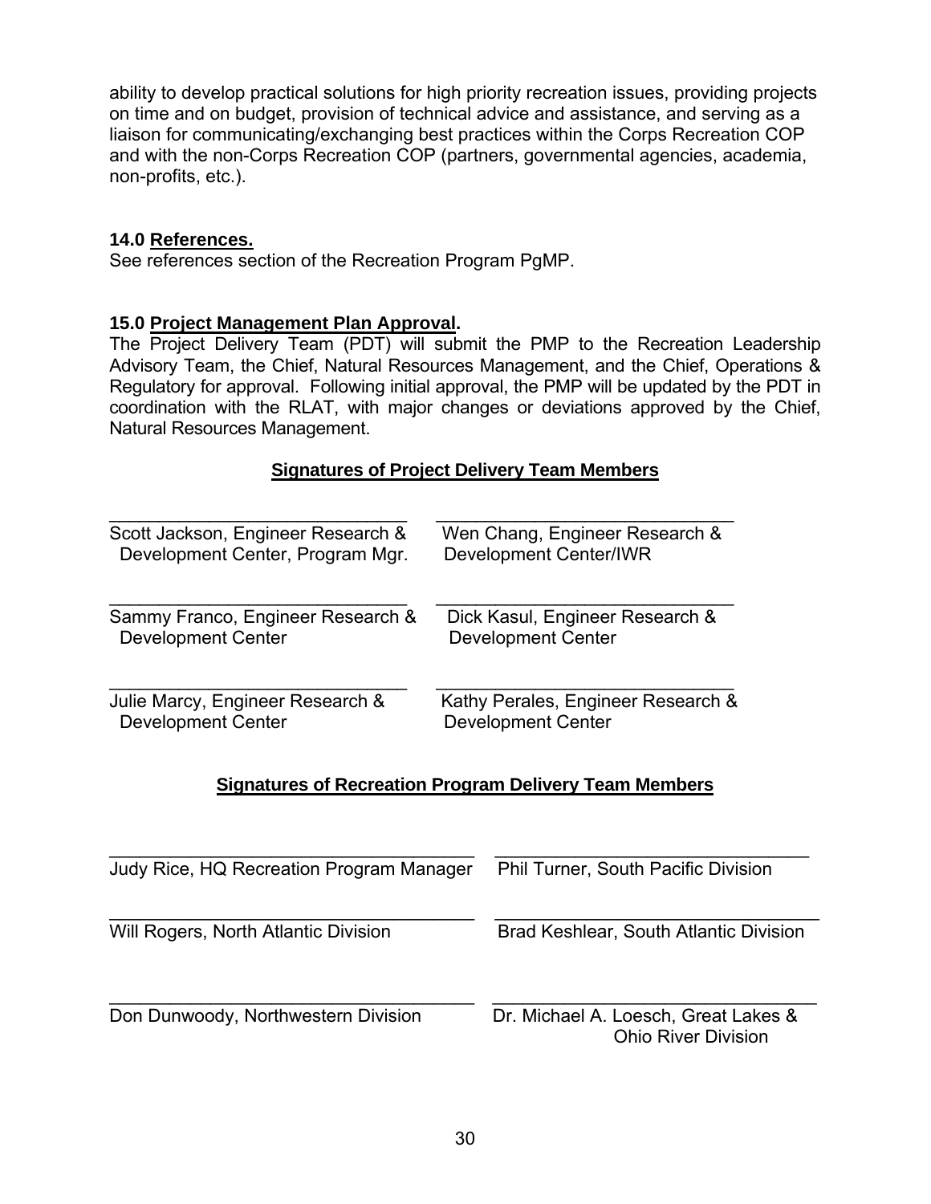ability to develop practical solutions for high priority recreation issues, providing projects on time and on budget, provision of technical advice and assistance, and serving as a liaison for communicating/exchanging best practices within the Corps Recreation COP and with the non-Corps Recreation COP (partners, governmental agencies, academia, non-profits, etc.).

### 14.0 References.

See references section of the Recreation Program PgMP.

### 15.0 Project Management Plan Approval.

The Project Delivery Team (PDT) will submit the PMP to the Recreation Leadership Advisory Team, the Chief, Natural Resources Management, and the Chief, Operations & Regulatory for approval. Following initial approval, the PMP will be updated by the PDT in coordination with the RLAT, with major changes or deviations approved by the Chief, Natural Resources Management.

**Signatures of Project Delivery Team Members**

| | |
|---|---|
| ______________________________<br>Scott Jackson, Engineer Research & Development Center, Program Mgr. | ______________________________<br>Wen Chang, Engineer Research & Development Center/IWR |
| ______________________________<br>Sammy Franco, Engineer Research & Development Center | ______________________________<br>Dick Kasul, Engineer Research & Development Center |
| ______________________________<br>Julie Marcy, Engineer Research & Development Center | ______________________________<br>Kathy Perales, Engineer Research & Development Center |

**Signatures of Recreation Program Delivery Team Members**

| | |
|---|---|
| ______________________________<br>Judy Rice, HQ Recreation Program Manager | ______________________________<br>Phil Turner, South Pacific Division |
| ______________________________<br>Will Rogers, North Atlantic Division | ______________________________<br>Brad Keshlear, South Atlantic Division |
| ______________________________<br>Don Dunwoody, Northwestern Division | ______________________________<br>Dr. Michael A. Loesch, Great Lakes & Ohio River Division |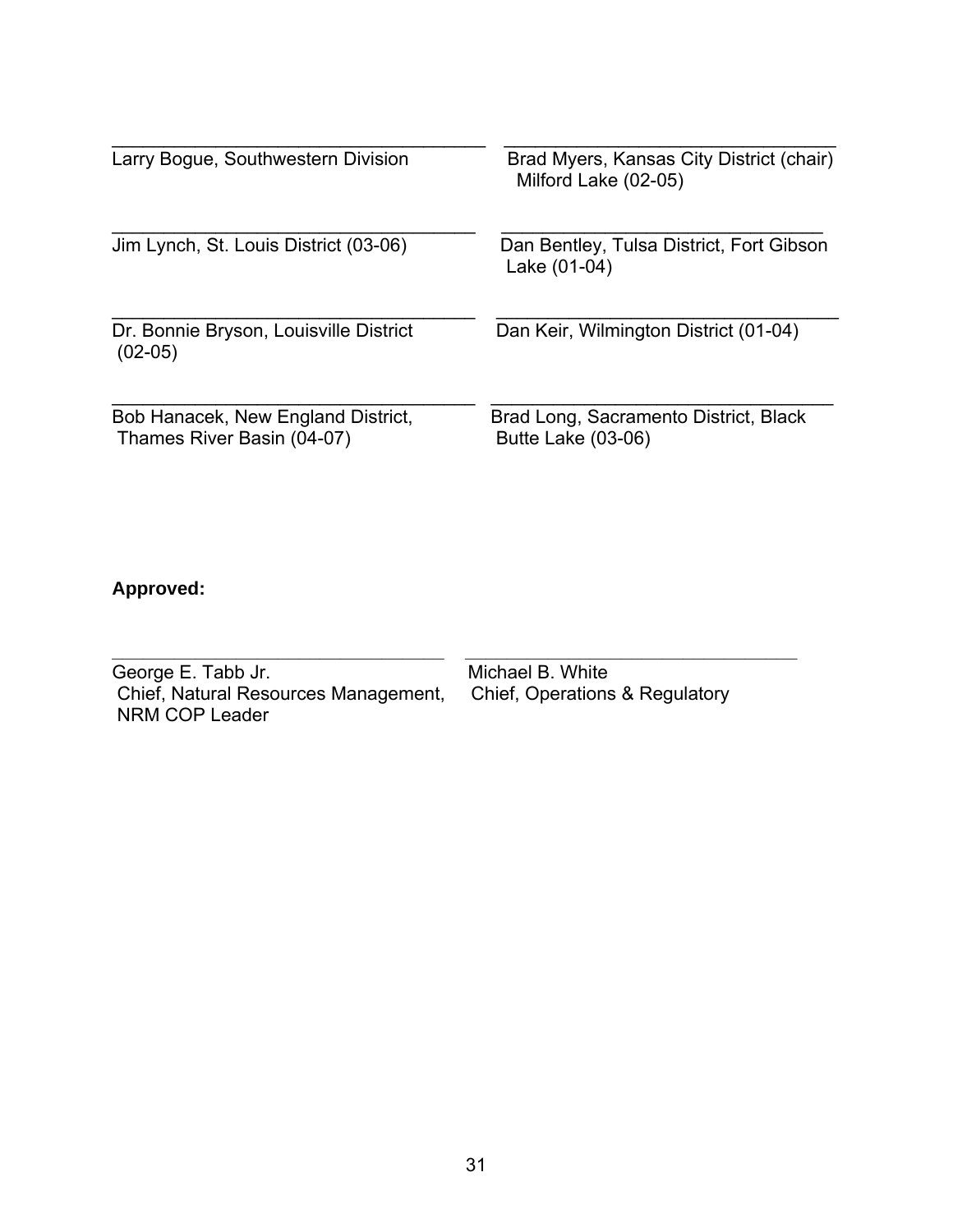\_\_\_\_\_\_\_\_\_\_\_\_\_\_\_\_\_\_\_\_\_\_\_\_\_\_\_\_\_\_\_\_\_\_\_\_
Larry Bogue, Southwestern Division

\_\_\_\_\_\_\_\_\_\_\_\_\_\_\_\_\_\_\_\_\_\_\_\_\_\_\_\_\_\_\_\_\_\_\_\_
Brad Myers, Kansas City District (chair)
Milford Lake (02-05)

\_\_\_\_\_\_\_\_\_\_\_\_\_\_\_\_\_\_\_\_\_\_\_\_\_\_\_\_\_\_\_\_\_\_\_\_
Jim Lynch, St. Louis District (03-06)

\_\_\_\_\_\_\_\_\_\_\_\_\_\_\_\_\_\_\_\_\_\_\_\_\_\_\_\_\_\_\_\_\_\_\_\_
Dan Bentley, Tulsa District, Fort Gibson
Lake (01-04)

\_\_\_\_\_\_\_\_\_\_\_\_\_\_\_\_\_\_\_\_\_\_\_\_\_\_\_\_\_\_\_\_\_\_\_\_
Dr. Bonnie Bryson, Louisville District
(02-05)

\_\_\_\_\_\_\_\_\_\_\_\_\_\_\_\_\_\_\_\_\_\_\_\_\_\_\_\_\_\_\_\_\_\_\_\_
Dan Keir, Wilmington District (01-04)

\_\_\_\_\_\_\_\_\_\_\_\_\_\_\_\_\_\_\_\_\_\_\_\_\_\_\_\_\_\_\_\_\_\_\_\_
Bob Hanacek, New England District,
Thames River Basin (04-07)

\_\_\_\_\_\_\_\_\_\_\_\_\_\_\_\_\_\_\_\_\_\_\_\_\_\_\_\_\_\_\_\_\_\_\_\_
Brad Long, Sacramento District, Black
Butte Lake (03-06)

**Approved:**

\_\_\_\_\_\_\_\_\_\_\_\_\_\_\_\_\_\_\_\_\_\_\_\_\_\_\_\_\_\_\_\_\_\_\_\_
George E. Tabb Jr.
Chief, Natural Resources Management,
NRM COP Leader

\_\_\_\_\_\_\_\_\_\_\_\_\_\_\_\_\_\_\_\_\_\_\_\_\_\_\_\_\_\_\_\_\_\_\_\_
Michael B. White
Chief, Operations & Regulatory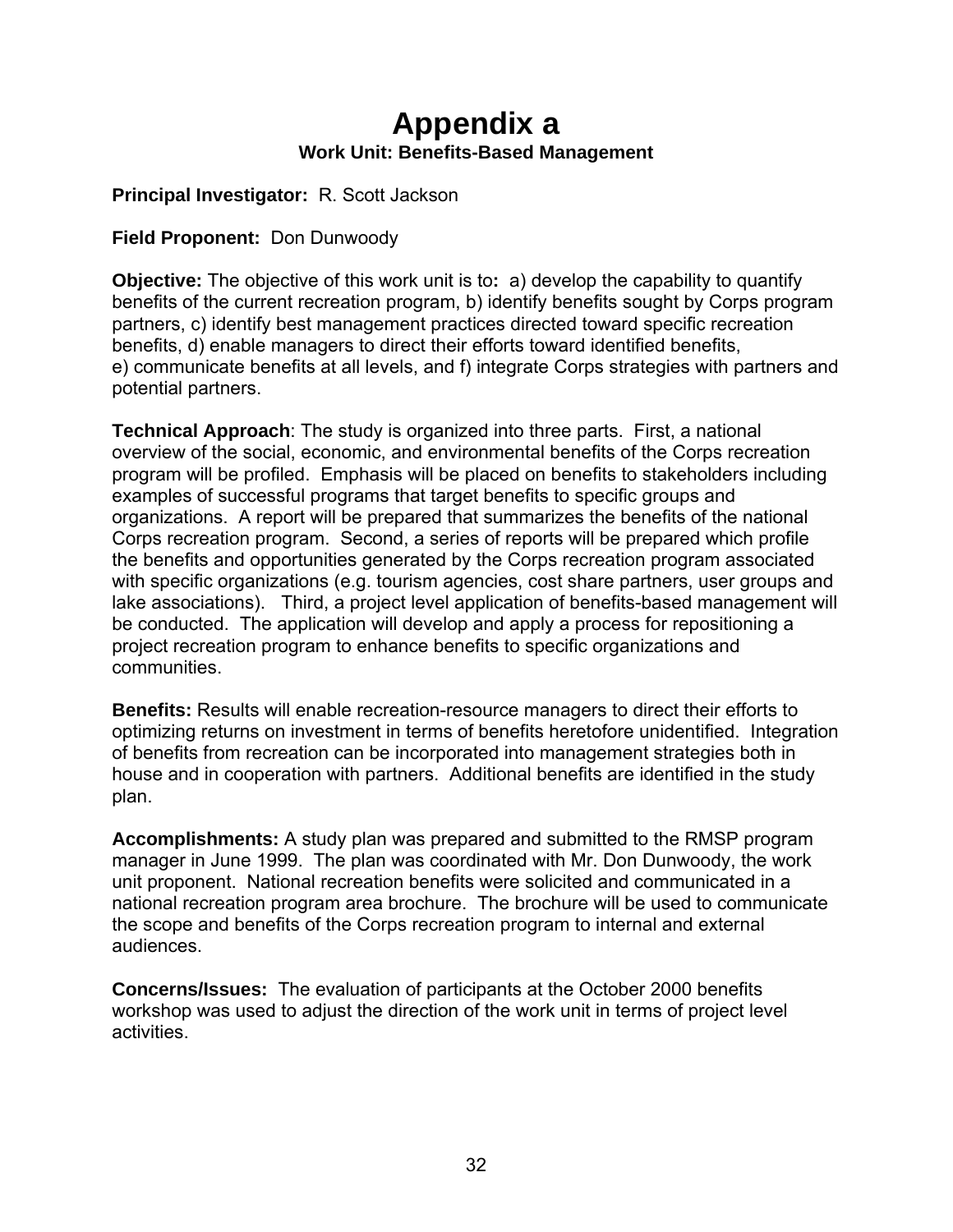# Appendix a

**Work Unit: Benefits-Based Management**

**Principal Investigator:** R. Scott Jackson

**Field Proponent:** Don Dunwoody

**Objective:** The objective of this work unit is to**:** a) develop the capability to quantify benefits of the current recreation program, b) identify benefits sought by Corps program partners, c) identify best management practices directed toward specific recreation benefits, d) enable managers to direct their efforts toward identified benefits, e) communicate benefits at all levels, and f) integrate Corps strategies with partners and potential partners.

**Technical Approach**: The study is organized into three parts. First, a national overview of the social, economic, and environmental benefits of the Corps recreation program will be profiled. Emphasis will be placed on benefits to stakeholders including examples of successful programs that target benefits to specific groups and organizations. A report will be prepared that summarizes the benefits of the national Corps recreation program. Second, a series of reports will be prepared which profile the benefits and opportunities generated by the Corps recreation program associated with specific organizations (e.g. tourism agencies, cost share partners, user groups and lake associations). Third, a project level application of benefits-based management will be conducted. The application will develop and apply a process for repositioning a project recreation program to enhance benefits to specific organizations and communities.

**Benefits:** Results will enable recreation-resource managers to direct their efforts to optimizing returns on investment in terms of benefits heretofore unidentified. Integration of benefits from recreation can be incorporated into management strategies both in house and in cooperation with partners. Additional benefits are identified in the study plan.

**Accomplishments:** A study plan was prepared and submitted to the RMSP program manager in June 1999. The plan was coordinated with Mr. Don Dunwoody, the work unit proponent. National recreation benefits were solicited and communicated in a national recreation program area brochure. The brochure will be used to communicate the scope and benefits of the Corps recreation program to internal and external audiences.

**Concerns/Issues:** The evaluation of participants at the October 2000 benefits workshop was used to adjust the direction of the work unit in terms of project level activities.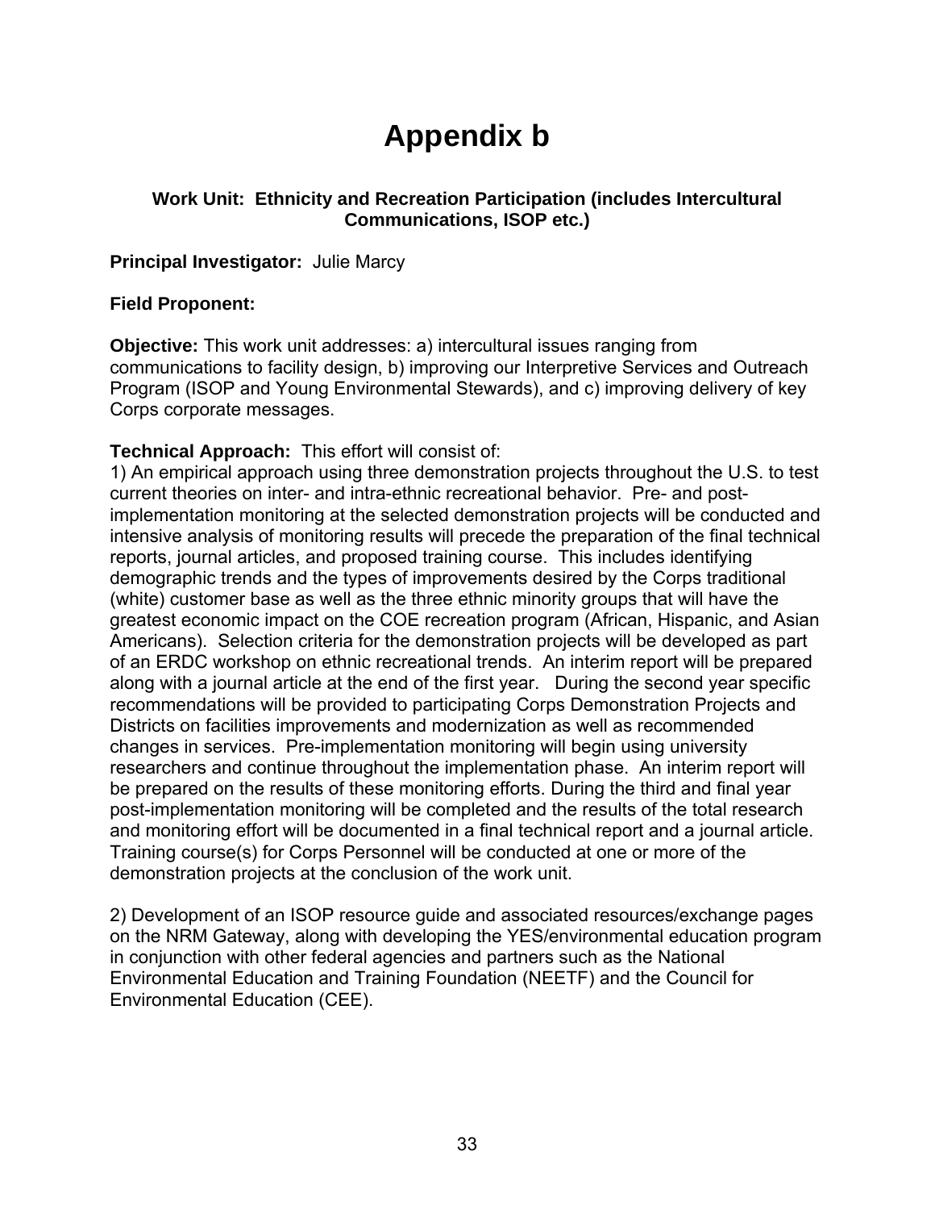# Appendix b

### Work Unit: Ethnicity and Recreation Participation (includes Intercultural Communications, ISOP etc.)

**Principal Investigator:** Julie Marcy

**Field Proponent:**

**Objective:** This work unit addresses: a) intercultural issues ranging from communications to facility design, b) improving our Interpretive Services and Outreach Program (ISOP and Young Environmental Stewards), and c) improving delivery of key Corps corporate messages.

**Technical Approach:** This effort will consist of:
1) An empirical approach using three demonstration projects throughout the U.S. to test current theories on inter- and intra-ethnic recreational behavior. Pre- and post-implementation monitoring at the selected demonstration projects will be conducted and intensive analysis of monitoring results will precede the preparation of the final technical reports, journal articles, and proposed training course. This includes identifying demographic trends and the types of improvements desired by the Corps traditional (white) customer base as well as the three ethnic minority groups that will have the greatest economic impact on the COE recreation program (African, Hispanic, and Asian Americans). Selection criteria for the demonstration projects will be developed as part of an ERDC workshop on ethnic recreational trends. An interim report will be prepared along with a journal article at the end of the first year. During the second year specific recommendations will be provided to participating Corps Demonstration Projects and Districts on facilities improvements and modernization as well as recommended changes in services. Pre-implementation monitoring will begin using university researchers and continue throughout the implementation phase. An interim report will be prepared on the results of these monitoring efforts. During the third and final year post-implementation monitoring will be completed and the results of the total research and monitoring effort will be documented in a final technical report and a journal article. Training course(s) for Corps Personnel will be conducted at one or more of the demonstration projects at the conclusion of the work unit.

2) Development of an ISOP resource guide and associated resources/exchange pages on the NRM Gateway, along with developing the YES/environmental education program in conjunction with other federal agencies and partners such as the National Environmental Education and Training Foundation (NEETF) and the Council for Environmental Education (CEE).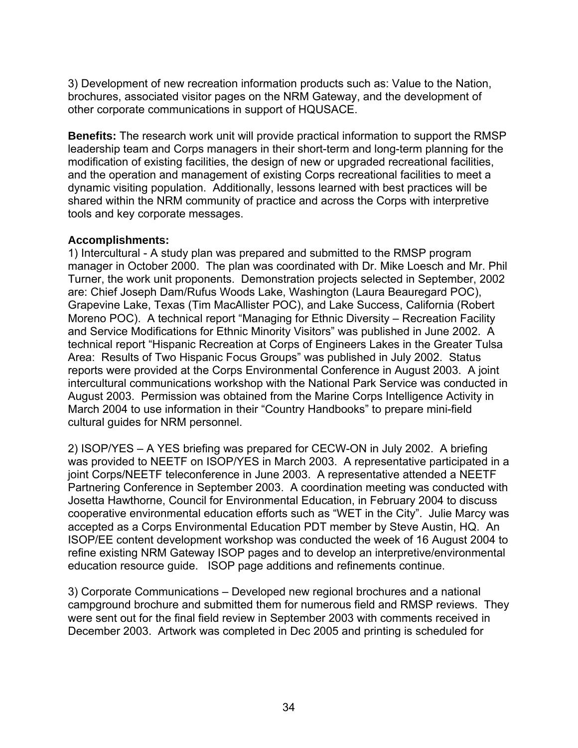3) Development of new recreation information products such as: Value to the Nation, brochures, associated visitor pages on the NRM Gateway, and the development of other corporate communications in support of HQUSACE.

**Benefits:** The research work unit will provide practical information to support the RMSP leadership team and Corps managers in their short-term and long-term planning for the modification of existing facilities, the design of new or upgraded recreational facilities, and the operation and management of existing Corps recreational facilities to meet a dynamic visiting population. Additionally, lessons learned with best practices will be shared within the NRM community of practice and across the Corps with interpretive tools and key corporate messages.

**Accomplishments:**

1) Intercultural - A study plan was prepared and submitted to the RMSP program manager in October 2000. The plan was coordinated with Dr. Mike Loesch and Mr. Phil Turner, the work unit proponents. Demonstration projects selected in September, 2002 are: Chief Joseph Dam/Rufus Woods Lake, Washington (Laura Beauregard POC), Grapevine Lake, Texas (Tim MacAllister POC), and Lake Success, California (Robert Moreno POC). A technical report "Managing for Ethnic Diversity – Recreation Facility and Service Modifications for Ethnic Minority Visitors" was published in June 2002. A technical report "Hispanic Recreation at Corps of Engineers Lakes in the Greater Tulsa Area: Results of Two Hispanic Focus Groups" was published in July 2002. Status reports were provided at the Corps Environmental Conference in August 2003. A joint intercultural communications workshop with the National Park Service was conducted in August 2003. Permission was obtained from the Marine Corps Intelligence Activity in March 2004 to use information in their "Country Handbooks" to prepare mini-field cultural guides for NRM personnel.

2) ISOP/YES – A YES briefing was prepared for CECW-ON in July 2002. A briefing was provided to NEETF on ISOP/YES in March 2003. A representative participated in a joint Corps/NEETF teleconference in June 2003. A representative attended a NEETF Partnering Conference in September 2003. A coordination meeting was conducted with Josetta Hawthorne, Council for Environmental Education, in February 2004 to discuss cooperative environmental education efforts such as "WET in the City". Julie Marcy was accepted as a Corps Environmental Education PDT member by Steve Austin, HQ. An ISOP/EE content development workshop was conducted the week of 16 August 2004 to refine existing NRM Gateway ISOP pages and to develop an interpretive/environmental education resource guide. ISOP page additions and refinements continue.

3) Corporate Communications – Developed new regional brochures and a national campground brochure and submitted them for numerous field and RMSP reviews. They were sent out for the final field review in September 2003 with comments received in December 2003. Artwork was completed in Dec 2005 and printing is scheduled for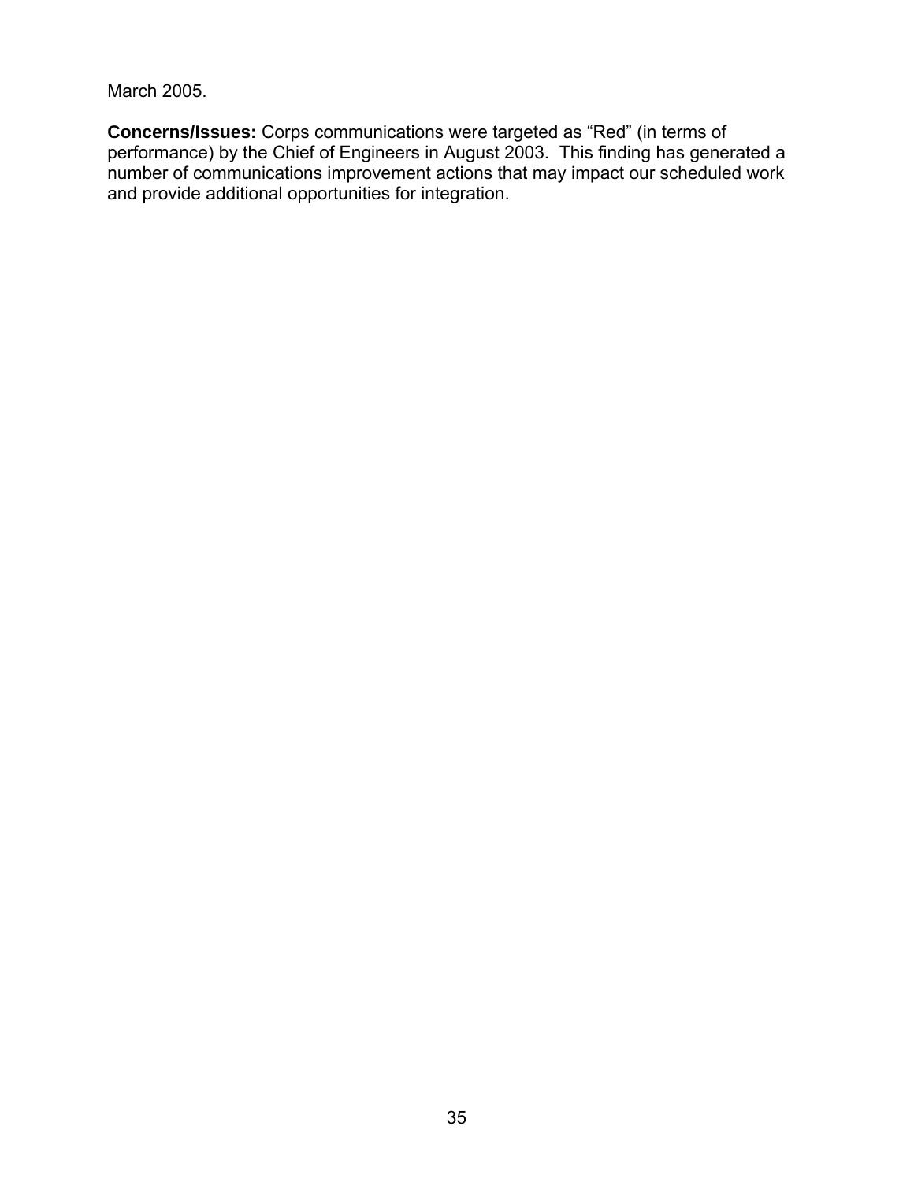March 2005.

**Concerns/Issues:** Corps communications were targeted as “Red” (in terms of performance) by the Chief of Engineers in August 2003. This finding has generated a number of communications improvement actions that may impact our scheduled work and provide additional opportunities for integration.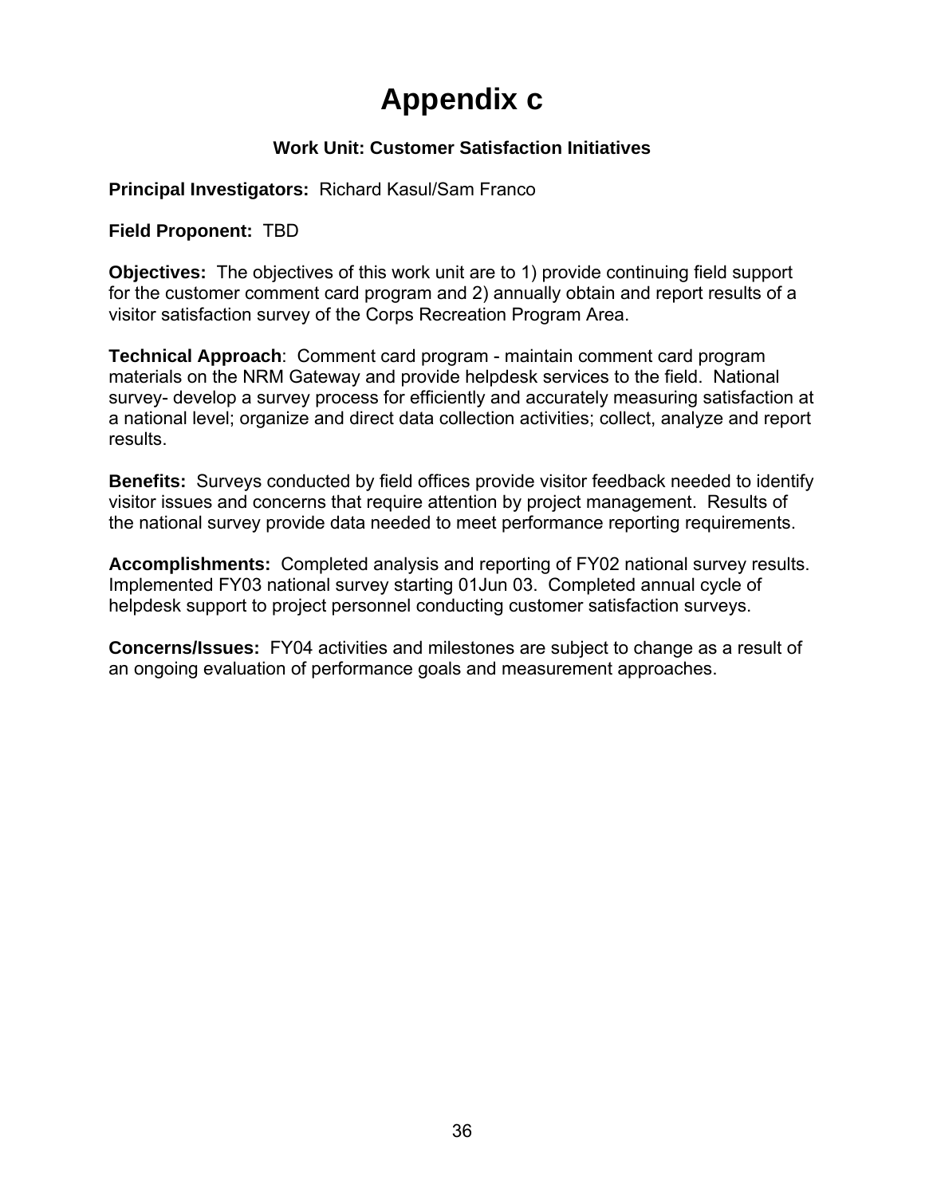# Appendix c

### Work Unit: Customer Satisfaction Initiatives

**Principal Investigators:** Richard Kasul/Sam Franco

**Field Proponent:** TBD

**Objectives:** The objectives of this work unit are to 1) provide continuing field support for the customer comment card program and 2) annually obtain and report results of a visitor satisfaction survey of the Corps Recreation Program Area.

**Technical Approach**: Comment card program - maintain comment card program materials on the NRM Gateway and provide helpdesk services to the field. National survey- develop a survey process for efficiently and accurately measuring satisfaction at a national level; organize and direct data collection activities; collect, analyze and report results.

**Benefits:** Surveys conducted by field offices provide visitor feedback needed to identify visitor issues and concerns that require attention by project management. Results of the national survey provide data needed to meet performance reporting requirements.

**Accomplishments:** Completed analysis and reporting of FY02 national survey results. Implemented FY03 national survey starting 01Jun 03. Completed annual cycle of helpdesk support to project personnel conducting customer satisfaction surveys.

**Concerns/Issues:** FY04 activities and milestones are subject to change as a result of an ongoing evaluation of performance goals and measurement approaches.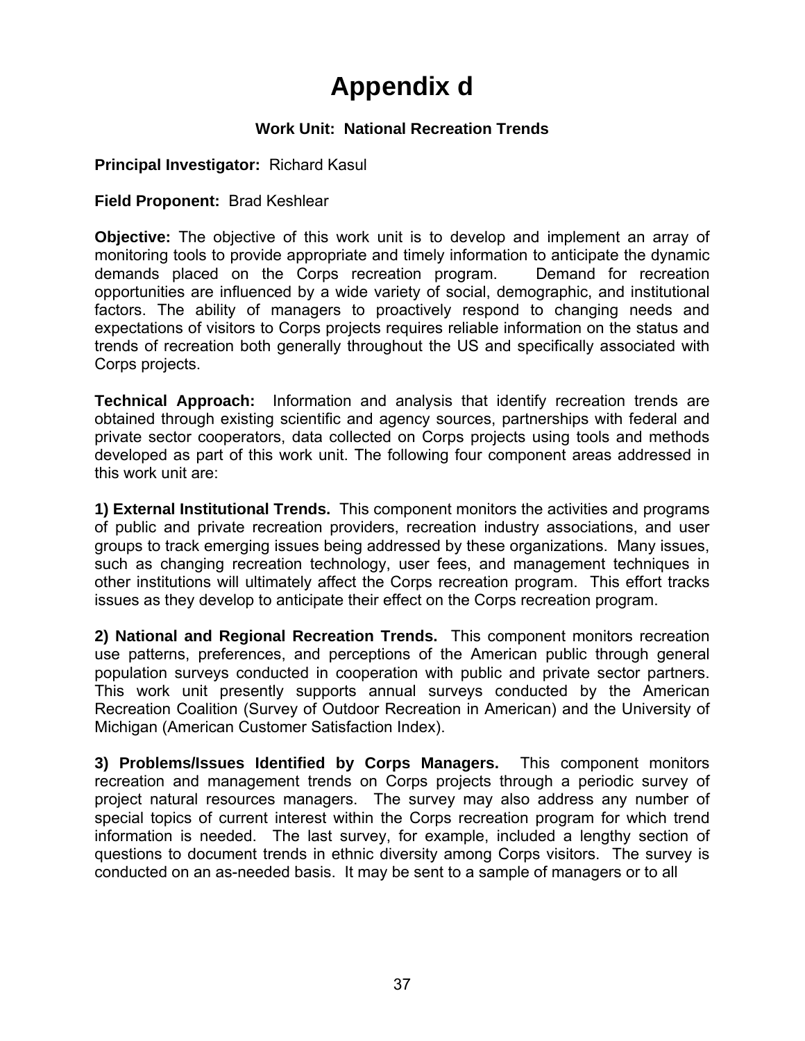# Appendix d

### Work Unit: National Recreation Trends

**Principal Investigator:** Richard Kasul

**Field Proponent:** Brad Keshlear

**Objective:** The objective of this work unit is to develop and implement an array of monitoring tools to provide appropriate and timely information to anticipate the dynamic demands placed on the Corps recreation program. Demand for recreation opportunities are influenced by a wide variety of social, demographic, and institutional factors. The ability of managers to proactively respond to changing needs and expectations of visitors to Corps projects requires reliable information on the status and trends of recreation both generally throughout the US and specifically associated with Corps projects.

**Technical Approach:** Information and analysis that identify recreation trends are obtained through existing scientific and agency sources, partnerships with federal and private sector cooperators, data collected on Corps projects using tools and methods developed as part of this work unit. The following four component areas addressed in this work unit are:

**1) External Institutional Trends.** This component monitors the activities and programs of public and private recreation providers, recreation industry associations, and user groups to track emerging issues being addressed by these organizations. Many issues, such as changing recreation technology, user fees, and management techniques in other institutions will ultimately affect the Corps recreation program. This effort tracks issues as they develop to anticipate their effect on the Corps recreation program.

**2) National and Regional Recreation Trends.** This component monitors recreation use patterns, preferences, and perceptions of the American public through general population surveys conducted in cooperation with public and private sector partners. This work unit presently supports annual surveys conducted by the American Recreation Coalition (Survey of Outdoor Recreation in American) and the University of Michigan (American Customer Satisfaction Index).

**3) Problems/Issues Identified by Corps Managers.** This component monitors recreation and management trends on Corps projects through a periodic survey of project natural resources managers. The survey may also address any number of special topics of current interest within the Corps recreation program for which trend information is needed. The last survey, for example, included a lengthy section of questions to document trends in ethnic diversity among Corps visitors. The survey is conducted on an as-needed basis. It may be sent to a sample of managers or to all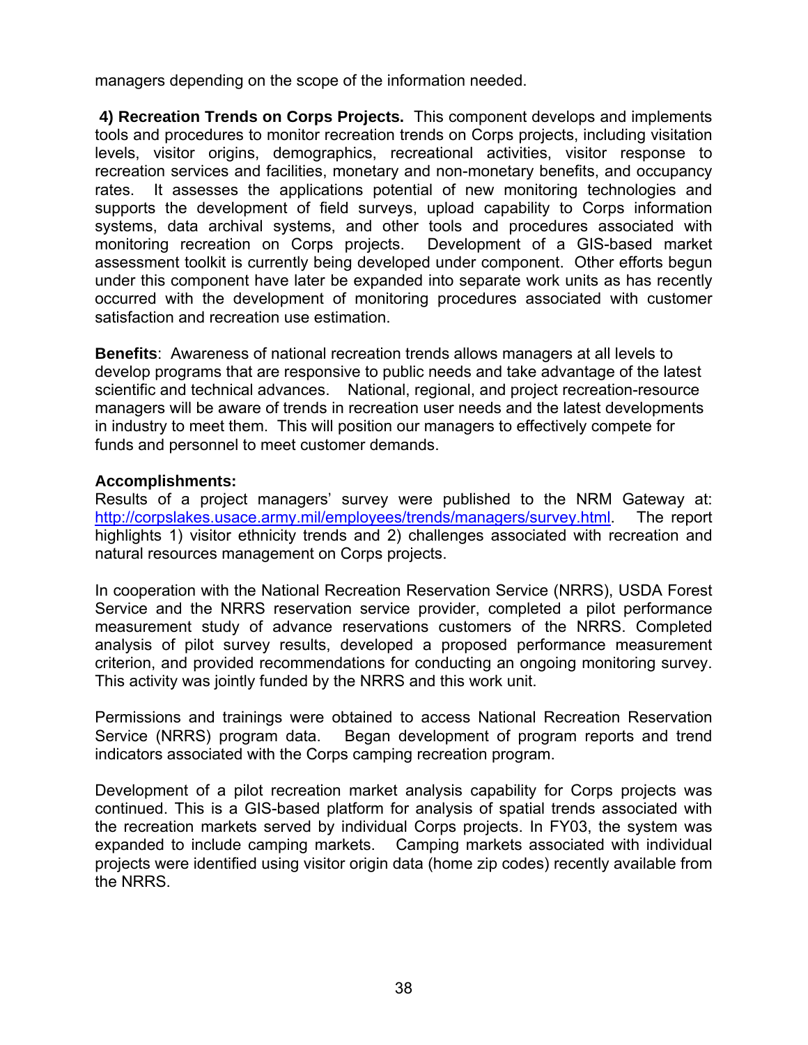managers depending on the scope of the information needed.

**4) Recreation Trends on Corps Projects.** This component develops and implements tools and procedures to monitor recreation trends on Corps projects, including visitation levels, visitor origins, demographics, recreational activities, visitor response to recreation services and facilities, monetary and non-monetary benefits, and occupancy rates. It assesses the applications potential of new monitoring technologies and supports the development of field surveys, upload capability to Corps information systems, data archival systems, and other tools and procedures associated with monitoring recreation on Corps projects. Development of a GIS-based market assessment toolkit is currently being developed under component. Other efforts begun under this component have later be expanded into separate work units as has recently occurred with the development of monitoring procedures associated with customer satisfaction and recreation use estimation.

**Benefits**: Awareness of national recreation trends allows managers at all levels to develop programs that are responsive to public needs and take advantage of the latest scientific and technical advances. National, regional, and project recreation-resource managers will be aware of trends in recreation user needs and the latest developments in industry to meet them. This will position our managers to effectively compete for funds and personnel to meet customer demands.

**Accomplishments:**
Results of a project managers' survey were published to the NRM Gateway at: http://corpslakes.usace.army.mil/employees/trends/managers/survey.html. The report highlights 1) visitor ethnicity trends and 2) challenges associated with recreation and natural resources management on Corps projects.

In cooperation with the National Recreation Reservation Service (NRRS), USDA Forest Service and the NRRS reservation service provider, completed a pilot performance measurement study of advance reservations customers of the NRRS. Completed analysis of pilot survey results, developed a proposed performance measurement criterion, and provided recommendations for conducting an ongoing monitoring survey. This activity was jointly funded by the NRRS and this work unit.

Permissions and trainings were obtained to access National Recreation Reservation Service (NRRS) program data. Began development of program reports and trend indicators associated with the Corps camping recreation program.

Development of a pilot recreation market analysis capability for Corps projects was continued. This is a GIS-based platform for analysis of spatial trends associated with the recreation markets served by individual Corps projects. In FY03, the system was expanded to include camping markets. Camping markets associated with individual projects were identified using visitor origin data (home zip codes) recently available from the NRRS.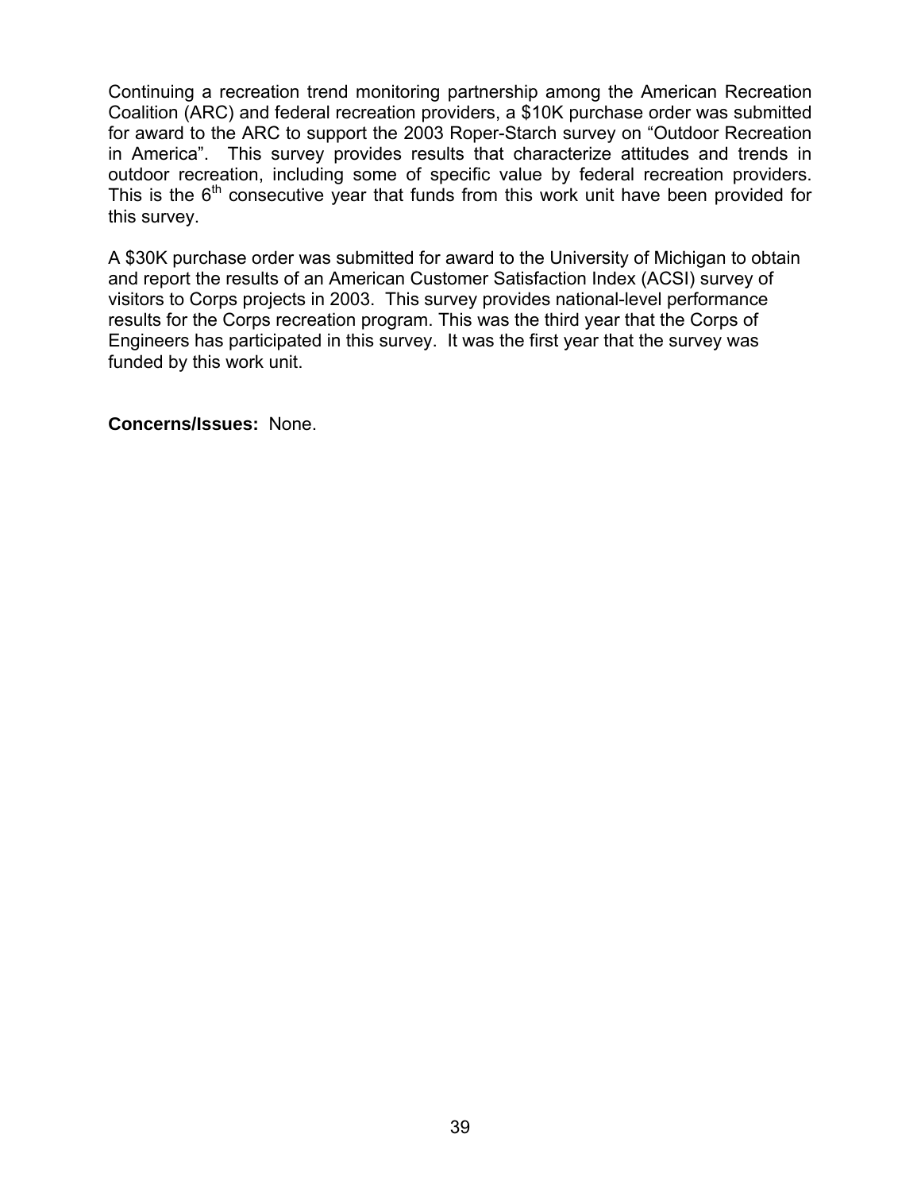Continuing a recreation trend monitoring partnership among the American Recreation Coalition (ARC) and federal recreation providers, a $10K purchase order was submitted for award to the ARC to support the 2003 Roper-Starch survey on "Outdoor Recreation in America". This survey provides results that characterize attitudes and trends in outdoor recreation, including some of specific value by federal recreation providers. This is the 6th consecutive year that funds from this work unit have been provided for this survey.

A $30K purchase order was submitted for award to the University of Michigan to obtain and report the results of an American Customer Satisfaction Index (ACSI) survey of visitors to Corps projects in 2003. This survey provides national-level performance results for the Corps recreation program. This was the third year that the Corps of Engineers has participated in this survey. It was the first year that the survey was funded by this work unit.

**Concerns/Issues:** None.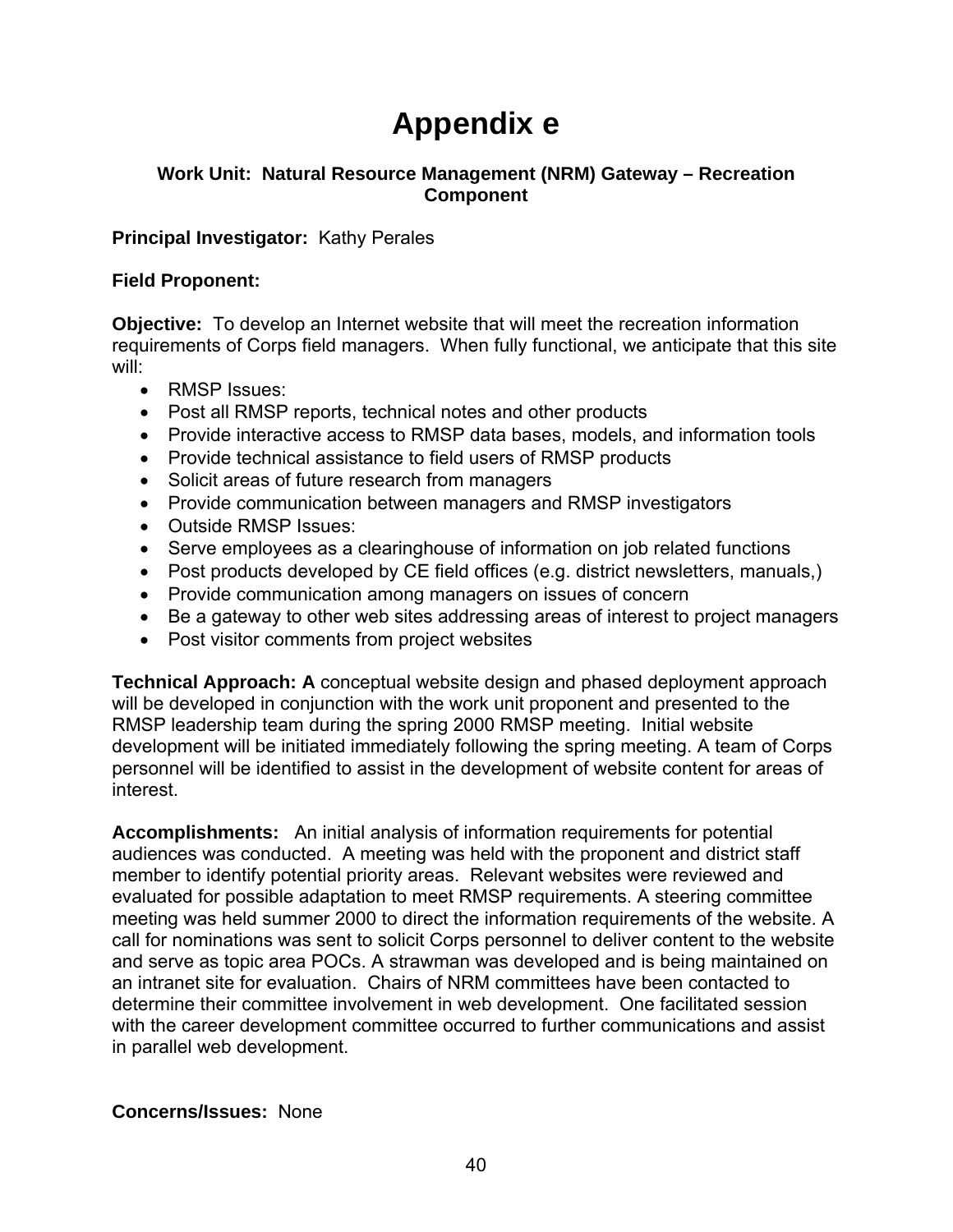# Appendix e

**Work Unit: Natural Resource Management (NRM) Gateway – Recreation Component**

**Principal Investigator:** Kathy Perales

**Field Proponent:**

**Objective:** To develop an Internet website that will meet the recreation information requirements of Corps field managers. When fully functional, we anticipate that this site will:

- RMSP Issues:
- Post all RMSP reports, technical notes and other products
- Provide interactive access to RMSP data bases, models, and information tools
- Provide technical assistance to field users of RMSP products
- Solicit areas of future research from managers
- Provide communication between managers and RMSP investigators
- Outside RMSP Issues:
- Serve employees as a clearinghouse of information on job related functions
- Post products developed by CE field offices (e.g. district newsletters, manuals,)
- Provide communication among managers on issues of concern
- Be a gateway to other web sites addressing areas of interest to project managers
- Post visitor comments from project websites

**Technical Approach: A** conceptual website design and phased deployment approach will be developed in conjunction with the work unit proponent and presented to the RMSP leadership team during the spring 2000 RMSP meeting. Initial website development will be initiated immediately following the spring meeting. A team of Corps personnel will be identified to assist in the development of website content for areas of interest.

**Accomplishments:** An initial analysis of information requirements for potential audiences was conducted. A meeting was held with the proponent and district staff member to identify potential priority areas. Relevant websites were reviewed and evaluated for possible adaptation to meet RMSP requirements. A steering committee meeting was held summer 2000 to direct the information requirements of the website. A call for nominations was sent to solicit Corps personnel to deliver content to the website and serve as topic area POCs. A strawman was developed and is being maintained on an intranet site for evaluation. Chairs of NRM committees have been contacted to determine their committee involvement in web development. One facilitated session with the career development committee occurred to further communications and assist in parallel web development.

**Concerns/Issues:** None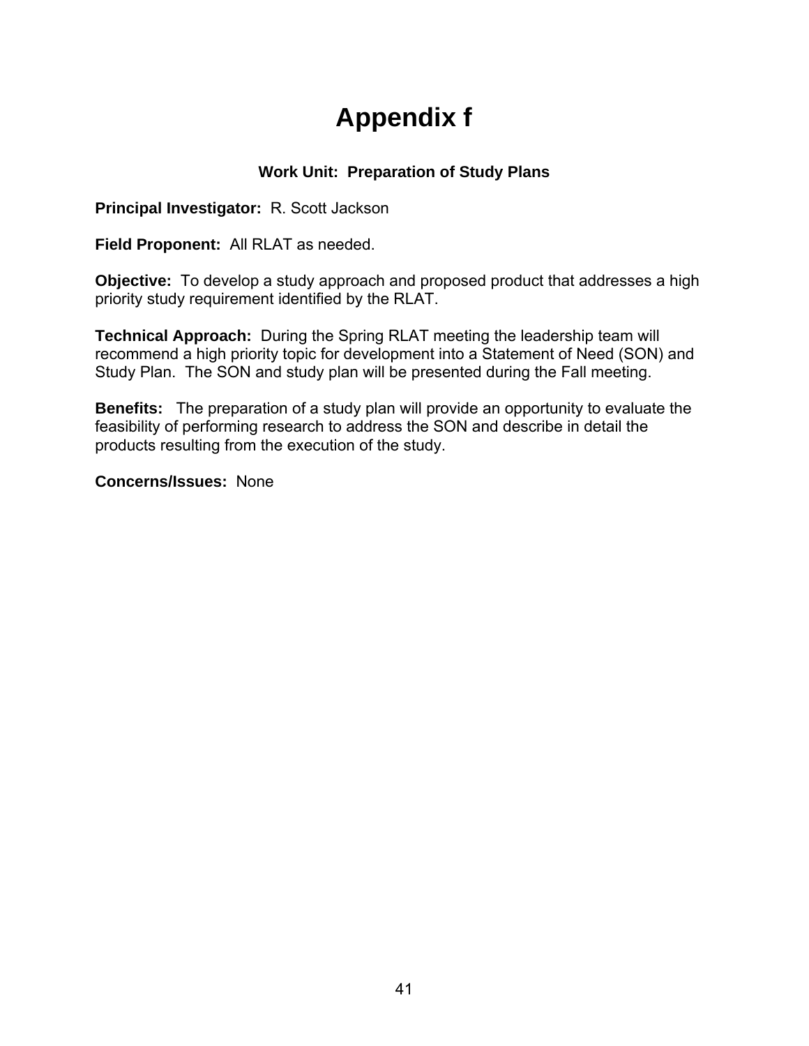# Appendix f

### Work Unit: Preparation of Study Plans

**Principal Investigator:** R. Scott Jackson

**Field Proponent:** All RLAT as needed.

**Objective:** To develop a study approach and proposed product that addresses a high priority study requirement identified by the RLAT.

**Technical Approach:** During the Spring RLAT meeting the leadership team will recommend a high priority topic for development into a Statement of Need (SON) and Study Plan. The SON and study plan will be presented during the Fall meeting.

**Benefits:** The preparation of a study plan will provide an opportunity to evaluate the feasibility of performing research to address the SON and describe in detail the products resulting from the execution of the study.

**Concerns/Issues:** None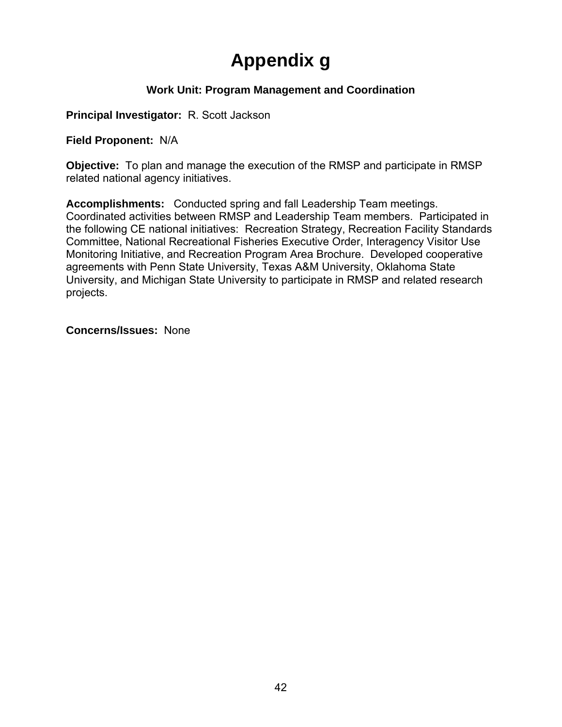# Appendix g

### Work Unit: Program Management and Coordination

**Principal Investigator:** R. Scott Jackson

**Field Proponent:** N/A

**Objective:** To plan and manage the execution of the RMSP and participate in RMSP related national agency initiatives.

**Accomplishments:** Conducted spring and fall Leadership Team meetings. Coordinated activities between RMSP and Leadership Team members. Participated in the following CE national initiatives: Recreation Strategy, Recreation Facility Standards Committee, National Recreational Fisheries Executive Order, Interagency Visitor Use Monitoring Initiative, and Recreation Program Area Brochure. Developed cooperative agreements with Penn State University, Texas A&M University, Oklahoma State University, and Michigan State University to participate in RMSP and related research projects.

**Concerns/Issues:** None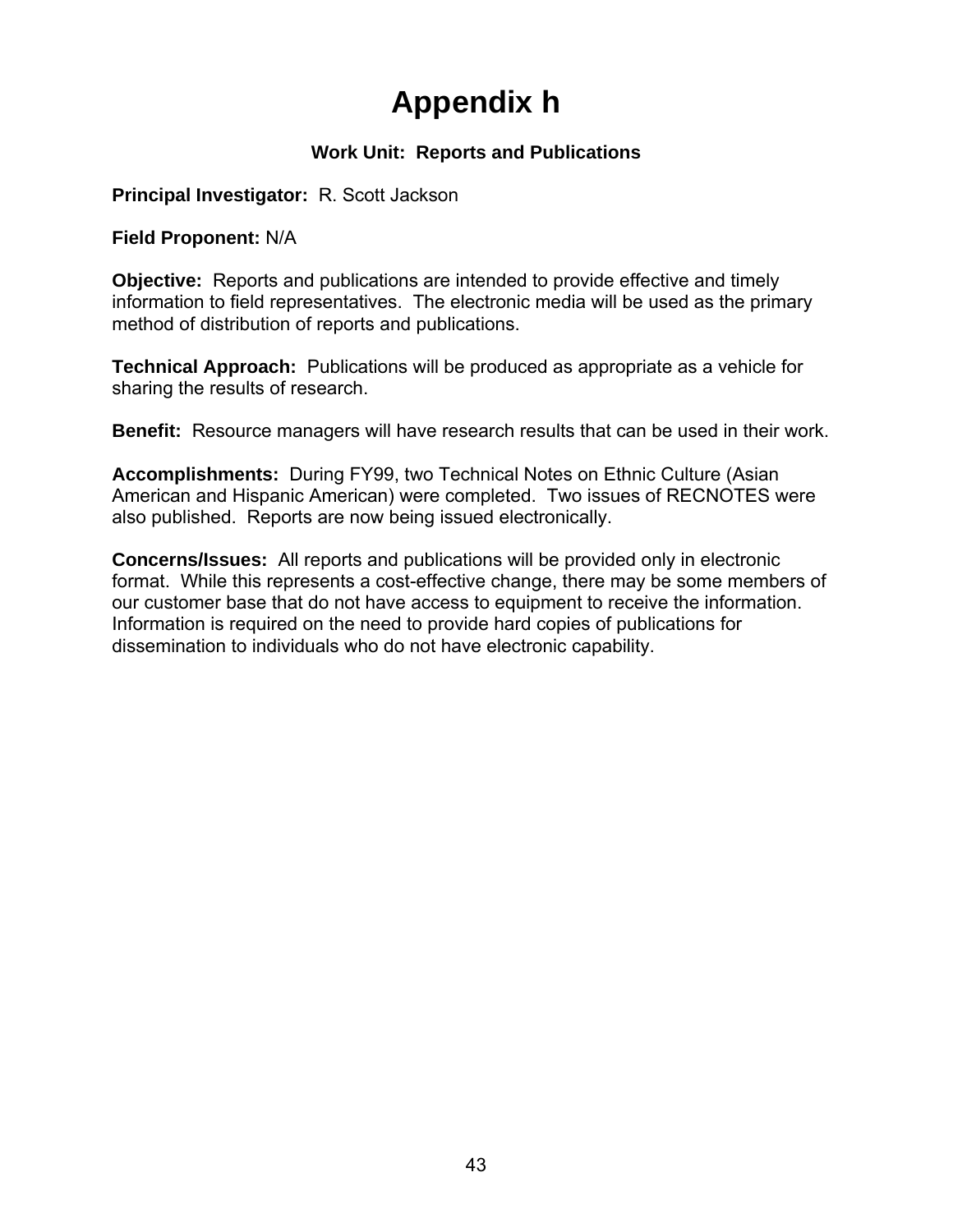# Appendix h

### Work Unit: Reports and Publications

**Principal Investigator:** R. Scott Jackson

**Field Proponent:** N/A

**Objective:** Reports and publications are intended to provide effective and timely information to field representatives. The electronic media will be used as the primary method of distribution of reports and publications.

**Technical Approach:** Publications will be produced as appropriate as a vehicle for sharing the results of research.

**Benefit:** Resource managers will have research results that can be used in their work.

**Accomplishments:** During FY99, two Technical Notes on Ethnic Culture (Asian American and Hispanic American) were completed. Two issues of RECNOTES were also published. Reports are now being issued electronically.

**Concerns/Issues:** All reports and publications will be provided only in electronic format. While this represents a cost-effective change, there may be some members of our customer base that do not have access to equipment to receive the information. Information is required on the need to provide hard copies of publications for dissemination to individuals who do not have electronic capability.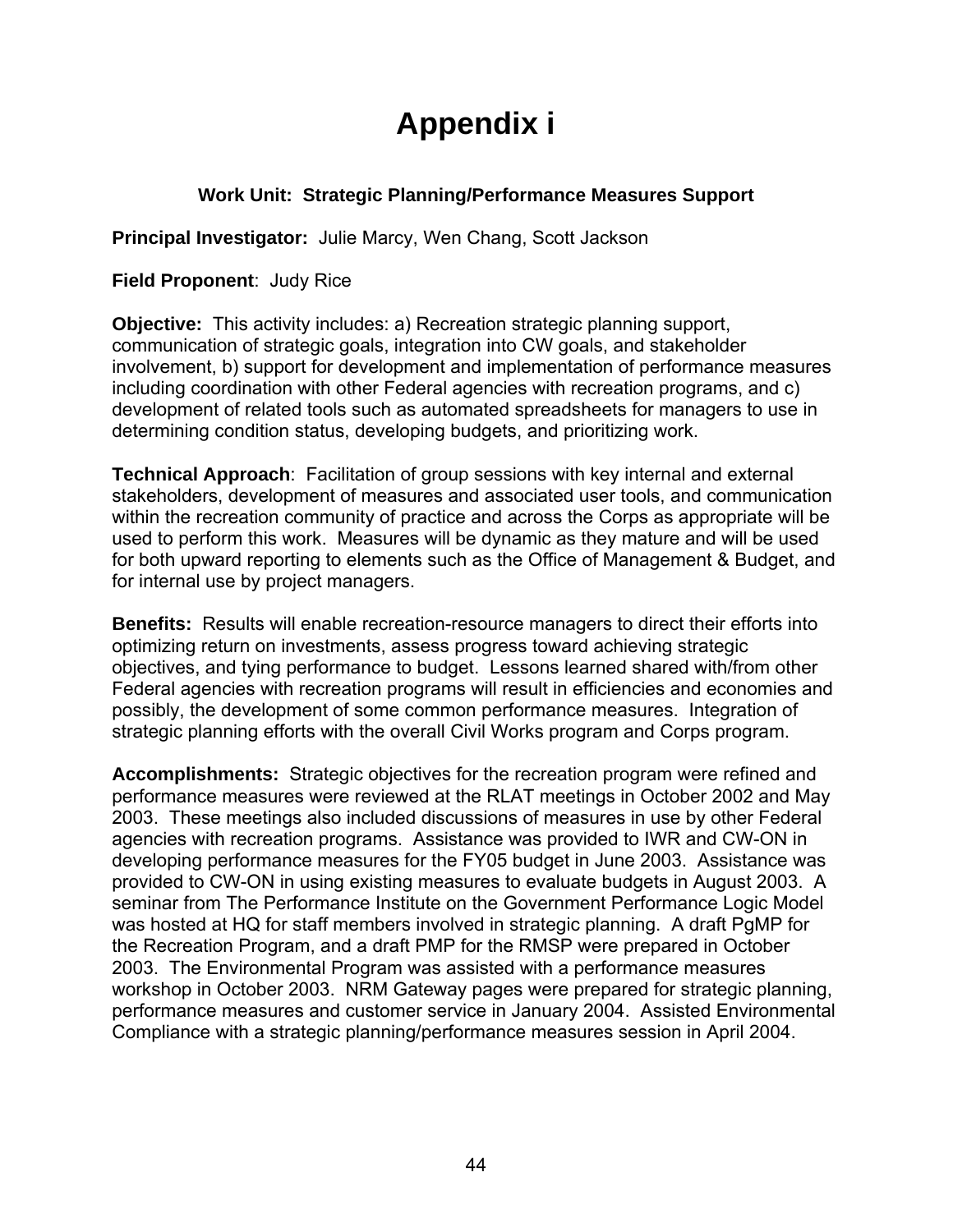# Appendix i

**Work Unit: Strategic Planning/Performance Measures Support**

**Principal Investigator:** Julie Marcy, Wen Chang, Scott Jackson

**Field Proponent**: Judy Rice

**Objective:** This activity includes: a) Recreation strategic planning support, communication of strategic goals, integration into CW goals, and stakeholder involvement, b) support for development and implementation of performance measures including coordination with other Federal agencies with recreation programs, and c) development of related tools such as automated spreadsheets for managers to use in determining condition status, developing budgets, and prioritizing work.

**Technical Approach**: Facilitation of group sessions with key internal and external stakeholders, development of measures and associated user tools, and communication within the recreation community of practice and across the Corps as appropriate will be used to perform this work. Measures will be dynamic as they mature and will be used for both upward reporting to elements such as the Office of Management & Budget, and for internal use by project managers.

**Benefits:** Results will enable recreation-resource managers to direct their efforts into optimizing return on investments, assess progress toward achieving strategic objectives, and tying performance to budget. Lessons learned shared with/from other Federal agencies with recreation programs will result in efficiencies and economies and possibly, the development of some common performance measures. Integration of strategic planning efforts with the overall Civil Works program and Corps program.

**Accomplishments:** Strategic objectives for the recreation program were refined and performance measures were reviewed at the RLAT meetings in October 2002 and May 2003. These meetings also included discussions of measures in use by other Federal agencies with recreation programs. Assistance was provided to IWR and CW-ON in developing performance measures for the FY05 budget in June 2003. Assistance was provided to CW-ON in using existing measures to evaluate budgets in August 2003. A seminar from The Performance Institute on the Government Performance Logic Model was hosted at HQ for staff members involved in strategic planning. A draft PgMP for the Recreation Program, and a draft PMP for the RMSP were prepared in October 2003. The Environmental Program was assisted with a performance measures workshop in October 2003. NRM Gateway pages were prepared for strategic planning, performance measures and customer service in January 2004. Assisted Environmental Compliance with a strategic planning/performance measures session in April 2004.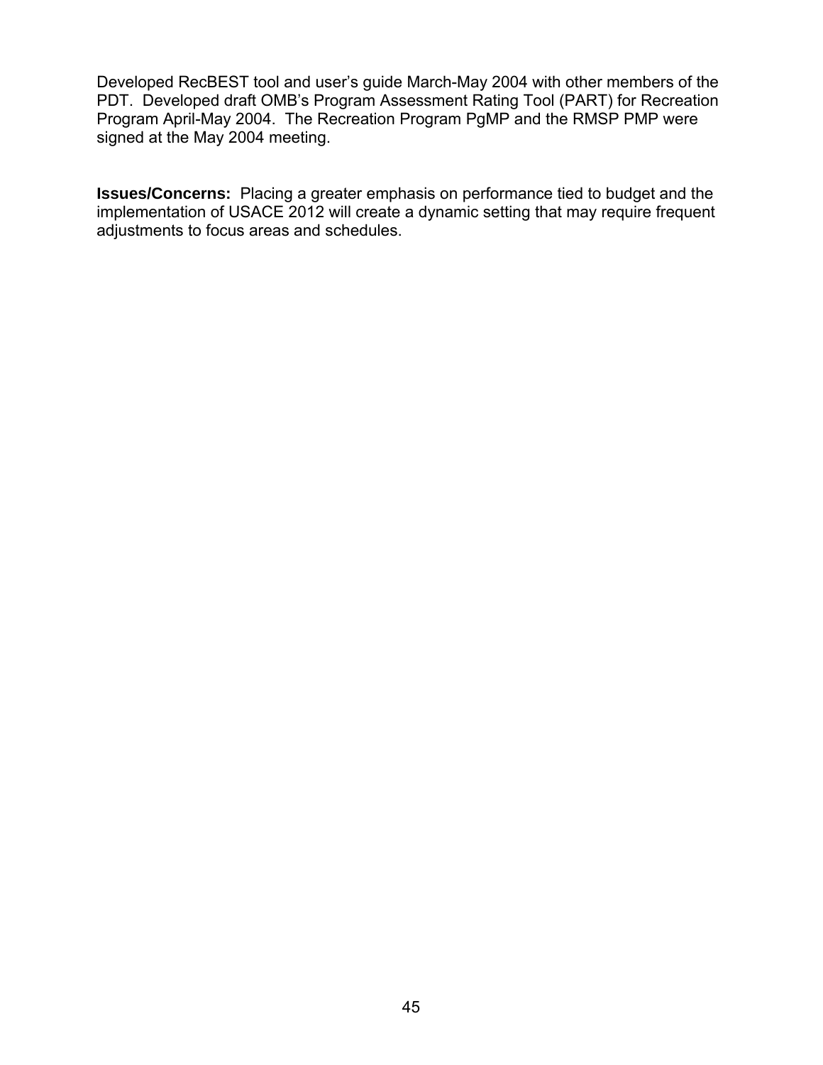Developed RecBEST tool and user's guide March-May 2004 with other members of the PDT. Developed draft OMB's Program Assessment Rating Tool (PART) for Recreation Program April-May 2004. The Recreation Program PgMP and the RMSP PMP were signed at the May 2004 meeting.

**Issues/Concerns:** Placing a greater emphasis on performance tied to budget and the implementation of USACE 2012 will create a dynamic setting that may require frequent adjustments to focus areas and schedules.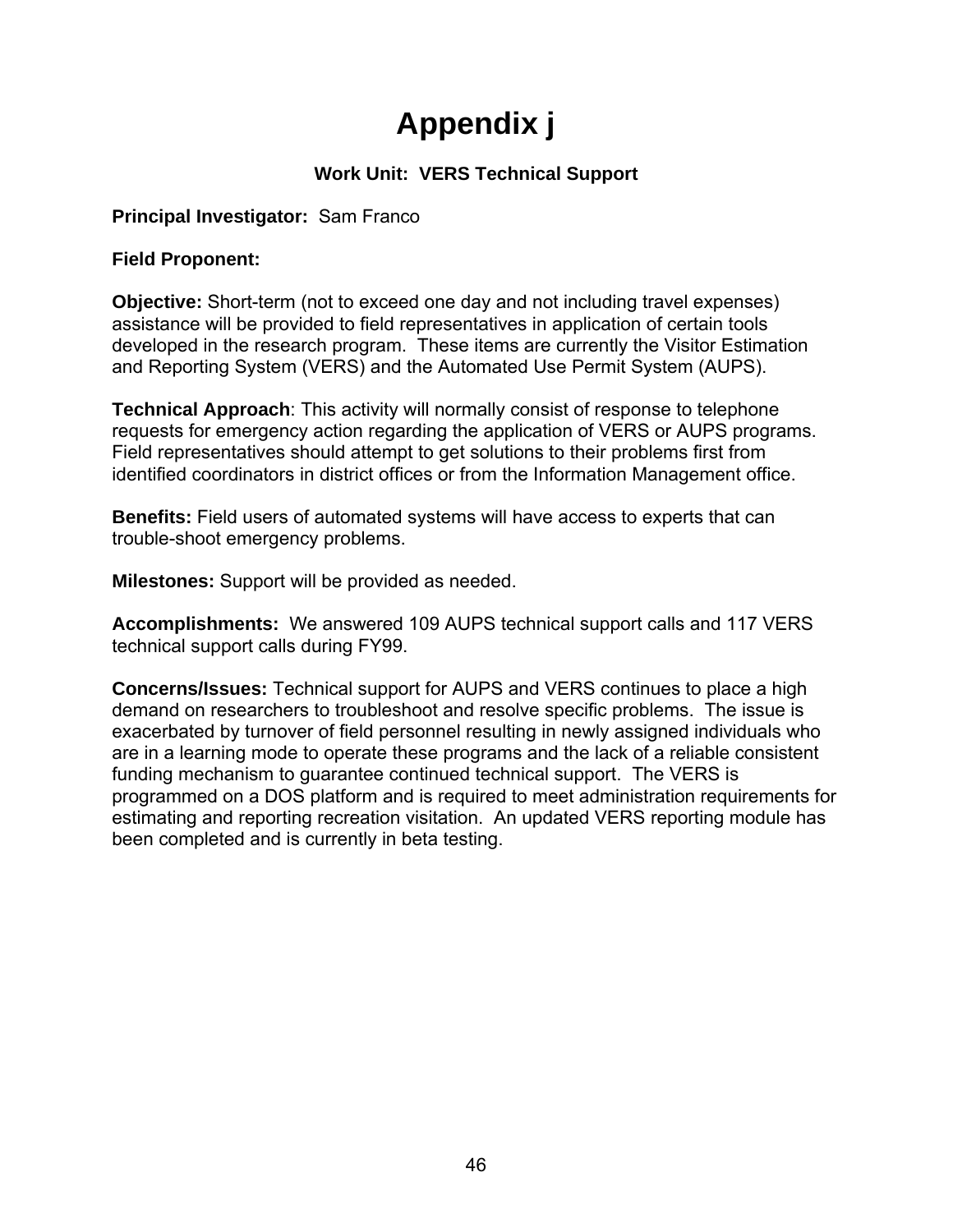# Appendix j

### Work Unit: VERS Technical Support

**Principal Investigator:** Sam Franco

**Field Proponent:**

**Objective:** Short-term (not to exceed one day and not including travel expenses) assistance will be provided to field representatives in application of certain tools developed in the research program. These items are currently the Visitor Estimation and Reporting System (VERS) and the Automated Use Permit System (AUPS).

**Technical Approach**: This activity will normally consist of response to telephone requests for emergency action regarding the application of VERS or AUPS programs. Field representatives should attempt to get solutions to their problems first from identified coordinators in district offices or from the Information Management office.

**Benefits:** Field users of automated systems will have access to experts that can trouble-shoot emergency problems.

**Milestones:** Support will be provided as needed.

**Accomplishments:** We answered 109 AUPS technical support calls and 117 VERS technical support calls during FY99.

**Concerns/Issues:** Technical support for AUPS and VERS continues to place a high demand on researchers to troubleshoot and resolve specific problems. The issue is exacerbated by turnover of field personnel resulting in newly assigned individuals who are in a learning mode to operate these programs and the lack of a reliable consistent funding mechanism to guarantee continued technical support. The VERS is programmed on a DOS platform and is required to meet administration requirements for estimating and reporting recreation visitation. An updated VERS reporting module has been completed and is currently in beta testing.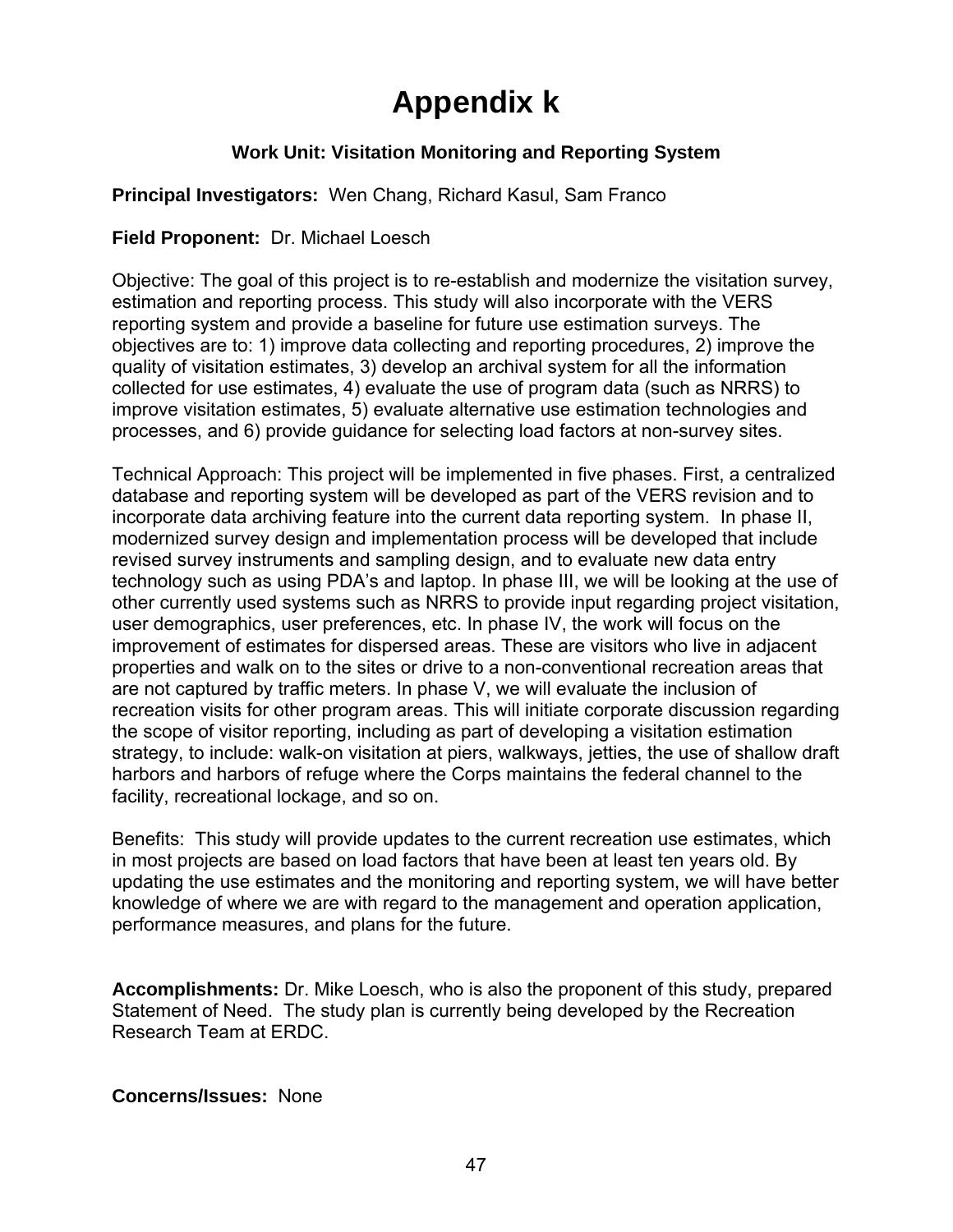# Appendix k

**Work Unit: Visitation Monitoring and Reporting System**

**Principal Investigators:** Wen Chang, Richard Kasul, Sam Franco

**Field Proponent:** Dr. Michael Loesch

Objective: The goal of this project is to re-establish and modernize the visitation survey, estimation and reporting process. This study will also incorporate with the VERS reporting system and provide a baseline for future use estimation surveys. The objectives are to: 1) improve data collecting and reporting procedures, 2) improve the quality of visitation estimates, 3) develop an archival system for all the information collected for use estimates, 4) evaluate the use of program data (such as NRRS) to improve visitation estimates, 5) evaluate alternative use estimation technologies and processes, and 6) provide guidance for selecting load factors at non-survey sites.

Technical Approach: This project will be implemented in five phases. First, a centralized database and reporting system will be developed as part of the VERS revision and to incorporate data archiving feature into the current data reporting system. In phase II, modernized survey design and implementation process will be developed that include revised survey instruments and sampling design, and to evaluate new data entry technology such as using PDA's and laptop. In phase III, we will be looking at the use of other currently used systems such as NRRS to provide input regarding project visitation, user demographics, user preferences, etc. In phase IV, the work will focus on the improvement of estimates for dispersed areas. These are visitors who live in adjacent properties and walk on to the sites or drive to a non-conventional recreation areas that are not captured by traffic meters. In phase V, we will evaluate the inclusion of recreation visits for other program areas. This will initiate corporate discussion regarding the scope of visitor reporting, including as part of developing a visitation estimation strategy, to include: walk-on visitation at piers, walkways, jetties, the use of shallow draft harbors and harbors of refuge where the Corps maintains the federal channel to the facility, recreational lockage, and so on.

Benefits: This study will provide updates to the current recreation use estimates, which in most projects are based on load factors that have been at least ten years old. By updating the use estimates and the monitoring and reporting system, we will have better knowledge of where we are with regard to the management and operation application, performance measures, and plans for the future.

**Accomplishments:** Dr. Mike Loesch, who is also the proponent of this study, prepared Statement of Need. The study plan is currently being developed by the Recreation Research Team at ERDC.

**Concerns/Issues:** None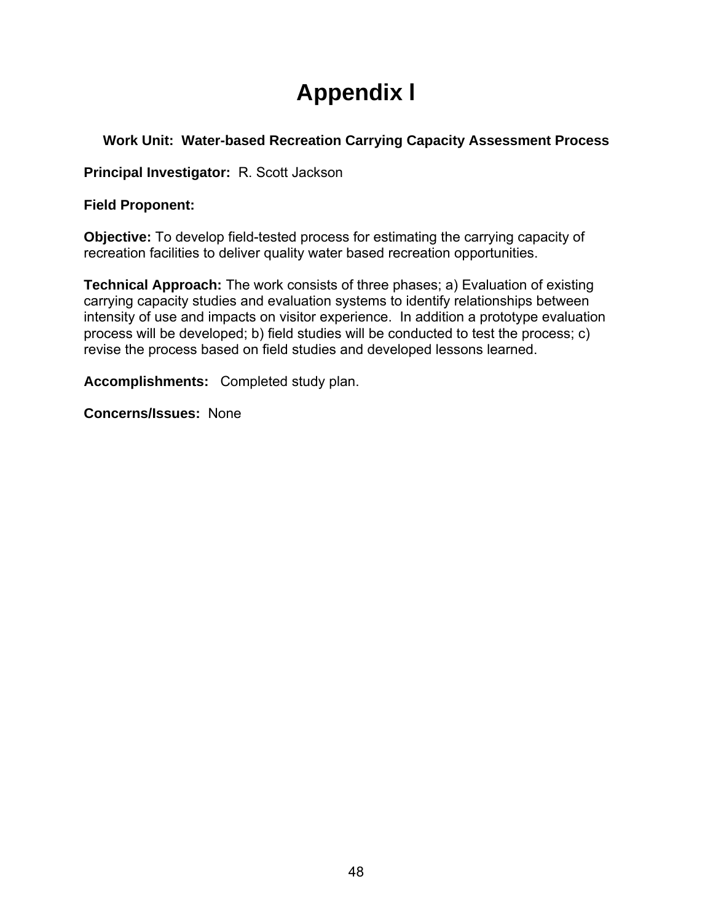# Appendix I

**Work Unit: Water-based Recreation Carrying Capacity Assessment Process**

**Principal Investigator:** R. Scott Jackson

**Field Proponent:**

**Objective:** To develop field-tested process for estimating the carrying capacity of recreation facilities to deliver quality water based recreation opportunities.

**Technical Approach:** The work consists of three phases; a) Evaluation of existing carrying capacity studies and evaluation systems to identify relationships between intensity of use and impacts on visitor experience. In addition a prototype evaluation process will be developed; b) field studies will be conducted to test the process; c) revise the process based on field studies and developed lessons learned.

**Accomplishments:** Completed study plan.

**Concerns/Issues:** None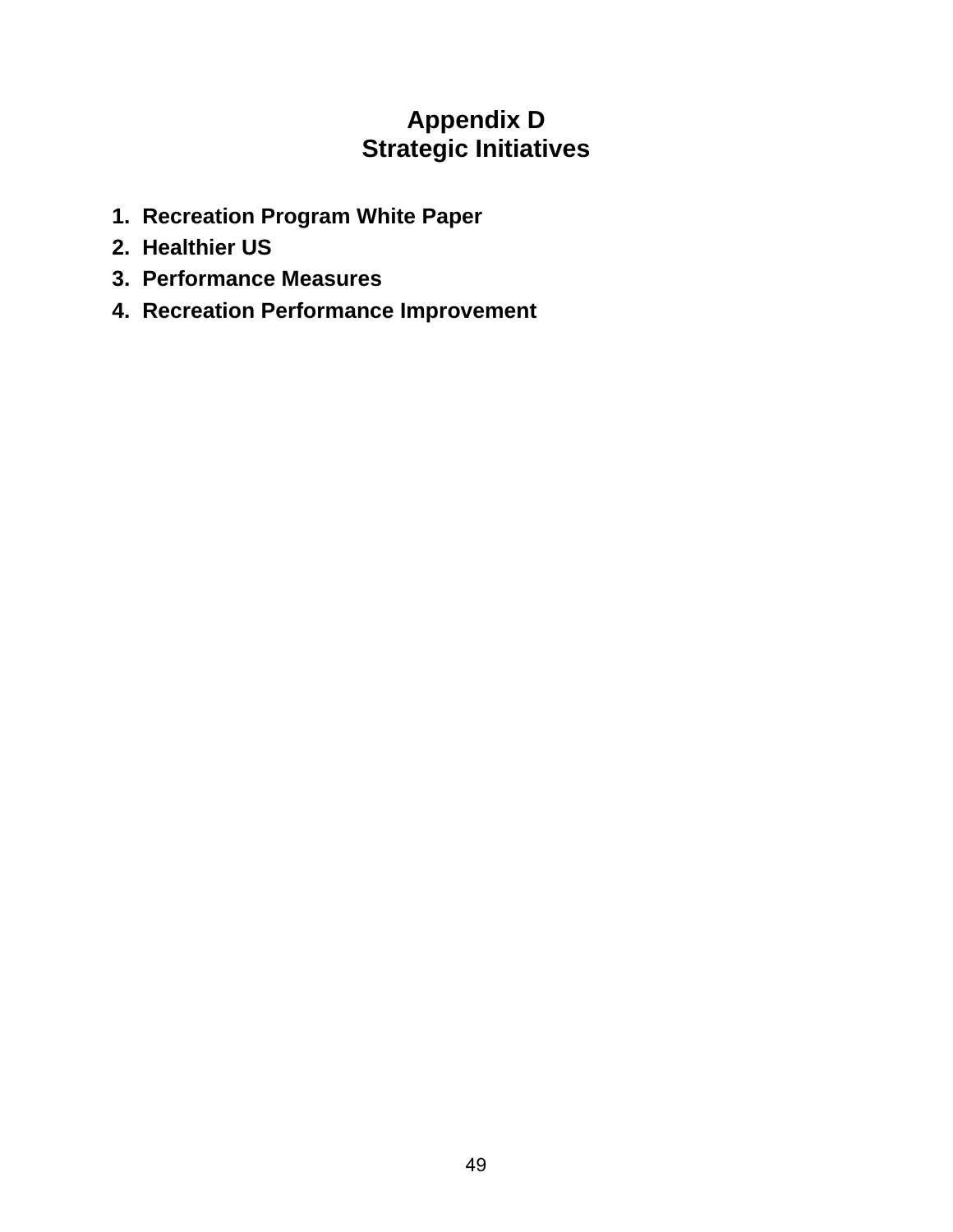# Appendix D
# Strategic Initiatives

1. **Recreation Program White Paper**
2. **Healthier US**
3. **Performance Measures**
4. **Recreation Performance Improvement**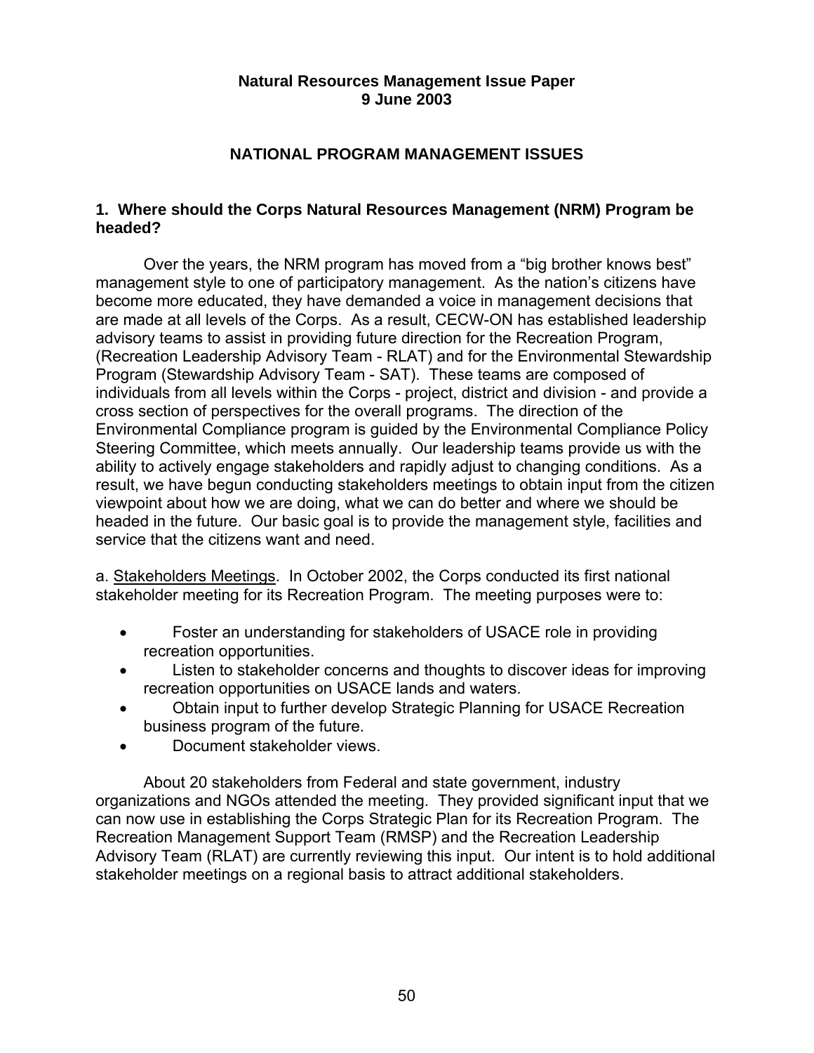**Natural Resources Management Issue Paper**
**9 June 2003**

## NATIONAL PROGRAM MANAGEMENT ISSUES

### 1. Where should the Corps Natural Resources Management (NRM) Program be headed?

Over the years, the NRM program has moved from a "big brother knows best" management style to one of participatory management. As the nation's citizens have become more educated, they have demanded a voice in management decisions that are made at all levels of the Corps. As a result, CECW-ON has established leadership advisory teams to assist in providing future direction for the Recreation Program, (Recreation Leadership Advisory Team - RLAT) and for the Environmental Stewardship Program (Stewardship Advisory Team - SAT). These teams are composed of individuals from all levels within the Corps - project, district and division - and provide a cross section of perspectives for the overall programs. The direction of the Environmental Compliance program is guided by the Environmental Compliance Policy Steering Committee, which meets annually. Our leadership teams provide us with the ability to actively engage stakeholders and rapidly adjust to changing conditions. As a result, we have begun conducting stakeholders meetings to obtain input from the citizen viewpoint about how we are doing, what we can do better and where we should be headed in the future. Our basic goal is to provide the management style, facilities and service that the citizens want and need.

a. <u>Stakeholders Meetings</u>. In October 2002, the Corps conducted its first national stakeholder meeting for its Recreation Program. The meeting purposes were to:

- Foster an understanding for stakeholders of USACE role in providing recreation opportunities.
- Listen to stakeholder concerns and thoughts to discover ideas for improving recreation opportunities on USACE lands and waters.
- Obtain input to further develop Strategic Planning for USACE Recreation business program of the future.
- Document stakeholder views.

About 20 stakeholders from Federal and state government, industry organizations and NGOs attended the meeting. They provided significant input that we can now use in establishing the Corps Strategic Plan for its Recreation Program. The Recreation Management Support Team (RMSP) and the Recreation Leadership Advisory Team (RLAT) are currently reviewing this input. Our intent is to hold additional stakeholder meetings on a regional basis to attract additional stakeholders.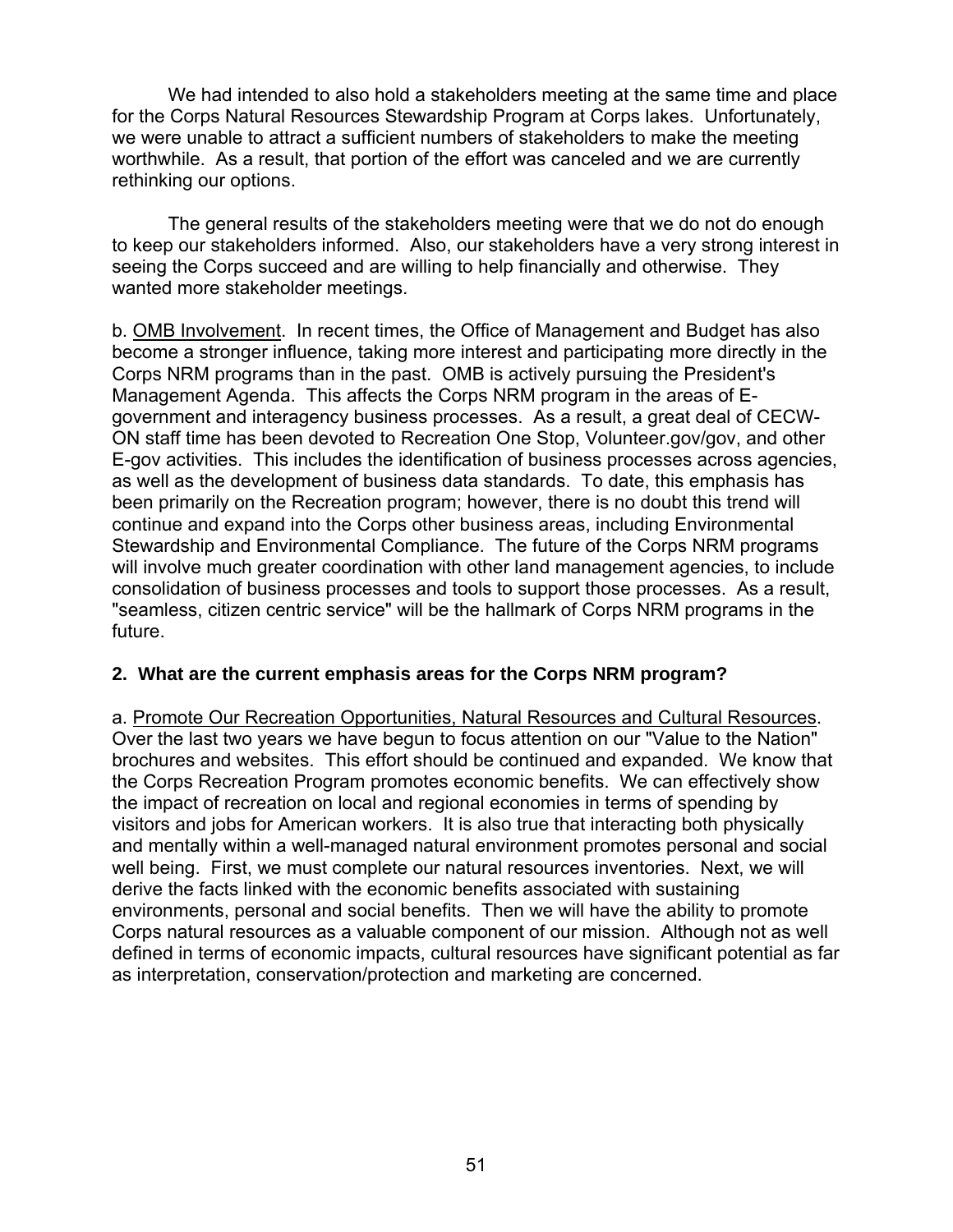We had intended to also hold a stakeholders meeting at the same time and place for the Corps Natural Resources Stewardship Program at Corps lakes. Unfortunately, we were unable to attract a sufficient numbers of stakeholders to make the meeting worthwhile. As a result, that portion of the effort was canceled and we are currently rethinking our options.

The general results of the stakeholders meeting were that we do not do enough to keep our stakeholders informed. Also, our stakeholders have a very strong interest in seeing the Corps succeed and are willing to help financially and otherwise. They wanted more stakeholder meetings.

b. <u>OMB Involvement</u>. In recent times, the Office of Management and Budget has also become a stronger influence, taking more interest and participating more directly in the Corps NRM programs than in the past. OMB is actively pursuing the President's Management Agenda. This affects the Corps NRM program in the areas of E-government and interagency business processes. As a result, a great deal of CECW-ON staff time has been devoted to Recreation One Stop, Volunteer.gov/gov, and other E-gov activities. This includes the identification of business processes across agencies, as well as the development of business data standards. To date, this emphasis has been primarily on the Recreation program; however, there is no doubt this trend will continue and expand into the Corps other business areas, including Environmental Stewardship and Environmental Compliance. The future of the Corps NRM programs will involve much greater coordination with other land management agencies, to include consolidation of business processes and tools to support those processes. As a result, "seamless, citizen centric service" will be the hallmark of Corps NRM programs in the future.

**2. What are the current emphasis areas for the Corps NRM program?**

a. <u>Promote Our Recreation Opportunities, Natural Resources and Cultural Resources</u>. Over the last two years we have begun to focus attention on our "Value to the Nation" brochures and websites. This effort should be continued and expanded. We know that the Corps Recreation Program promotes economic benefits. We can effectively show the impact of recreation on local and regional economies in terms of spending by visitors and jobs for American workers. It is also true that interacting both physically and mentally within a well-managed natural environment promotes personal and social well being. First, we must complete our natural resources inventories. Next, we will derive the facts linked with the economic benefits associated with sustaining environments, personal and social benefits. Then we will have the ability to promote Corps natural resources as a valuable component of our mission. Although not as well defined in terms of economic impacts, cultural resources have significant potential as far as interpretation, conservation/protection and marketing are concerned.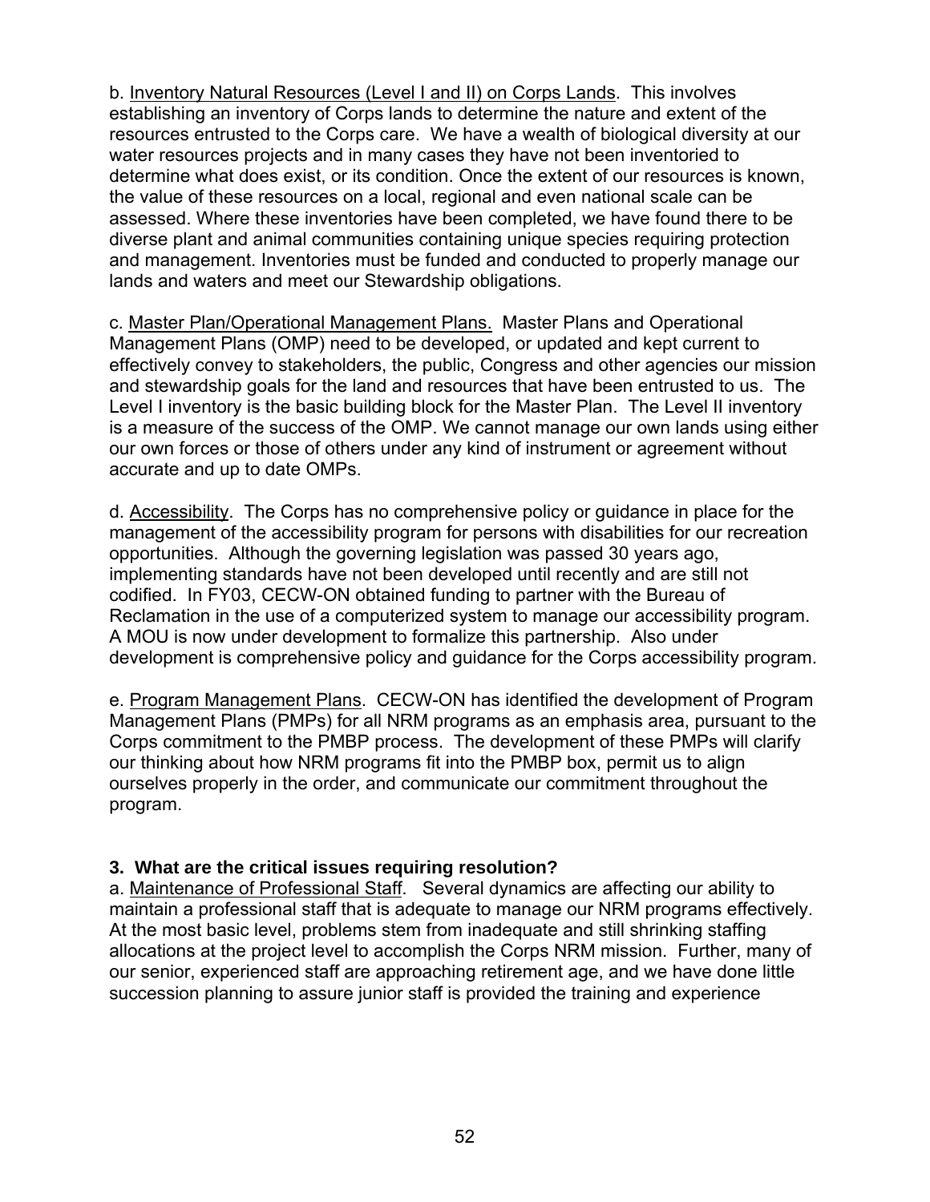b. Inventory Natural Resources (Level I and II) on Corps Lands. This involves establishing an inventory of Corps lands to determine the nature and extent of the resources entrusted to the Corps care. We have a wealth of biological diversity at our water resources projects and in many cases they have not been inventoried to determine what does exist, or its condition. Once the extent of our resources is known, the value of these resources on a local, regional and even national scale can be assessed. Where these inventories have been completed, we have found there to be diverse plant and animal communities containing unique species requiring protection and management. Inventories must be funded and conducted to properly manage our lands and waters and meet our Stewardship obligations.

c. Master Plan/Operational Management Plans. Master Plans and Operational Management Plans (OMP) need to be developed, or updated and kept current to effectively convey to stakeholders, the public, Congress and other agencies our mission and stewardship goals for the land and resources that have been entrusted to us. The Level I inventory is the basic building block for the Master Plan. The Level II inventory is a measure of the success of the OMP. We cannot manage our own lands using either our own forces or those of others under any kind of instrument or agreement without accurate and up to date OMPs.

d. Accessibility. The Corps has no comprehensive policy or guidance in place for the management of the accessibility program for persons with disabilities for our recreation opportunities. Although the governing legislation was passed 30 years ago, implementing standards have not been developed until recently and are still not codified. In FY03, CECW-ON obtained funding to partner with the Bureau of Reclamation in the use of a computerized system to manage our accessibility program. A MOU is now under development to formalize this partnership. Also under development is comprehensive policy and guidance for the Corps accessibility program.

e. Program Management Plans. CECW-ON has identified the development of Program Management Plans (PMPs) for all NRM programs as an emphasis area, pursuant to the Corps commitment to the PMBP process. The development of these PMPs will clarify our thinking about how NRM programs fit into the PMBP box, permit us to align ourselves properly in the order, and communicate our commitment throughout the program.

**3. What are the critical issues requiring resolution?**

a. Maintenance of Professional Staff. Several dynamics are affecting our ability to maintain a professional staff that is adequate to manage our NRM programs effectively. At the most basic level, problems stem from inadequate and still shrinking staffing allocations at the project level to accomplish the Corps NRM mission. Further, many of our senior, experienced staff are approaching retirement age, and we have done little succession planning to assure junior staff is provided the training and experience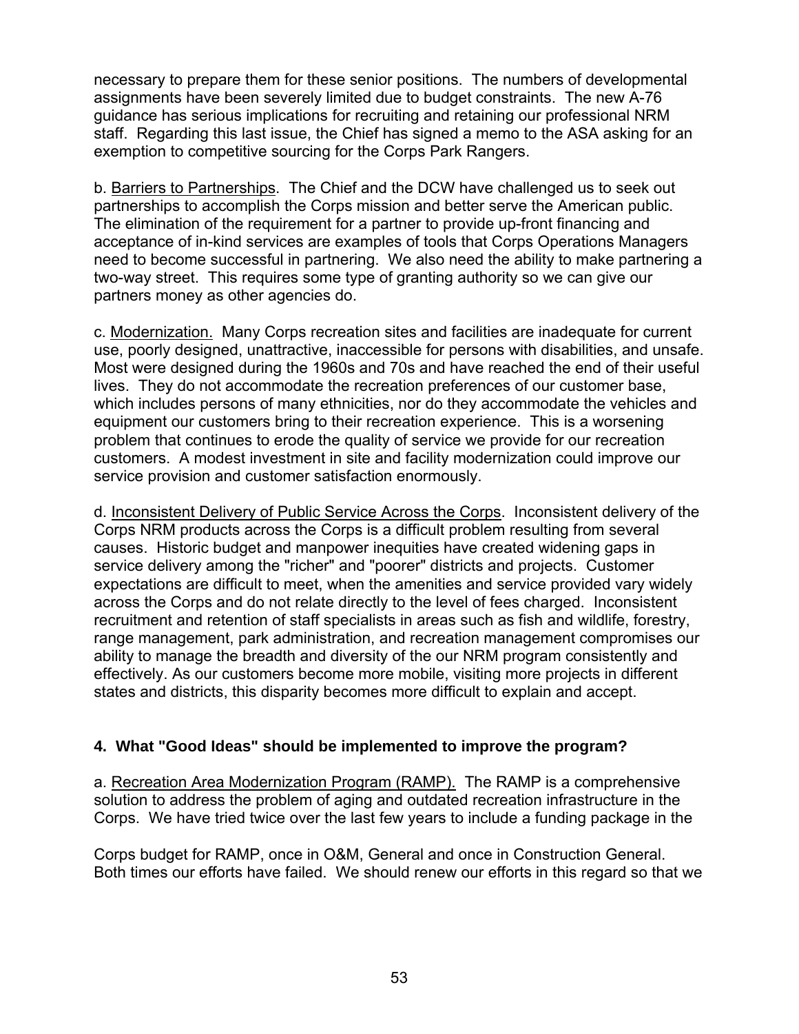necessary to prepare them for these senior positions. The numbers of developmental assignments have been severely limited due to budget constraints. The new A-76 guidance has serious implications for recruiting and retaining our professional NRM staff. Regarding this last issue, the Chief has signed a memo to the ASA asking for an exemption to competitive sourcing for the Corps Park Rangers.

b. <u>Barriers to Partnerships</u>. The Chief and the DCW have challenged us to seek out partnerships to accomplish the Corps mission and better serve the American public. The elimination of the requirement for a partner to provide up-front financing and acceptance of in-kind services are examples of tools that Corps Operations Managers need to become successful in partnering. We also need the ability to make partnering a two-way street. This requires some type of granting authority so we can give our partners money as other agencies do.

c. <u>Modernization.</u> Many Corps recreation sites and facilities are inadequate for current use, poorly designed, unattractive, inaccessible for persons with disabilities, and unsafe. Most were designed during the 1960s and 70s and have reached the end of their useful lives. They do not accommodate the recreation preferences of our customer base, which includes persons of many ethnicities, nor do they accommodate the vehicles and equipment our customers bring to their recreation experience. This is a worsening problem that continues to erode the quality of service we provide for our recreation customers. A modest investment in site and facility modernization could improve our service provision and customer satisfaction enormously.

d. <u>Inconsistent Delivery of Public Service Across the Corps</u>. Inconsistent delivery of the Corps NRM products across the Corps is a difficult problem resulting from several causes. Historic budget and manpower inequities have created widening gaps in service delivery among the "richer" and "poorer" districts and projects. Customer expectations are difficult to meet, when the amenities and service provided vary widely across the Corps and do not relate directly to the level of fees charged. Inconsistent recruitment and retention of staff specialists in areas such as fish and wildlife, forestry, range management, park administration, and recreation management compromises our ability to manage the breadth and diversity of the our NRM program consistently and effectively. As our customers become more mobile, visiting more projects in different states and districts, this disparity becomes more difficult to explain and accept.

**4. What "Good Ideas" should be implemented to improve the program?**

a. <u>Recreation Area Modernization Program (RAMP).</u> The RAMP is a comprehensive solution to address the problem of aging and outdated recreation infrastructure in the Corps. We have tried twice over the last few years to include a funding package in the Corps budget for RAMP, once in O&M, General and once in Construction General. Both times our efforts have failed. We should renew our efforts in this regard so that we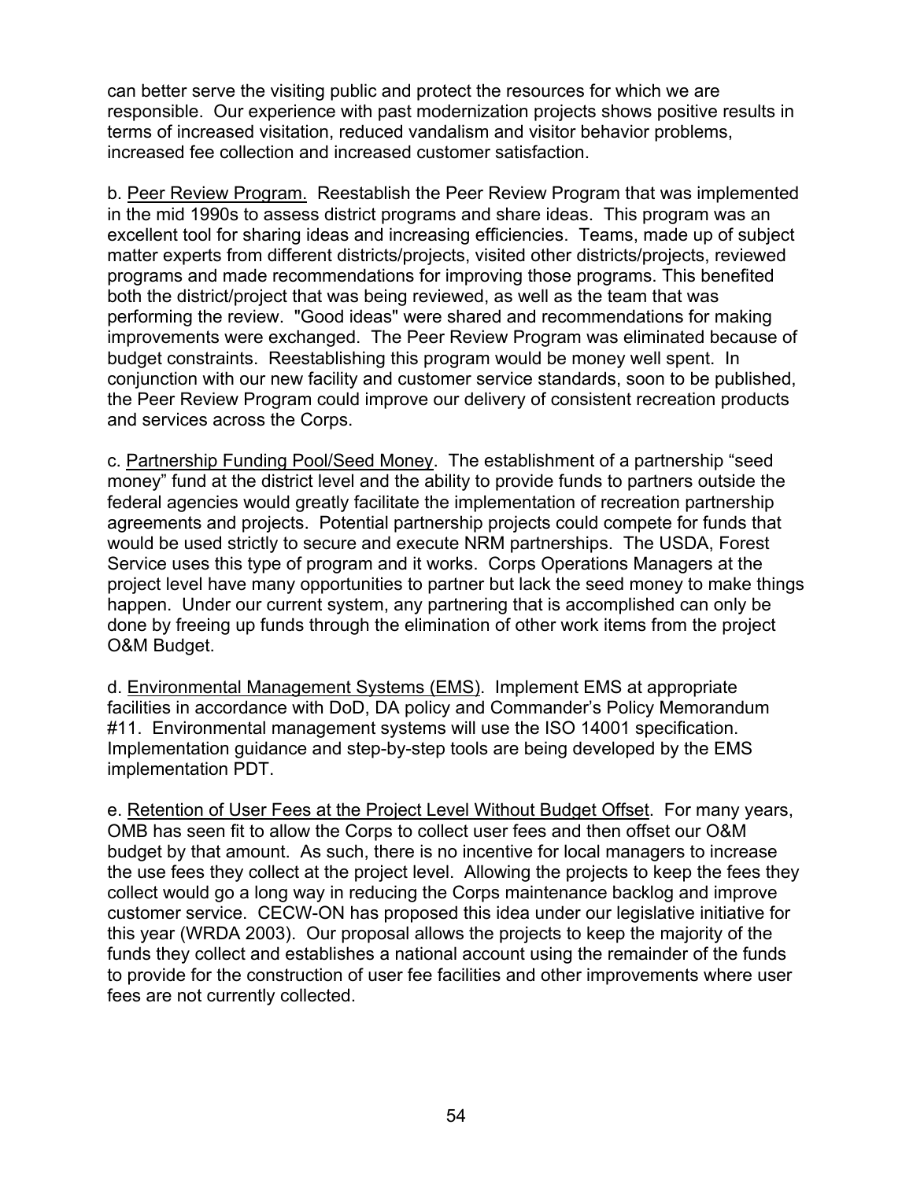can better serve the visiting public and protect the resources for which we are responsible. Our experience with past modernization projects shows positive results in terms of increased visitation, reduced vandalism and visitor behavior problems, increased fee collection and increased customer satisfaction.

b. <u>Peer Review Program.</u> Reestablish the Peer Review Program that was implemented in the mid 1990s to assess district programs and share ideas. This program was an excellent tool for sharing ideas and increasing efficiencies. Teams, made up of subject matter experts from different districts/projects, visited other districts/projects, reviewed programs and made recommendations for improving those programs. This benefited both the district/project that was being reviewed, as well as the team that was performing the review. "Good ideas" were shared and recommendations for making improvements were exchanged. The Peer Review Program was eliminated because of budget constraints. Reestablishing this program would be money well spent. In conjunction with our new facility and customer service standards, soon to be published, the Peer Review Program could improve our delivery of consistent recreation products and services across the Corps.

c. <u>Partnership Funding Pool/Seed Money</u>. The establishment of a partnership "seed money" fund at the district level and the ability to provide funds to partners outside the federal agencies would greatly facilitate the implementation of recreation partnership agreements and projects. Potential partnership projects could compete for funds that would be used strictly to secure and execute NRM partnerships. The USDA, Forest Service uses this type of program and it works. Corps Operations Managers at the project level have many opportunities to partner but lack the seed money to make things happen. Under our current system, any partnering that is accomplished can only be done by freeing up funds through the elimination of other work items from the project O&M Budget.

d. <u>Environmental Management Systems (EMS)</u>. Implement EMS at appropriate facilities in accordance with DoD, DA policy and Commander's Policy Memorandum #11. Environmental management systems will use the ISO 14001 specification. Implementation guidance and step-by-step tools are being developed by the EMS implementation PDT.

e. <u>Retention of User Fees at the Project Level Without Budget Offset</u>. For many years, OMB has seen fit to allow the Corps to collect user fees and then offset our O&M budget by that amount. As such, there is no incentive for local managers to increase the use fees they collect at the project level. Allowing the projects to keep the fees they collect would go a long way in reducing the Corps maintenance backlog and improve customer service. CECW-ON has proposed this idea under our legislative initiative for this year (WRDA 2003). Our proposal allows the projects to keep the majority of the funds they collect and establishes a national account using the remainder of the funds to provide for the construction of user fee facilities and other improvements where user fees are not currently collected.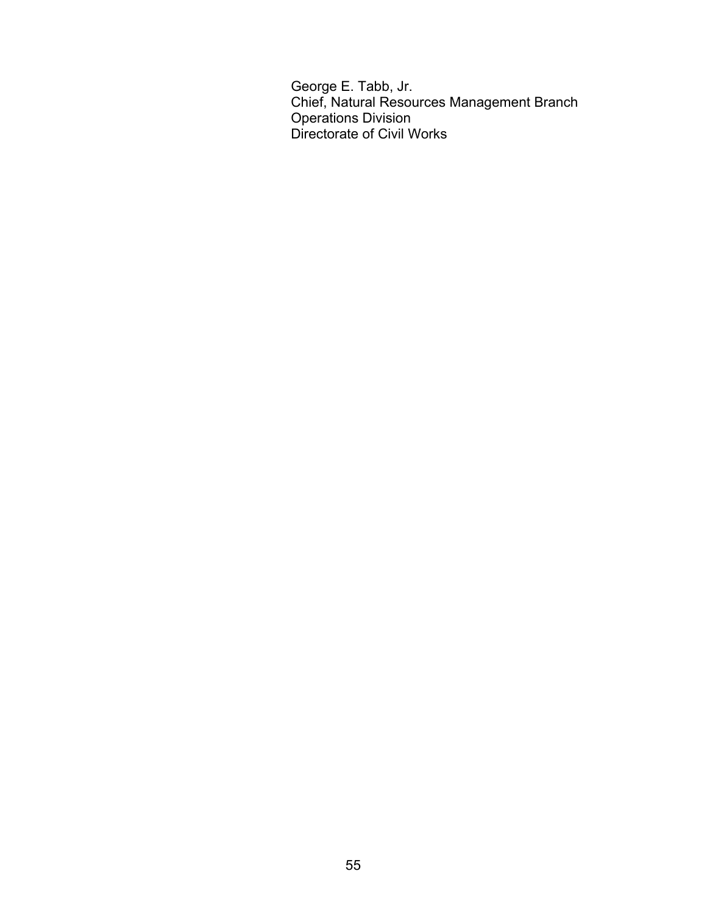George E. Tabb, Jr.
Chief, Natural Resources Management Branch
Operations Division
Directorate of Civil Works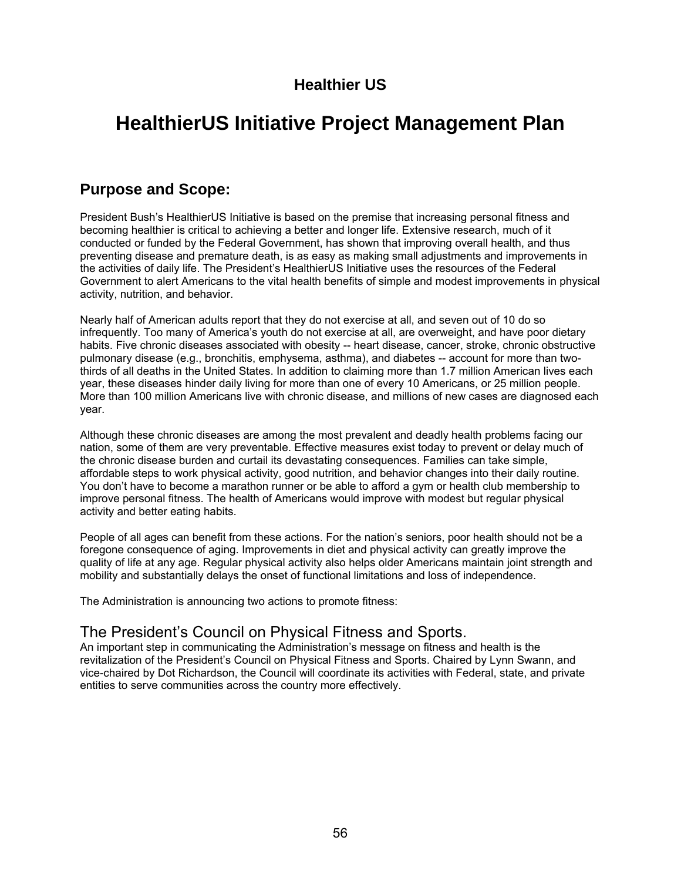## Healthier US

# HealthierUS Initiative Project Management Plan

## Purpose and Scope:

President Bush's HealthierUS Initiative is based on the premise that increasing personal fitness and becoming healthier is critical to achieving a better and longer life. Extensive research, much of it conducted or funded by the Federal Government, has shown that improving overall health, and thus preventing disease and premature death, is as easy as making small adjustments and improvements in the activities of daily life. The President's HealthierUS Initiative uses the resources of the Federal Government to alert Americans to the vital health benefits of simple and modest improvements in physical activity, nutrition, and behavior.

Nearly half of American adults report that they do not exercise at all, and seven out of 10 do so infrequently. Too many of America's youth do not exercise at all, are overweight, and have poor dietary habits. Five chronic diseases associated with obesity -- heart disease, cancer, stroke, chronic obstructive pulmonary disease (e.g., bronchitis, emphysema, asthma), and diabetes -- account for more than two-thirds of all deaths in the United States. In addition to claiming more than 1.7 million American lives each year, these diseases hinder daily living for more than one of every 10 Americans, or 25 million people. More than 100 million Americans live with chronic disease, and millions of new cases are diagnosed each year.

Although these chronic diseases are among the most prevalent and deadly health problems facing our nation, some of them are very preventable. Effective measures exist today to prevent or delay much of the chronic disease burden and curtail its devastating consequences. Families can take simple, affordable steps to work physical activity, good nutrition, and behavior changes into their daily routine. You don't have to become a marathon runner or be able to afford a gym or health club membership to improve personal fitness. The health of Americans would improve with modest but regular physical activity and better eating habits.

People of all ages can benefit from these actions. For the nation's seniors, poor health should not be a foregone consequence of aging. Improvements in diet and physical activity can greatly improve the quality of life at any age. Regular physical activity also helps older Americans maintain joint strength and mobility and substantially delays the onset of functional limitations and loss of independence.

The Administration is announcing two actions to promote fitness:

### The President's Council on Physical Fitness and Sports.

An important step in communicating the Administration's message on fitness and health is the revitalization of the President's Council on Physical Fitness and Sports. Chaired by Lynn Swann, and vice-chaired by Dot Richardson, the Council will coordinate its activities with Federal, state, and private entities to serve communities across the country more effectively.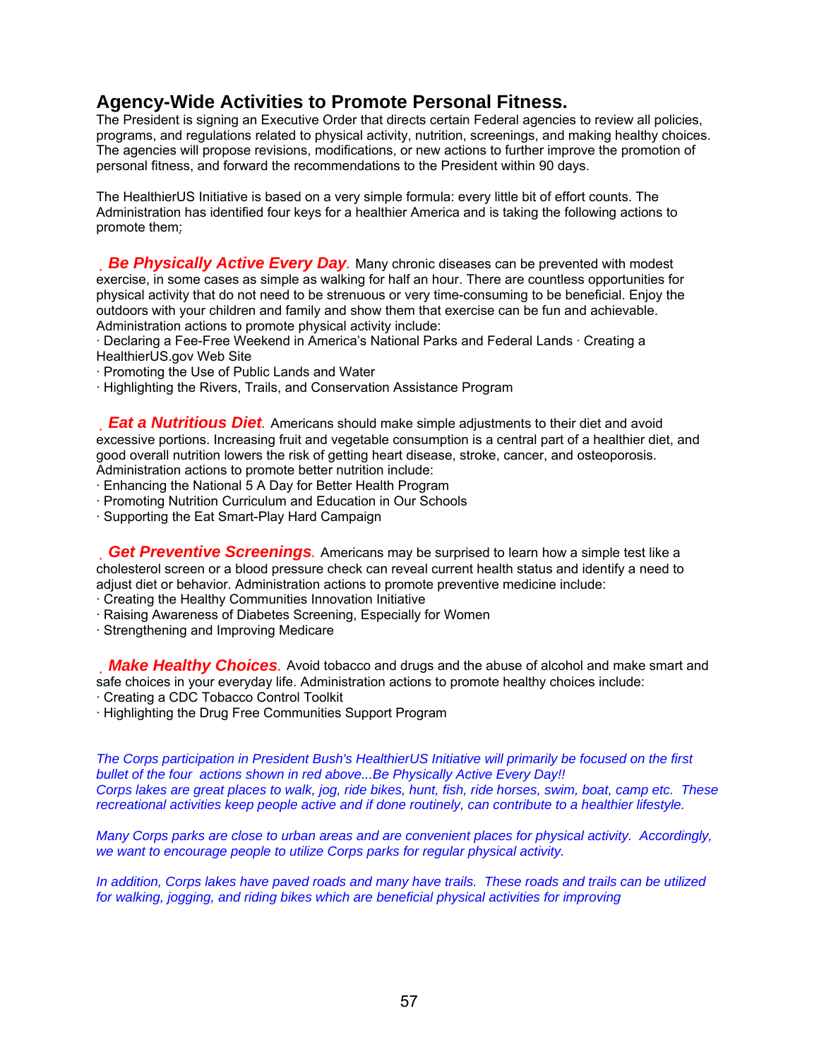## Agency-Wide Activities to Promote Personal Fitness.

The President is signing an Executive Order that directs certain Federal agencies to review all policies, programs, and regulations related to physical activity, nutrition, screenings, and making healthy choices. The agencies will propose revisions, modifications, or new actions to further improve the promotion of personal fitness, and forward the recommendations to the President within 90 days.

The HealthierUS Initiative is based on a very simple formula: every little bit of effort counts. The Administration has identified four keys for a healthier America and is taking the following actions to promote them:

***Be Physically Active Every Day.*** Many chronic diseases can be prevented with modest exercise, in some cases as simple as walking for half an hour. There are countless opportunities for physical activity that do not need to be strenuous or very time-consuming to be beneficial. Enjoy the outdoors with your children and family and show them that exercise can be fun and achievable. Administration actions to promote physical activity include:

· Declaring a Fee-Free Weekend in America's National Parks and Federal Lands · Creating a HealthierUS.gov Web Site
· Promoting the Use of Public Lands and Water
· Highlighting the Rivers, Trails, and Conservation Assistance Program

***Eat a Nutritious Diet.*** Americans should make simple adjustments to their diet and avoid excessive portions. Increasing fruit and vegetable consumption is a central part of a healthier diet, and good overall nutrition lowers the risk of getting heart disease, stroke, cancer, and osteoporosis. Administration actions to promote better nutrition include:

· Enhancing the National 5 A Day for Better Health Program
· Promoting Nutrition Curriculum and Education in Our Schools
· Supporting the Eat Smart-Play Hard Campaign

***Get Preventive Screenings.*** Americans may be surprised to learn how a simple test like a cholesterol screen or a blood pressure check can reveal current health status and identify a need to adjust diet or behavior. Administration actions to promote preventive medicine include:

· Creating the Healthy Communities Innovation Initiative
· Raising Awareness of Diabetes Screening, Especially for Women
· Strengthening and Improving Medicare

***Make Healthy Choices.*** Avoid tobacco and drugs and the abuse of alcohol and make smart and safe choices in your everyday life. Administration actions to promote healthy choices include:

· Creating a CDC Tobacco Control Toolkit
· Highlighting the Drug Free Communities Support Program

*The Corps participation in President Bush's HealthierUS Initiative will primarily be focused on the first bullet of the four actions shown in red above...Be Physically Active Every Day!!*
*Corps lakes are great places to walk, jog, ride bikes, hunt, fish, ride horses, swim, boat, camp etc. These recreational activities keep people active and if done routinely, can contribute to a healthier lifestyle.*

*Many Corps parks are close to urban areas and are convenient places for physical activity. Accordingly, we want to encourage people to utilize Corps parks for regular physical activity.*

*In addition, Corps lakes have paved roads and many have trails. These roads and trails can be utilized for walking, jogging, and riding bikes which are beneficial physical activities for improving*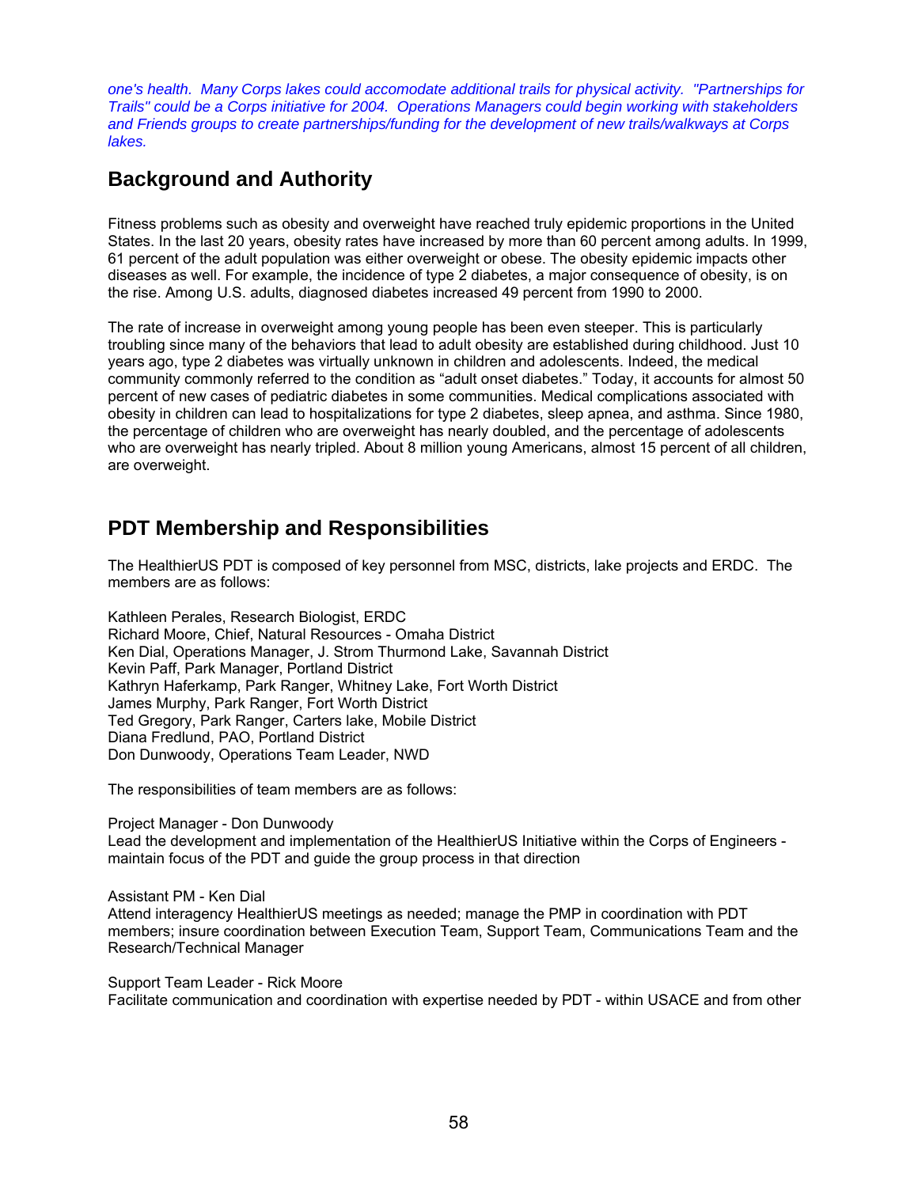*one's health. Many Corps lakes could accomodate additional trails for physical activity. "Partnerships for Trails" could be a Corps initiative for 2004. Operations Managers could begin working with stakeholders and Friends groups to create partnerships/funding for the development of new trails/walkways at Corps lakes.*

## Background and Authority

Fitness problems such as obesity and overweight have reached truly epidemic proportions in the United States. In the last 20 years, obesity rates have increased by more than 60 percent among adults. In 1999, 61 percent of the adult population was either overweight or obese. The obesity epidemic impacts other diseases as well. For example, the incidence of type 2 diabetes, a major consequence of obesity, is on the rise. Among U.S. adults, diagnosed diabetes increased 49 percent from 1990 to 2000.

The rate of increase in overweight among young people has been even steeper. This is particularly troubling since many of the behaviors that lead to adult obesity are established during childhood. Just 10 years ago, type 2 diabetes was virtually unknown in children and adolescents. Indeed, the medical community commonly referred to the condition as "adult onset diabetes." Today, it accounts for almost 50 percent of new cases of pediatric diabetes in some communities. Medical complications associated with obesity in children can lead to hospitalizations for type 2 diabetes, sleep apnea, and asthma. Since 1980, the percentage of children who are overweight has nearly doubled, and the percentage of adolescents who are overweight has nearly tripled. About 8 million young Americans, almost 15 percent of all children, are overweight.

## PDT Membership and Responsibilities

The HealthierUS PDT is composed of key personnel from MSC, districts, lake projects and ERDC. The members are as follows:

Kathleen Perales, Research Biologist, ERDC
Richard Moore, Chief, Natural Resources - Omaha District
Ken Dial, Operations Manager, J. Strom Thurmond Lake, Savannah District
Kevin Paff, Park Manager, Portland District
Kathryn Haferkamp, Park Ranger, Whitney Lake, Fort Worth District
James Murphy, Park Ranger, Fort Worth District
Ted Gregory, Park Ranger, Carters lake, Mobile District
Diana Fredlund, PAO, Portland District
Don Dunwoody, Operations Team Leader, NWD

The responsibilities of team members are as follows:

Project Manager - Don Dunwoody
Lead the development and implementation of the HealthierUS Initiative within the Corps of Engineers - maintain focus of the PDT and guide the group process in that direction

Assistant PM - Ken Dial
Attend interagency HealthierUS meetings as needed; manage the PMP in coordination with PDT members; insure coordination between Execution Team, Support Team, Communications Team and the Research/Technical Manager

Support Team Leader - Rick Moore
Facilitate communication and coordination with expertise needed by PDT - within USACE and from other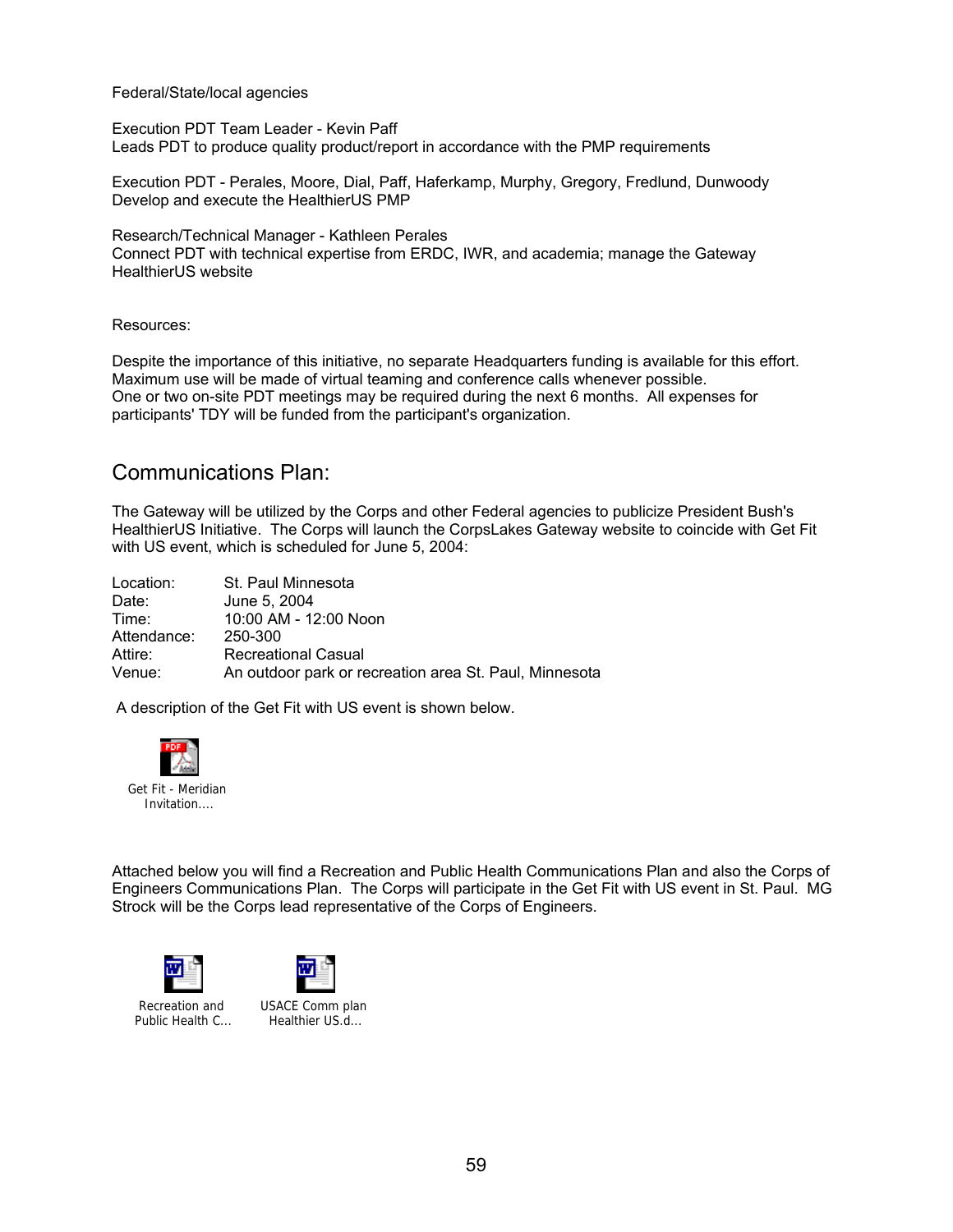Federal/State/local agencies

Execution PDT Team Leader - Kevin Paff
Leads PDT to produce quality product/report in accordance with the PMP requirements

Execution PDT - Perales, Moore, Dial, Paff, Haferkamp, Murphy, Gregory, Fredlund, Dunwoody
Develop and execute the HealthierUS PMP

Research/Technical Manager - Kathleen Perales
Connect PDT with technical expertise from ERDC, IWR, and academia; manage the Gateway HealthierUS website

Resources:

Despite the importance of this initiative, no separate Headquarters funding is available for this effort. Maximum use will be made of virtual teaming and conference calls whenever possible. One or two on-site PDT meetings may be required during the next 6 months. All expenses for participants' TDY will be funded from the participant's organization.

## Communications Plan:

The Gateway will be utilized by the Corps and other Federal agencies to publicize President Bush's HealthierUS Initiative. The Corps will launch the CorpsLakes Gateway website to coincide with Get Fit with US event, which is scheduled for June 5, 2004:

| | |
|---|---|
| Location: | St. Paul Minnesota |
| Date: | June 5, 2004 |
| Time: | 10:00 AM - 12:00 Noon |
| Attendance: | 250-300 |
| Attire: | Recreational Casual |
| Venue: | An outdoor park or recreation area St. Paul, Minnesota |

A description of the Get Fit with US event is shown below.

Get Fit - Meridian Invitation....

Attached below you will find a Recreation and Public Health Communications Plan and also the Corps of Engineers Communications Plan. The Corps will participate in the Get Fit with US event in St. Paul. MG Strock will be the Corps lead representative of the Corps of Engineers.

Recreation and Public Health C...

USACE Comm plan Healthier US.d...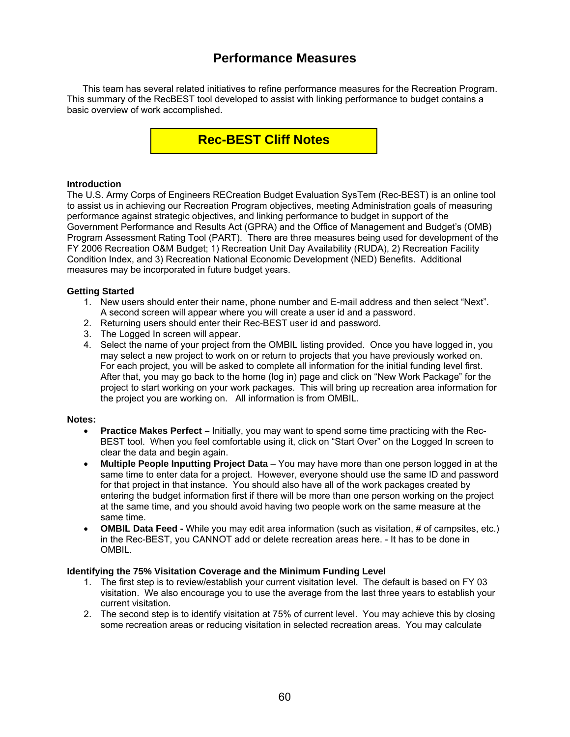# Performance Measures

This team has several related initiatives to refine performance measures for the Recreation Program. This summary of the RecBEST tool developed to assist with linking performance to budget contains a basic overview of work accomplished.

## Rec-BEST Cliff Notes

**Introduction**

The U.S. Army Corps of Engineers RECreation Budget Evaluation SysTem (Rec-BEST) is an online tool to assist us in achieving our Recreation Program objectives, meeting Administration goals of measuring performance against strategic objectives, and linking performance to budget in support of the Government Performance and Results Act (GPRA) and the Office of Management and Budget's (OMB) Program Assessment Rating Tool (PART). There are three measures being used for development of the FY 2006 Recreation O&M Budget; 1) Recreation Unit Day Availability (RUDA), 2) Recreation Facility Condition Index, and 3) Recreation National Economic Development (NED) Benefits. Additional measures may be incorporated in future budget years.

**Getting Started**

1. New users should enter their name, phone number and E-mail address and then select "Next". A second screen will appear where you will create a user id and a password.
2. Returning users should enter their Rec-BEST user id and password.
3. The Logged In screen will appear.
4. Select the name of your project from the OMBIL listing provided. Once you have logged in, you may select a new project to work on or return to projects that you have previously worked on. For each project, you will be asked to complete all information for the initial funding level first. After that, you may go back to the home (log in) page and click on "New Work Package" for the project to start working on your work packages. This will bring up recreation area information for the project you are working on. All information is from OMBIL.

**Notes:**

- **Practice Makes Perfect –** Initially, you may want to spend some time practicing with the Rec-BEST tool. When you feel comfortable using it, click on "Start Over" on the Logged In screen to clear the data and begin again.
- **Multiple People Inputting Project Data** – You may have more than one person logged in at the same time to enter data for a project. However, everyone should use the same ID and password for that project in that instance. You should also have all of the work packages created by entering the budget information first if there will be more than one person working on the project at the same time, and you should avoid having two people work on the same measure at the same time.
- **OMBIL Data Feed -** While you may edit area information (such as visitation, # of campsites, etc.) in the Rec-BEST, you CANNOT add or delete recreation areas here. - It has to be done in OMBIL.

**Identifying the 75% Visitation Coverage and the Minimum Funding Level**

1. The first step is to review/establish your current visitation level. The default is based on FY 03 visitation. We also encourage you to use the average from the last three years to establish your current visitation.
2. The second step is to identify visitation at 75% of current level. You may achieve this by closing some recreation areas or reducing visitation in selected recreation areas. You may calculate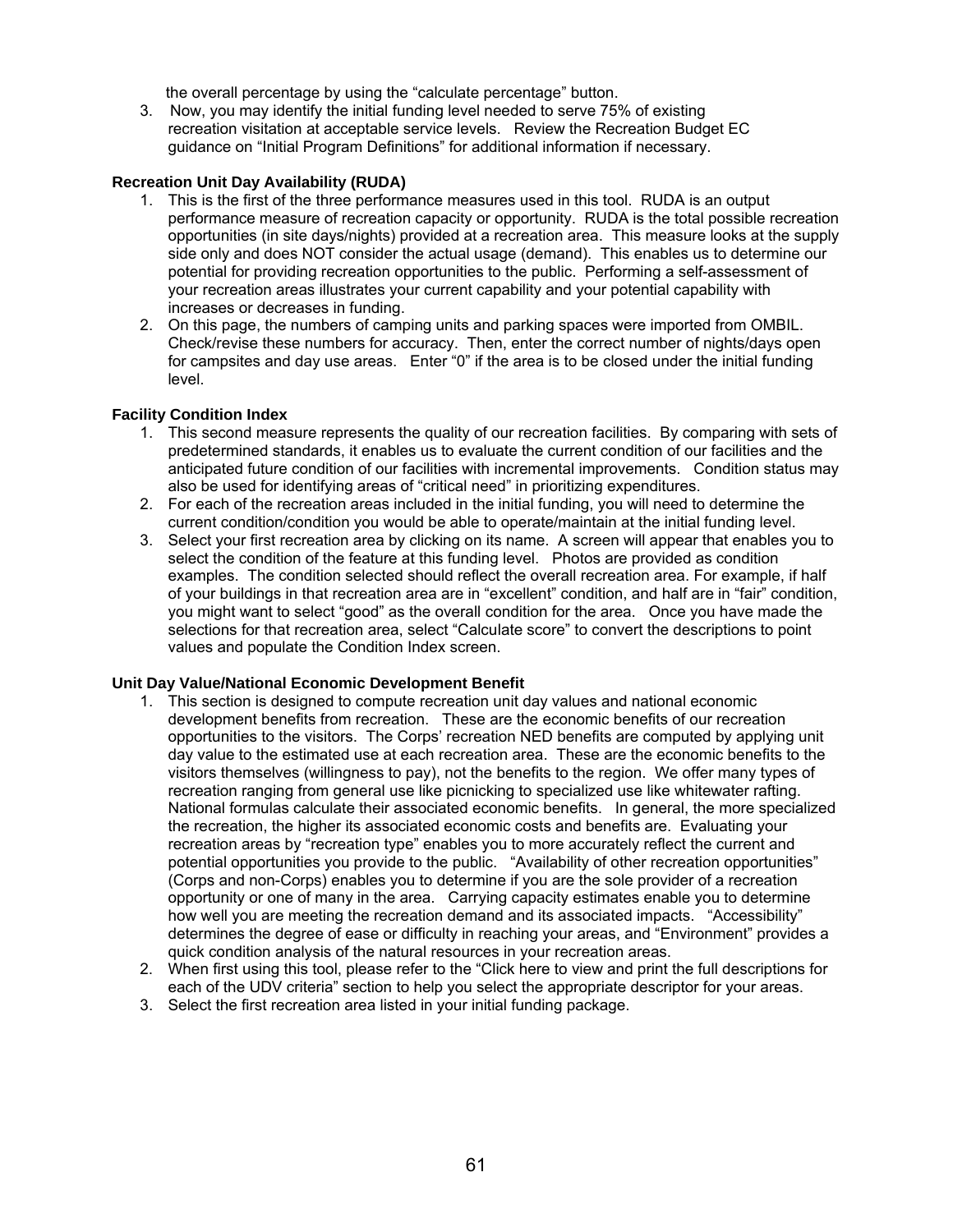the overall percentage by using the “calculate percentage” button.

3. Now, you may identify the initial funding level needed to serve 75% of existing recreation visitation at acceptable service levels. Review the Recreation Budget EC guidance on “Initial Program Definitions” for additional information if necessary.

**Recreation Unit Day Availability (RUDA)**

1. This is the first of the three performance measures used in this tool. RUDA is an output performance measure of recreation capacity or opportunity. RUDA is the total possible recreation opportunities (in site days/nights) provided at a recreation area. This measure looks at the supply side only and does NOT consider the actual usage (demand). This enables us to determine our potential for providing recreation opportunities to the public. Performing a self-assessment of your recreation areas illustrates your current capability and your potential capability with increases or decreases in funding.
2. On this page, the numbers of camping units and parking spaces were imported from OMBIL. Check/revise these numbers for accuracy. Then, enter the correct number of nights/days open for campsites and day use areas. Enter “0” if the area is to be closed under the initial funding level.

**Facility Condition Index**

1. This second measure represents the quality of our recreation facilities. By comparing with sets of predetermined standards, it enables us to evaluate the current condition of our facilities and the anticipated future condition of our facilities with incremental improvements. Condition status may also be used for identifying areas of “critical need” in prioritizing expenditures.
2. For each of the recreation areas included in the initial funding, you will need to determine the current condition/condition you would be able to operate/maintain at the initial funding level.
3. Select your first recreation area by clicking on its name. A screen will appear that enables you to select the condition of the feature at this funding level. Photos are provided as condition examples. The condition selected should reflect the overall recreation area. For example, if half of your buildings in that recreation area are in “excellent” condition, and half are in “fair” condition, you might want to select “good” as the overall condition for the area. Once you have made the selections for that recreation area, select “Calculate score” to convert the descriptions to point values and populate the Condition Index screen.

**Unit Day Value/National Economic Development Benefit**

1. This section is designed to compute recreation unit day values and national economic development benefits from recreation. These are the economic benefits of our recreation opportunities to the visitors. The Corps' recreation NED benefits are computed by applying unit day value to the estimated use at each recreation area. These are the economic benefits to the visitors themselves (willingness to pay), not the benefits to the region. We offer many types of recreation ranging from general use like picnicking to specialized use like whitewater rafting. National formulas calculate their associated economic benefits. In general, the more specialized the recreation, the higher its associated economic costs and benefits are. Evaluating your recreation areas by “recreation type” enables you to more accurately reflect the current and potential opportunities you provide to the public. “Availability of other recreation opportunities” (Corps and non-Corps) enables you to determine if you are the sole provider of a recreation opportunity or one of many in the area. Carrying capacity estimates enable you to determine how well you are meeting the recreation demand and its associated impacts. “Accessibility” determines the degree of ease or difficulty in reaching your areas, and “Environment” provides a quick condition analysis of the natural resources in your recreation areas.
2. When first using this tool, please refer to the “Click here to view and print the full descriptions for each of the UDV criteria” section to help you select the appropriate descriptor for your areas.
3. Select the first recreation area listed in your initial funding package.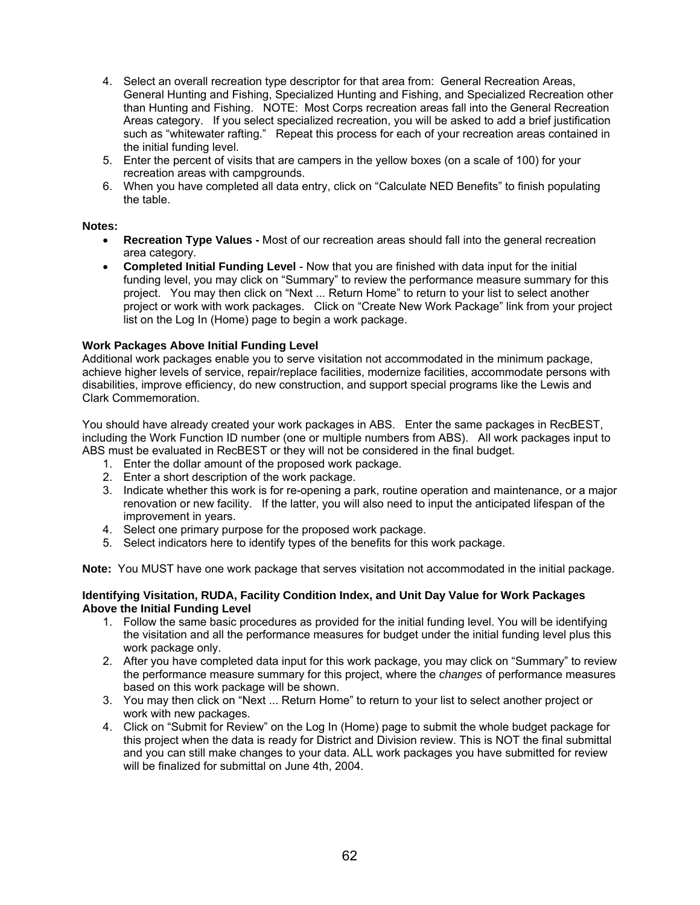4. Select an overall recreation type descriptor for that area from: General Recreation Areas, General Hunting and Fishing, Specialized Hunting and Fishing, and Specialized Recreation other than Hunting and Fishing. NOTE: Most Corps recreation areas fall into the General Recreation Areas category. If you select specialized recreation, you will be asked to add a brief justification such as "whitewater rafting." Repeat this process for each of your recreation areas contained in the initial funding level.
5. Enter the percent of visits that are campers in the yellow boxes (on a scale of 100) for your recreation areas with campgrounds.
6. When you have completed all data entry, click on "Calculate NED Benefits" to finish populating the table.

**Notes:**

- **Recreation Type Values -** Most of our recreation areas should fall into the general recreation area category.
- **Completed Initial Funding Level** - Now that you are finished with data input for the initial funding level, you may click on "Summary" to review the performance measure summary for this project. You may then click on "Next ... Return Home" to return to your list to select another project or work with work packages. Click on "Create New Work Package" link from your project list on the Log In (Home) page to begin a work package.

**Work Packages Above Initial Funding Level**

Additional work packages enable you to serve visitation not accommodated in the minimum package, achieve higher levels of service, repair/replace facilities, modernize facilities, accommodate persons with disabilities, improve efficiency, do new construction, and support special programs like the Lewis and Clark Commemoration.

You should have already created your work packages in ABS. Enter the same packages in RecBEST, including the Work Function ID number (one or multiple numbers from ABS). All work packages input to ABS must be evaluated in RecBEST or they will not be considered in the final budget.

1. Enter the dollar amount of the proposed work package.
2. Enter a short description of the work package.
3. Indicate whether this work is for re-opening a park, routine operation and maintenance, or a major renovation or new facility. If the latter, you will also need to input the anticipated lifespan of the improvement in years.
4. Select one primary purpose for the proposed work package.
5. Select indicators here to identify types of the benefits for this work package.

**Note:** You MUST have one work package that serves visitation not accommodated in the initial package.

**Identifying Visitation, RUDA, Facility Condition Index, and Unit Day Value for Work Packages Above the Initial Funding Level**

1. Follow the same basic procedures as provided for the initial funding level. You will be identifying the visitation and all the performance measures for budget under the initial funding level plus this work package only.
2. After you have completed data input for this work package, you may click on "Summary" to review the performance measure summary for this project, where the *changes* of performance measures based on this work package will be shown.
3. You may then click on "Next ... Return Home" to return to your list to select another project or work with new packages.
4. Click on "Submit for Review" on the Log In (Home) page to submit the whole budget package for this project when the data is ready for District and Division review. This is NOT the final submittal and you can still make changes to your data. ALL work packages you have submitted for review will be finalized for submittal on June 4th, 2004.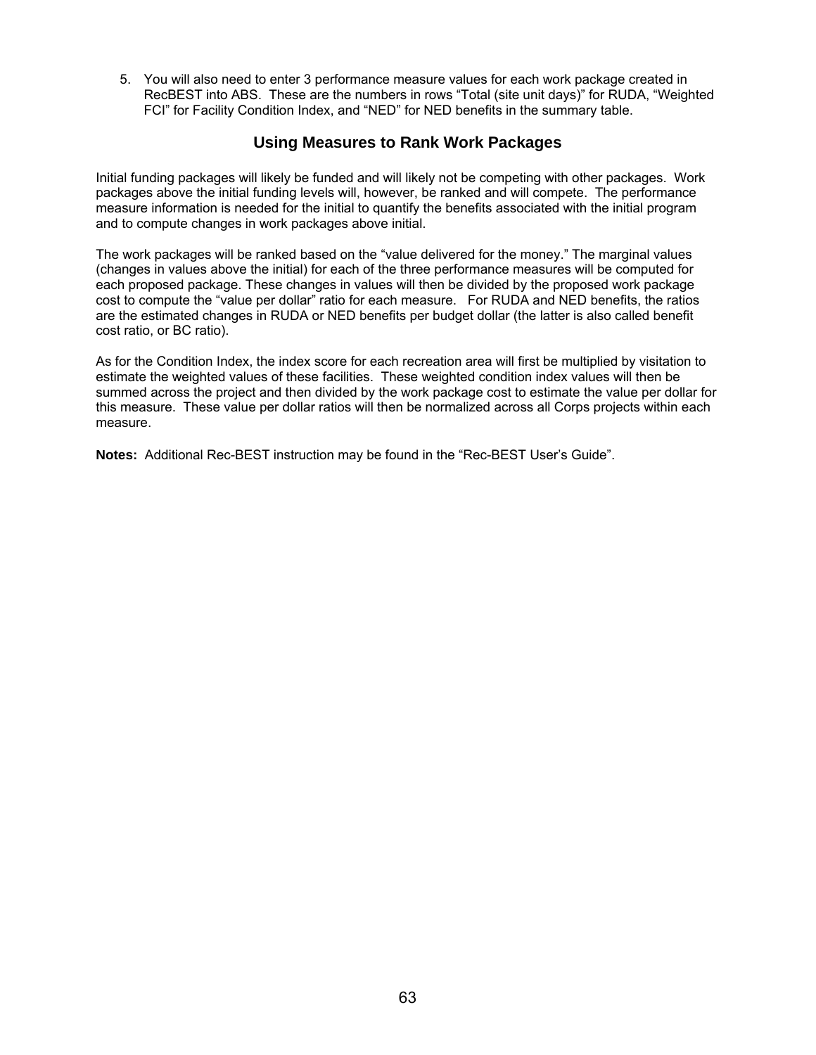5. You will also need to enter 3 performance measure values for each work package created in RecBEST into ABS. These are the numbers in rows "Total (site unit days)" for RUDA, "Weighted FCI" for Facility Condition Index, and "NED" for NED benefits in the summary table.

## Using Measures to Rank Work Packages

Initial funding packages will likely be funded and will likely not be competing with other packages. Work packages above the initial funding levels will, however, be ranked and will compete. The performance measure information is needed for the initial to quantify the benefits associated with the initial program and to compute changes in work packages above initial.

The work packages will be ranked based on the "value delivered for the money." The marginal values (changes in values above the initial) for each of the three performance measures will be computed for each proposed package. These changes in values will then be divided by the proposed work package cost to compute the "value per dollar" ratio for each measure. For RUDA and NED benefits, the ratios are the estimated changes in RUDA or NED benefits per budget dollar (the latter is also called benefit cost ratio, or BC ratio).

As for the Condition Index, the index score for each recreation area will first be multiplied by visitation to estimate the weighted values of these facilities. These weighted condition index values will then be summed across the project and then divided by the work package cost to estimate the value per dollar for this measure. These value per dollar ratios will then be normalized across all Corps projects within each measure.

**Notes:** Additional Rec-BEST instruction may be found in the "Rec-BEST User's Guide".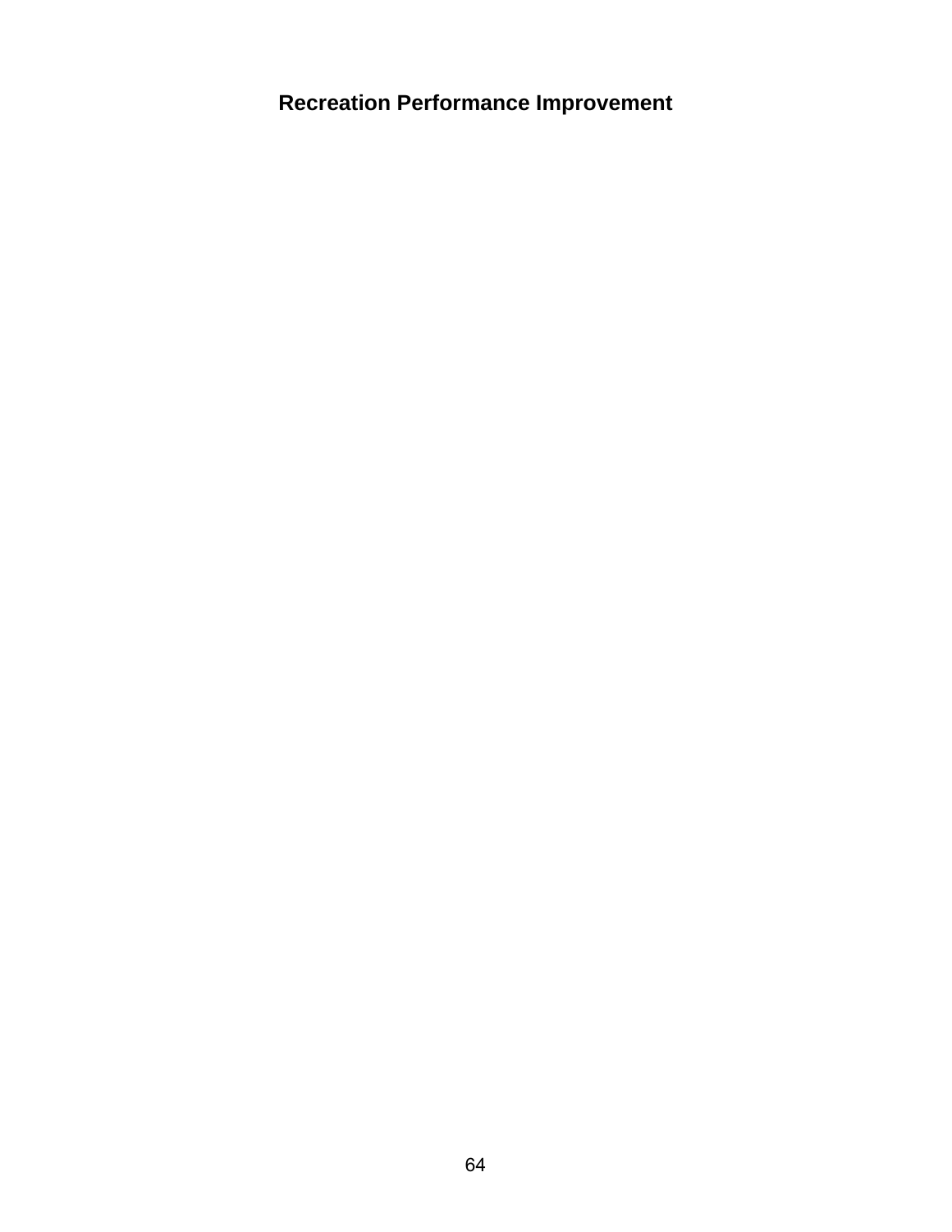# Recreation Performance Improvement